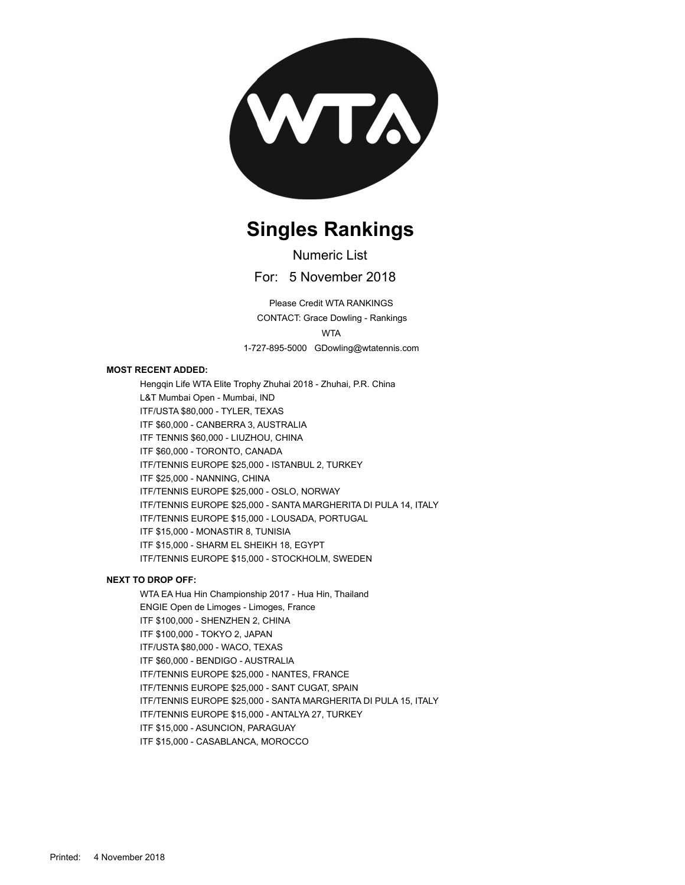# Singles Rankings

Numeric List

For: 5 November 2018

Please Credit WTA RANKINGS

CONTACT: Grace Dowling - Rankings

WTA

1-727-895-5000 GDowling@wtatennis.com

**MOST RECENT ADDED:**

Hengqin Life WTA Elite Trophy Zhuhai 2018 - Zhuhai, P.R. China
L&T Mumbai Open - Mumbai, IND
ITF/USTA $80,000 - TYLER, TEXAS
ITF $60,000 - CANBERRA 3, AUSTRALIA
ITF TENNIS $60,000 - LIUZHOU, CHINA
ITF $60,000 - TORONTO, CANADA
ITF/TENNIS EUROPE $25,000 - ISTANBUL 2, TURKEY
ITF $25,000 - NANNING, CHINA
ITF/TENNIS EUROPE $25,000 - OSLO, NORWAY
ITF/TENNIS EUROPE $25,000 - SANTA MARGHERITA DI PULA 14, ITALY
ITF/TENNIS EUROPE $15,000 - LOUSADA, PORTUGAL
ITF $15,000 - MONASTIR 8, TUNISIA
ITF $15,000 - SHARM EL SHEIKH 18, EGYPT
ITF/TENNIS EUROPE $15,000 - STOCKHOLM, SWEDEN

**NEXT TO DROP OFF:**

WTA EA Hua Hin Championship 2017 - Hua Hin, Thailand
ENGIE Open de Limoges - Limoges, France
ITF $100,000 - SHENZHEN 2, CHINA
ITF $100,000 - TOKYO 2, JAPAN
ITF/USTA $80,000 - WACO, TEXAS
ITF $60,000 - BENDIGO - AUSTRALIA
ITF/TENNIS EUROPE $25,000 - NANTES, FRANCE
ITF/TENNIS EUROPE $25,000 - SANT CUGAT, SPAIN
ITF/TENNIS EUROPE $25,000 - SANTA MARGHERITA DI PULA 15, ITALY
ITF/TENNIS EUROPE $15,000 - ANTALYA 27, TURKEY
ITF $15,000 - ASUNCION, PARAGUAY
ITF $15,000 - CASABLANCA, MOROCCO

Printed: 4 November 2018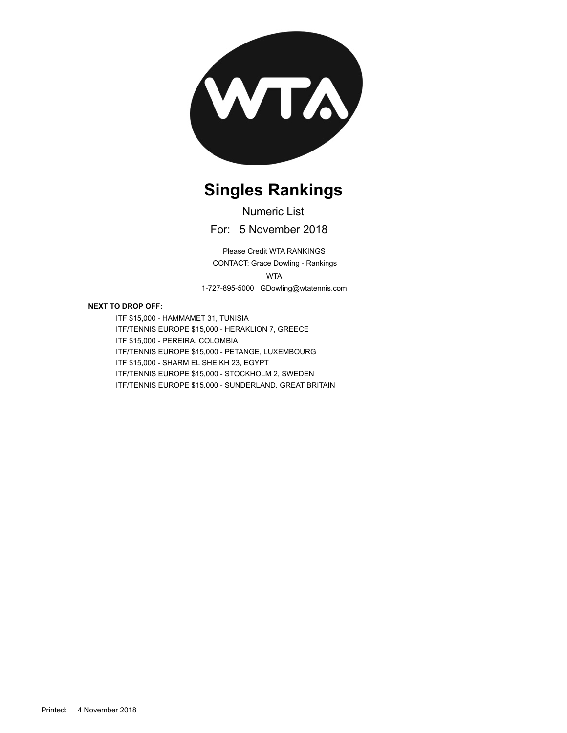# Singles Rankings

Numeric List

For: 5 November 2018

Please Credit WTA RANKINGS

CONTACT: Grace Dowling - Rankings

WTA

1-727-895-5000 GDowling@wtatennis.com

**NEXT TO DROP OFF:**

- ITF $15,000 - HAMMAMET 31, TUNISIA
- ITF/TENNIS EUROPE $15,000 - HERAKLION 7, GREECE
- ITF $15,000 - PEREIRA, COLOMBIA
- ITF/TENNIS EUROPE $15,000 - PETANGE, LUXEMBOURG
- ITF $15,000 - SHARM EL SHEIKH 23, EGYPT
- ITF/TENNIS EUROPE $15,000 - STOCKHOLM 2, SWEDEN
- ITF/TENNIS EUROPE $15,000 - SUNDERLAND, GREAT BRITAIN

Printed: 4 November 2018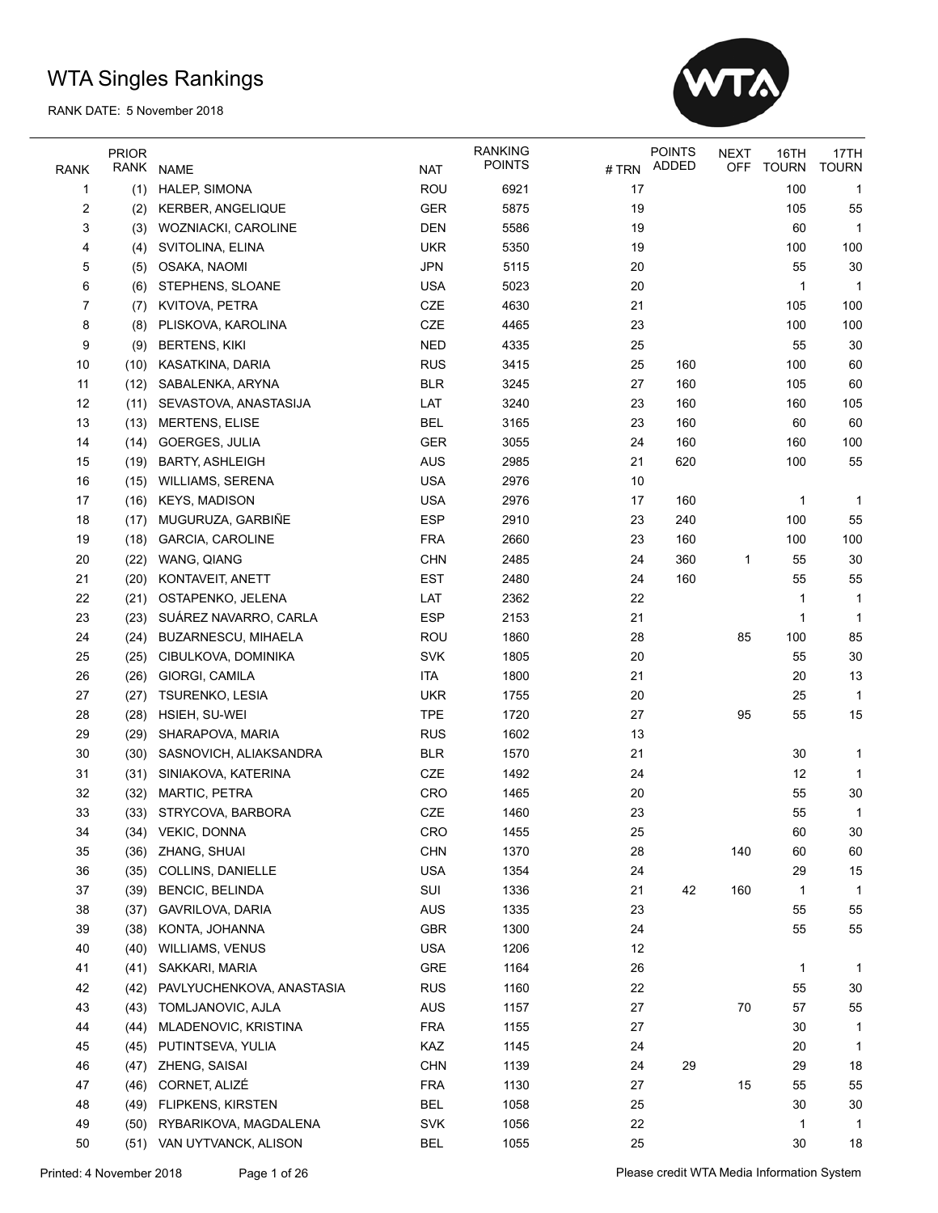# WTA Singles Rankings

RANK DATE: 5 November 2018

| RANK | PRIOR RANK | NAME | NAT | RANKING POINTS | # TRN | POINTS ADDED | NEXT OFF | 16TH TOURN | 17TH TOURN |
|---|---|---|---|---|---|---|---|---|---|
| 1 | (1) | HALEP, SIMONA | ROU | 6921 | 17 | | | 100 | 1 |
| 2 | (2) | KERBER, ANGELIQUE | GER | 5875 | 19 | | | 105 | 55 |
| 3 | (3) | WOZNIACKI, CAROLINE | DEN | 5586 | 19 | | | 60 | 1 |
| 4 | (4) | SVITOLINA, ELINA | UKR | 5350 | 19 | | | 100 | 100 |
| 5 | (5) | OSAKA, NAOMI | JPN | 5115 | 20 | | | 55 | 30 |
| 6 | (6) | STEPHENS, SLOANE | USA | 5023 | 20 | | | 1 | 1 |
| 7 | (7) | KVITOVA, PETRA | CZE | 4630 | 21 | | | 105 | 100 |
| 8 | (8) | PLISKOVA, KAROLINA | CZE | 4465 | 23 | | | 100 | 100 |
| 9 | (9) | BERTENS, KIKI | NED | 4335 | 25 | | | 55 | 30 |
| 10 | (10) | KASATKINA, DARIA | RUS | 3415 | 25 | 160 | | 100 | 60 |
| 11 | (12) | SABALENKA, ARYNA | BLR | 3245 | 27 | 160 | | 105 | 60 |
| 12 | (11) | SEVASTOVA, ANASTASIJA | LAT | 3240 | 23 | 160 | | 160 | 105 |
| 13 | (13) | MERTENS, ELISE | BEL | 3165 | 23 | 160 | | 60 | 60 |
| 14 | (14) | GOERGES, JULIA | GER | 3055 | 24 | 160 | | 160 | 100 |
| 15 | (19) | BARTY, ASHLEIGH | AUS | 2985 | 21 | 620 | | 100 | 55 |
| 16 | (15) | WILLIAMS, SERENA | USA | 2976 | 10 | | | | |
| 17 | (16) | KEYS, MADISON | USA | 2976 | 17 | 160 | | 1 | 1 |
| 18 | (17) | MUGURUZA, GARBIÑE | ESP | 2910 | 23 | 240 | | 100 | 55 |
| 19 | (18) | GARCIA, CAROLINE | FRA | 2660 | 23 | 160 | | 100 | 100 |
| 20 | (22) | WANG, QIANG | CHN | 2485 | 24 | 360 | 1 | 55 | 30 |
| 21 | (20) | KONTAVEIT, ANETT | EST | 2480 | 24 | 160 | | 55 | 55 |
| 22 | (21) | OSTAPENKO, JELENA | LAT | 2362 | 22 | | | 1 | 1 |
| 23 | (23) | SUÁREZ NAVARRO, CARLA | ESP | 2153 | 21 | | | 1 | 1 |
| 24 | (24) | BUZARNESCU, MIHAELA | ROU | 1860 | 28 | | 85 | 100 | 85 |
| 25 | (25) | CIBULKOVA, DOMINIKA | SVK | 1805 | 20 | | | 55 | 30 |
| 26 | (26) | GIORGI, CAMILA | ITA | 1800 | 21 | | | 20 | 13 |
| 27 | (27) | TSURENKO, LESIA | UKR | 1755 | 20 | | | 25 | 1 |
| 28 | (28) | HSIEH, SU-WEI | TPE | 1720 | 27 | | 95 | 55 | 15 |
| 29 | (29) | SHARAPOVA, MARIA | RUS | 1602 | 13 | | | | |
| 30 | (30) | SASNOVICH, ALIAKSANDRA | BLR | 1570 | 21 | | | 30 | 1 |
| 31 | (31) | SINIAKOVA, KATERINA | CZE | 1492 | 24 | | | 12 | 1 |
| 32 | (32) | MARTIC, PETRA | CRO | 1465 | 20 | | | 55 | 30 |
| 33 | (33) | STRYCOVA, BARBORA | CZE | 1460 | 23 | | | 55 | 1 |
| 34 | (34) | VEKIC, DONNA | CRO | 1455 | 25 | | | 60 | 30 |
| 35 | (36) | ZHANG, SHUAI | CHN | 1370 | 28 | | 140 | 60 | 60 |
| 36 | (35) | COLLINS, DANIELLE | USA | 1354 | 24 | | | 29 | 15 |
| 37 | (39) | BENCIC, BELINDA | SUI | 1336 | 21 | 42 | 160 | 1 | 1 |
| 38 | (37) | GAVRILOVA, DARIA | AUS | 1335 | 23 | | | 55 | 55 |
| 39 | (38) | KONTA, JOHANNA | GBR | 1300 | 24 | | | 55 | 55 |
| 40 | (40) | WILLIAMS, VENUS | USA | 1206 | 12 | | | | |
| 41 | (41) | SAKKARI, MARIA | GRE | 1164 | 26 | | | 1 | 1 |
| 42 | (42) | PAVLYUCHENKOVA, ANASTASIA | RUS | 1160 | 22 | | | 55 | 30 |
| 43 | (43) | TOMLJANOVIC, AJLA | AUS | 1157 | 27 | | 70 | 57 | 55 |
| 44 | (44) | MLADENOVIC, KRISTINA | FRA | 1155 | 27 | | | 30 | 1 |
| 45 | (45) | PUTINTSEVA, YULIA | KAZ | 1145 | 24 | | | 20 | 1 |
| 46 | (47) | ZHENG, SAISAI | CHN | 1139 | 24 | 29 | | 29 | 18 |
| 47 | (46) | CORNET, ALIZÉ | FRA | 1130 | 27 | | 15 | 55 | 55 |
| 48 | (49) | FLIPKENS, KIRSTEN | BEL | 1058 | 25 | | | 30 | 30 |
| 49 | (50) | RYBARIKOVA, MAGDALENA | SVK | 1056 | 22 | | | 1 | 1 |
| 50 | (51) | VAN UYTVANCK, ALISON | BEL | 1055 | 25 | | | 30 | 18 |

Printed: 4 November 2018 Please credit WTA Media Information System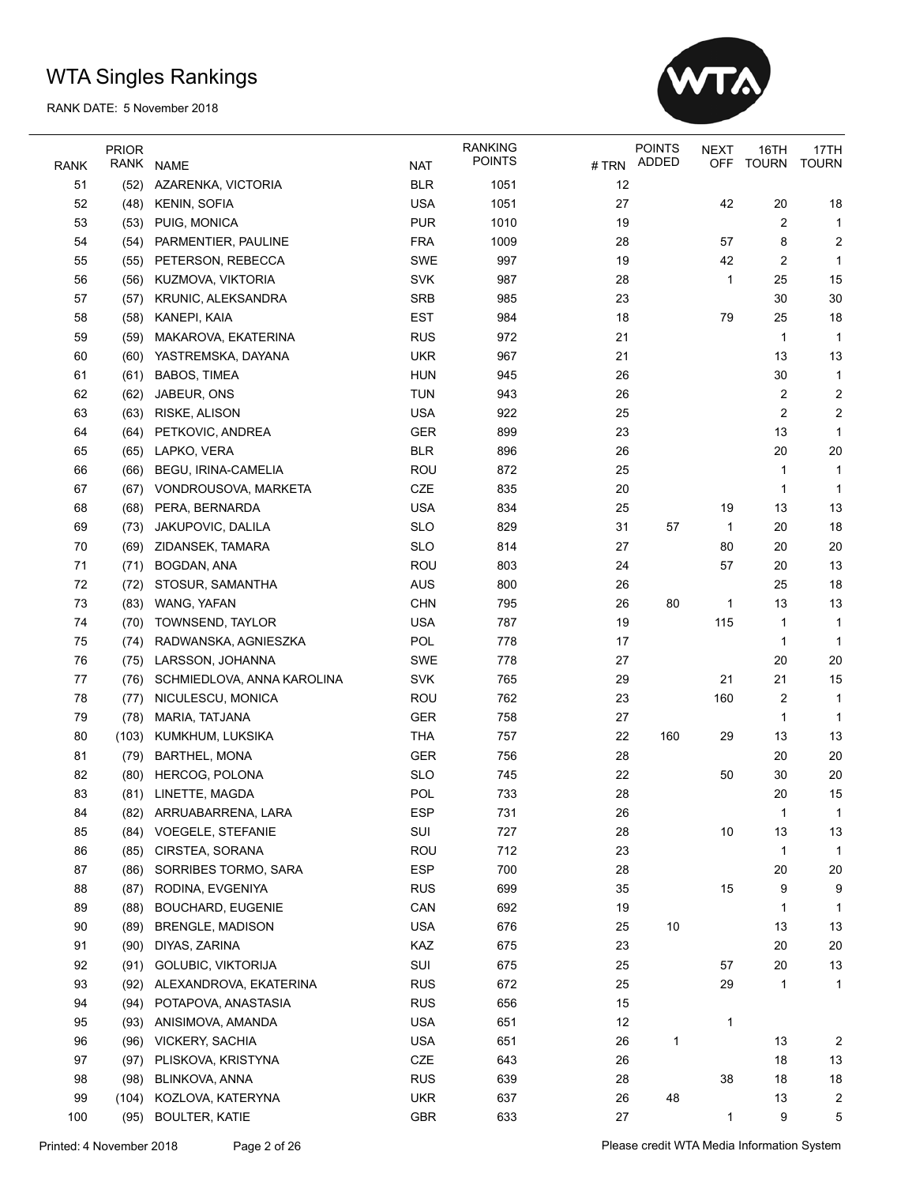# WTA Singles Rankings

RANK DATE: 5 November 2018

| RANK | PRIOR RANK | NAME | NAT | RANKING POINTS | # TRN | POINTS ADDED | NEXT OFF | 16TH TOURN | 17TH TOURN |
|---|---|---|---|---|---|---|---|---|---|
| 51 | (52) | AZARENKA, VICTORIA | BLR | 1051 | 12 | | | | |
| 52 | (48) | KENIN, SOFIA | USA | 1051 | 27 | | 42 | 20 | 18 |
| 53 | (53) | PUIG, MONICA | PUR | 1010 | 19 | | | 2 | 1 |
| 54 | (54) | PARMENTIER, PAULINE | FRA | 1009 | 28 | | 57 | 8 | 2 |
| 55 | (55) | PETERSON, REBECCA | SWE | 997 | 19 | | 42 | 2 | 1 |
| 56 | (56) | KUZMOVA, VIKTORIA | SVK | 987 | 28 | | 1 | 25 | 15 |
| 57 | (57) | KRUNIC, ALEKSANDRA | SRB | 985 | 23 | | | 30 | 30 |
| 58 | (58) | KANEPI, KAIA | EST | 984 | 18 | | 79 | 25 | 18 |
| 59 | (59) | MAKAROVA, EKATERINA | RUS | 972 | 21 | | | 1 | 1 |
| 60 | (60) | YASTREMSKA, DAYANA | UKR | 967 | 21 | | | 13 | 13 |
| 61 | (61) | BABOS, TIMEA | HUN | 945 | 26 | | | 30 | 1 |
| 62 | (62) | JABEUR, ONS | TUN | 943 | 26 | | | 2 | 2 |
| 63 | (63) | RISKE, ALISON | USA | 922 | 25 | | | 2 | 2 |
| 64 | (64) | PETKOVIC, ANDREA | GER | 899 | 23 | | | 13 | 1 |
| 65 | (65) | LAPKO, VERA | BLR | 896 | 26 | | | 20 | 20 |
| 66 | (66) | BEGU, IRINA-CAMELIA | ROU | 872 | 25 | | | 1 | 1 |
| 67 | (67) | VONDROUSOVA, MARKETA | CZE | 835 | 20 | | | 1 | 1 |
| 68 | (68) | PERA, BERNARDA | USA | 834 | 25 | | 19 | 13 | 13 |
| 69 | (73) | JAKUPOVIC, DALILA | SLO | 829 | 31 | 57 | 1 | 20 | 18 |
| 70 | (69) | ZIDANSEK, TAMARA | SLO | 814 | 27 | | 80 | 20 | 20 |
| 71 | (71) | BOGDAN, ANA | ROU | 803 | 24 | | 57 | 20 | 13 |
| 72 | (72) | STOSUR, SAMANTHA | AUS | 800 | 26 | | | 25 | 18 |
| 73 | (83) | WANG, YAFAN | CHN | 795 | 26 | 80 | 1 | 13 | 13 |
| 74 | (70) | TOWNSEND, TAYLOR | USA | 787 | 19 | | 115 | 1 | 1 |
| 75 | (74) | RADWANSKA, AGNIESZKA | POL | 778 | 17 | | | 1 | 1 |
| 76 | (75) | LARSSON, JOHANNA | SWE | 778 | 27 | | | 20 | 20 |
| 77 | (76) | SCHMIEDLOVA, ANNA KAROLINA | SVK | 765 | 29 | | 21 | 21 | 15 |
| 78 | (77) | NICULESCU, MONICA | ROU | 762 | 23 | | 160 | 2 | 1 |
| 79 | (78) | MARIA, TATJANA | GER | 758 | 27 | | | 1 | 1 |
| 80 | (103) | KUMKHUM, LUKSIKA | THA | 757 | 22 | 160 | 29 | 13 | 13 |
| 81 | (79) | BARTHEL, MONA | GER | 756 | 28 | | | 20 | 20 |
| 82 | (80) | HERCOG, POLONA | SLO | 745 | 22 | | 50 | 30 | 20 |
| 83 | (81) | LINETTE, MAGDA | POL | 733 | 28 | | | 20 | 15 |
| 84 | (82) | ARRUABARRENA, LARA | ESP | 731 | 26 | | | 1 | 1 |
| 85 | (84) | VOEGELE, STEFANIE | SUI | 727 | 28 | | 10 | 13 | 13 |
| 86 | (85) | CIRSTEA, SORANA | ROU | 712 | 23 | | | 1 | 1 |
| 87 | (86) | SORRIBES TORMO, SARA | ESP | 700 | 28 | | | 20 | 20 |
| 88 | (87) | RODINA, EVGENIYA | RUS | 699 | 35 | | 15 | 9 | 9 |
| 89 | (88) | BOUCHARD, EUGENIE | CAN | 692 | 19 | | | 1 | 1 |
| 90 | (89) | BRENGLE, MADISON | USA | 676 | 25 | 10 | | 13 | 13 |
| 91 | (90) | DIYAS, ZARINA | KAZ | 675 | 23 | | | 20 | 20 |
| 92 | (91) | GOLUBIC, VIKTORIJA | SUI | 675 | 25 | | 57 | 20 | 13 |
| 93 | (92) | ALEXANDROVA, EKATERINA | RUS | 672 | 25 | | 29 | 1 | 1 |
| 94 | (94) | POTAPOVA, ANASTASIA | RUS | 656 | 15 | | | | |
| 95 | (93) | ANISIMOVA, AMANDA | USA | 651 | 12 | | 1 | | |
| 96 | (96) | VICKERY, SACHIA | USA | 651 | 26 | 1 | | 13 | 2 |
| 97 | (97) | PLISKOVA, KRISTYNA | CZE | 643 | 26 | | | 18 | 13 |
| 98 | (98) | BLINKOVA, ANNA | RUS | 639 | 28 | | 38 | 18 | 18 |
| 99 | (104) | KOZLOVA, KATERYNA | UKR | 637 | 26 | 48 | | 13 | 2 |
| 100 | (95) | BOULTER, KATIE | GBR | 633 | 27 | | 1 | 9 | 5 |

Printed: 4 November 2018

Please credit WTA Media Information System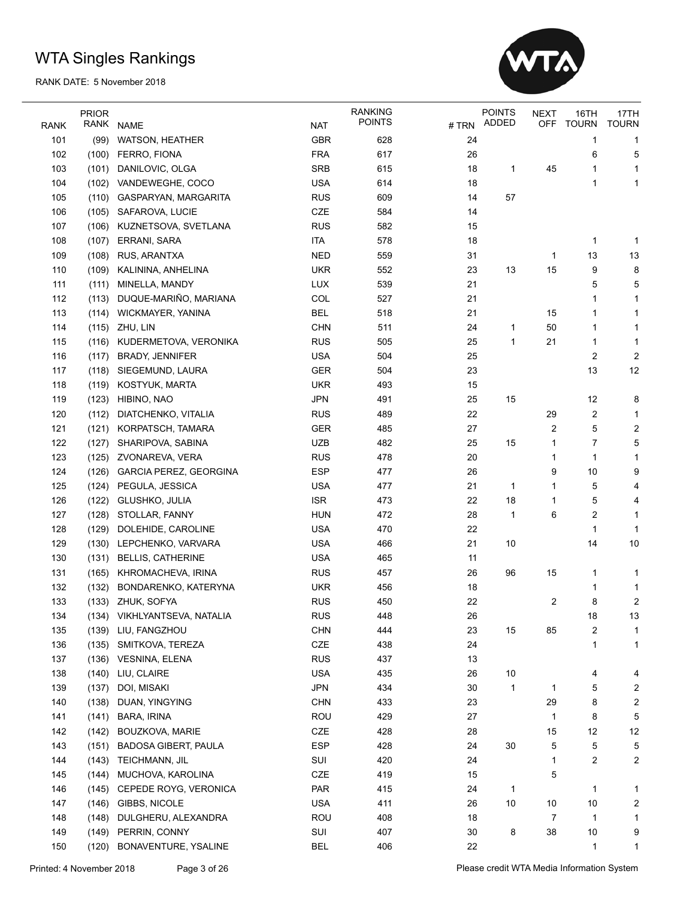# WTA Singles Rankings

RANK DATE: 5 November 2018

| RANK | PRIOR RANK | NAME | NAT | RANKING POINTS | # TRN | POINTS ADDED | NEXT OFF | 16TH TOURN | 17TH TOURN |
|---|---|---|---|---|---|---|---|---|---|
| 101 | (99) | WATSON, HEATHER | GBR | 628 | 24 | | | 1 | 1 |
| 102 | (100) | FERRO, FIONA | FRA | 617 | 26 | | | 6 | 5 |
| 103 | (101) | DANILOVIC, OLGA | SRB | 615 | 18 | 1 | 45 | 1 | 1 |
| 104 | (102) | VANDEWEGHE, COCO | USA | 614 | 18 | | | 1 | 1 |
| 105 | (110) | GASPARYAN, MARGARITA | RUS | 609 | 14 | 57 | | | |
| 106 | (105) | SAFAROVA, LUCIE | CZE | 584 | 14 | | | | |
| 107 | (106) | KUZNETSOVA, SVETLANA | RUS | 582 | 15 | | | | |
| 108 | (107) | ERRANI, SARA | ITA | 578 | 18 | | | 1 | 1 |
| 109 | (108) | RUS, ARANTXA | NED | 559 | 31 | | 1 | 13 | 13 |
| 110 | (109) | KALININA, ANHELINA | UKR | 552 | 23 | 13 | 15 | 9 | 8 |
| 111 | (111) | MINELLA, MANDY | LUX | 539 | 21 | | | 5 | 5 |
| 112 | (113) | DUQUE-MARIÑO, MARIANA | COL | 527 | 21 | | | 1 | 1 |
| 113 | (114) | WICKMAYER, YANINA | BEL | 518 | 21 | | 15 | 1 | 1 |
| 114 | (115) | ZHU, LIN | CHN | 511 | 24 | 1 | 50 | 1 | 1 |
| 115 | (116) | KUDERMETOVA, VERONIKA | RUS | 505 | 25 | 1 | 21 | 1 | 1 |
| 116 | (117) | BRADY, JENNIFER | USA | 504 | 25 | | | 2 | 2 |
| 117 | (118) | SIEGEMUND, LAURA | GER | 504 | 23 | | | 13 | 12 |
| 118 | (119) | KOSTYUK, MARTA | UKR | 493 | 15 | | | | |
| 119 | (123) | HIBINO, NAO | JPN | 491 | 25 | 15 | | 12 | 8 |
| 120 | (112) | DIATCHENKO, VITALIA | RUS | 489 | 22 | | 29 | 2 | 1 |
| 121 | (121) | KORPATSCH, TAMARA | GER | 485 | 27 | | 2 | 5 | 2 |
| 122 | (127) | SHARIPOVA, SABINA | UZB | 482 | 25 | 15 | 1 | 7 | 5 |
| 123 | (125) | ZVONAREVA, VERA | RUS | 478 | 20 | | 1 | 1 | 1 |
| 124 | (126) | GARCIA PEREZ, GEORGINA | ESP | 477 | 26 | | 9 | 10 | 9 |
| 125 | (124) | PEGULA, JESSICA | USA | 477 | 21 | 1 | 1 | 5 | 4 |
| 126 | (122) | GLUSHKO, JULIA | ISR | 473 | 22 | 18 | 1 | 5 | 4 |
| 127 | (128) | STOLLAR, FANNY | HUN | 472 | 28 | 1 | 6 | 2 | 1 |
| 128 | (129) | DOLEHIDE, CAROLINE | USA | 470 | 22 | | | 1 | 1 |
| 129 | (130) | LEPCHENKO, VARVARA | USA | 466 | 21 | 10 | | 14 | 10 |
| 130 | (131) | BELLIS, CATHERINE | USA | 465 | 11 | | | | |
| 131 | (165) | KHROMACHEVA, IRINA | RUS | 457 | 26 | 96 | 15 | 1 | 1 |
| 132 | (132) | BONDARENKO, KATERYNA | UKR | 456 | 18 | | | 1 | 1 |
| 133 | (133) | ZHUK, SOFYA | RUS | 450 | 22 | | 2 | 8 | 2 |
| 134 | (134) | VIKHLYANTSEVA, NATALIA | RUS | 448 | 26 | | | 18 | 13 |
| 135 | (139) | LIU, FANGZHOU | CHN | 444 | 23 | 15 | 85 | 2 | 1 |
| 136 | (135) | SMITKOVA, TEREZA | CZE | 438 | 24 | | | 1 | 1 |
| 137 | (136) | VESNINA, ELENA | RUS | 437 | 13 | | | | |
| 138 | (140) | LIU, CLAIRE | USA | 435 | 26 | 10 | | 4 | 4 |
| 139 | (137) | DOI, MISAKI | JPN | 434 | 30 | 1 | 1 | 5 | 2 |
| 140 | (138) | DUAN, YINGYING | CHN | 433 | 23 | | 29 | 8 | 2 |
| 141 | (141) | BARA, IRINA | ROU | 429 | 27 | | 1 | 8 | 5 |
| 142 | (142) | BOUZKOVA, MARIE | CZE | 428 | 28 | | 15 | 12 | 12 |
| 143 | (151) | BADOSA GIBERT, PAULA | ESP | 428 | 24 | 30 | 5 | 5 | 5 |
| 144 | (143) | TEICHMANN, JIL | SUI | 420 | 24 | | 1 | 2 | 2 |
| 145 | (144) | MUCHOVA, KAROLINA | CZE | 419 | 15 | | 5 | | |
| 146 | (145) | CEPEDE ROYG, VERONICA | PAR | 415 | 24 | 1 | | 1 | 1 |
| 147 | (146) | GIBBS, NICOLE | USA | 411 | 26 | 10 | 10 | 10 | 2 |
| 148 | (148) | DULGHERU, ALEXANDRA | ROU | 408 | 18 | | 7 | 1 | 1 |
| 149 | (149) | PERRIN, CONNY | SUI | 407 | 30 | 8 | 38 | 10 | 9 |
| 150 | (120) | BONAVENTURE, YSALINE | BEL | 406 | 22 | | | 1 | 1 |

Printed: 4 November 2018

Please credit WTA Media Information System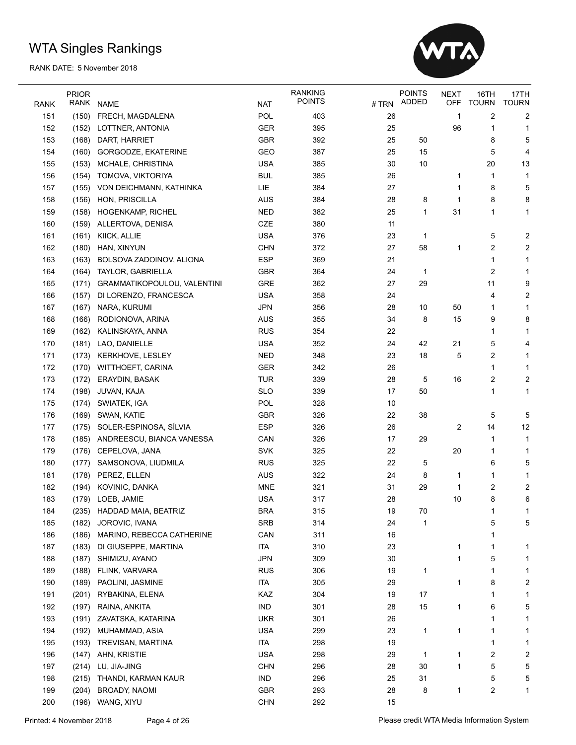# WTA Singles Rankings

RANK DATE: 5 November 2018

| RANK | PRIOR RANK | NAME | NAT | RANKING POINTS | # TRN | POINTS ADDED | NEXT OFF | 16TH TOURN | 17TH TOURN |
|---|---|---|---|---|---|---|---|---|---|
| 151 | (150) | FRECH, MAGDALENA | POL | 403 | 26 | | 1 | 2 | 2 |
| 152 | (152) | LOTTNER, ANTONIA | GER | 395 | 25 | | 96 | 1 | 1 |
| 153 | (168) | DART, HARRIET | GBR | 392 | 25 | 50 | | 8 | 5 |
| 154 | (160) | GORGODZE, EKATERINE | GEO | 387 | 25 | 15 | | 5 | 4 |
| 155 | (153) | MCHALE, CHRISTINA | USA | 385 | 30 | 10 | | 20 | 13 |
| 156 | (154) | TOMOVA, VIKTORIYA | BUL | 385 | 26 | | 1 | 1 | 1 |
| 157 | (155) | VON DEICHMANN, KATHINKA | LIE | 384 | 27 | | 1 | 8 | 5 |
| 158 | (156) | HON, PRISCILLA | AUS | 384 | 28 | 8 | 1 | 8 | 8 |
| 159 | (158) | HOGENKAMP, RICHEL | NED | 382 | 25 | 1 | 31 | 1 | 1 |
| 160 | (159) | ALLERTOVA, DENISA | CZE | 380 | 11 | | | | |
| 161 | (161) | KIICK, ALLIE | USA | 376 | 23 | 1 | | 5 | 2 |
| 162 | (180) | HAN, XINYUN | CHN | 372 | 27 | 58 | 1 | 2 | 2 |
| 163 | (163) | BOLSOVA ZADOINOV, ALIONA | ESP | 369 | 21 | | | 1 | 1 |
| 164 | (164) | TAYLOR, GABRIELLA | GBR | 364 | 24 | 1 | | 2 | 1 |
| 165 | (171) | GRAMMATIKOPOULOU, VALENTINI | GRE | 362 | 27 | 29 | | 11 | 9 |
| 166 | (157) | DI LORENZO, FRANCESCA | USA | 358 | 24 | | | 4 | 2 |
| 167 | (167) | NARA, KURUMI | JPN | 356 | 28 | 10 | 50 | 1 | 1 |
| 168 | (166) | RODIONOVA, ARINA | AUS | 355 | 34 | 8 | 15 | 9 | 8 |
| 169 | (162) | KALINSKAYA, ANNA | RUS | 354 | 22 | | | 1 | 1 |
| 170 | (181) | LAO, DANIELLE | USA | 352 | 24 | 42 | 21 | 5 | 4 |
| 171 | (173) | KERKHOVE, LESLEY | NED | 348 | 23 | 18 | 5 | 2 | 1 |
| 172 | (170) | WITTHOEFT, CARINA | GER | 342 | 26 | | | 1 | 1 |
| 173 | (172) | ERAYDIN, BASAK | TUR | 339 | 28 | 5 | 16 | 2 | 2 |
| 174 | (198) | JUVAN, KAJA | SLO | 339 | 17 | 50 | | 1 | 1 |
| 175 | (174) | SWIATEK, IGA | POL | 328 | 10 | | | | |
| 176 | (169) | SWAN, KATIE | GBR | 326 | 22 | 38 | | 5 | 5 |
| 177 | (175) | SOLER-ESPINOSA, SÍLVIA | ESP | 326 | 26 | | 2 | 14 | 12 |
| 178 | (185) | ANDREESCU, BIANCA VANESSA | CAN | 326 | 17 | 29 | | 1 | 1 |
| 179 | (176) | CEPELOVA, JANA | SVK | 325 | 22 | | 20 | 1 | 1 |
| 180 | (177) | SAMSONOVA, LIUDMILA | RUS | 325 | 22 | 5 | | 6 | 5 |
| 181 | (178) | PEREZ, ELLEN | AUS | 322 | 24 | 8 | 1 | 1 | 1 |
| 182 | (194) | KOVINIC, DANKA | MNE | 321 | 31 | 29 | 1 | 2 | 2 |
| 183 | (179) | LOEB, JAMIE | USA | 317 | 28 | | 10 | 8 | 6 |
| 184 | (235) | HADDAD MAIA, BEATRIZ | BRA | 315 | 19 | 70 | | 1 | 1 |
| 185 | (182) | JOROVIC, IVANA | SRB | 314 | 24 | 1 | | 5 | 5 |
| 186 | (186) | MARINO, REBECCA CATHERINE | CAN | 311 | 16 | | | 1 | |
| 187 | (183) | DI GIUSEPPE, MARTINA | ITA | 310 | 23 | | 1 | 1 | 1 |
| 188 | (187) | SHIMIZU, AYANO | JPN | 309 | 30 | | 1 | 5 | 1 |
| 189 | (188) | FLINK, VARVARA | RUS | 306 | 19 | 1 | | 1 | 1 |
| 190 | (189) | PAOLINI, JASMINE | ITA | 305 | 29 | | 1 | 8 | 2 |
| 191 | (201) | RYBAKINA, ELENA | KAZ | 304 | 19 | 17 | | 1 | 1 |
| 192 | (197) | RAINA, ANKITA | IND | 301 | 28 | 15 | 1 | 6 | 5 |
| 193 | (191) | ZAVATSKA, KATARINA | UKR | 301 | 26 | | | 1 | 1 |
| 194 | (192) | MUHAMMAD, ASIA | USA | 299 | 23 | 1 | 1 | 1 | 1 |
| 195 | (193) | TREVISAN, MARTINA | ITA | 298 | 19 | | | 1 | 1 |
| 196 | (147) | AHN, KRISTIE | USA | 298 | 29 | 1 | 1 | 2 | 2 |
| 197 | (214) | LU, JIA-JING | CHN | 296 | 28 | 30 | 1 | 5 | 5 |
| 198 | (215) | THANDI, KARMAN KAUR | IND | 296 | 25 | 31 | | 5 | 5 |
| 199 | (204) | BROADY, NAOMI | GBR | 293 | 28 | 8 | 1 | 2 | 1 |
| 200 | (196) | WANG, XIYU | CHN | 292 | 15 | | | | |

Printed: 4 November 2018

Please credit WTA Media Information System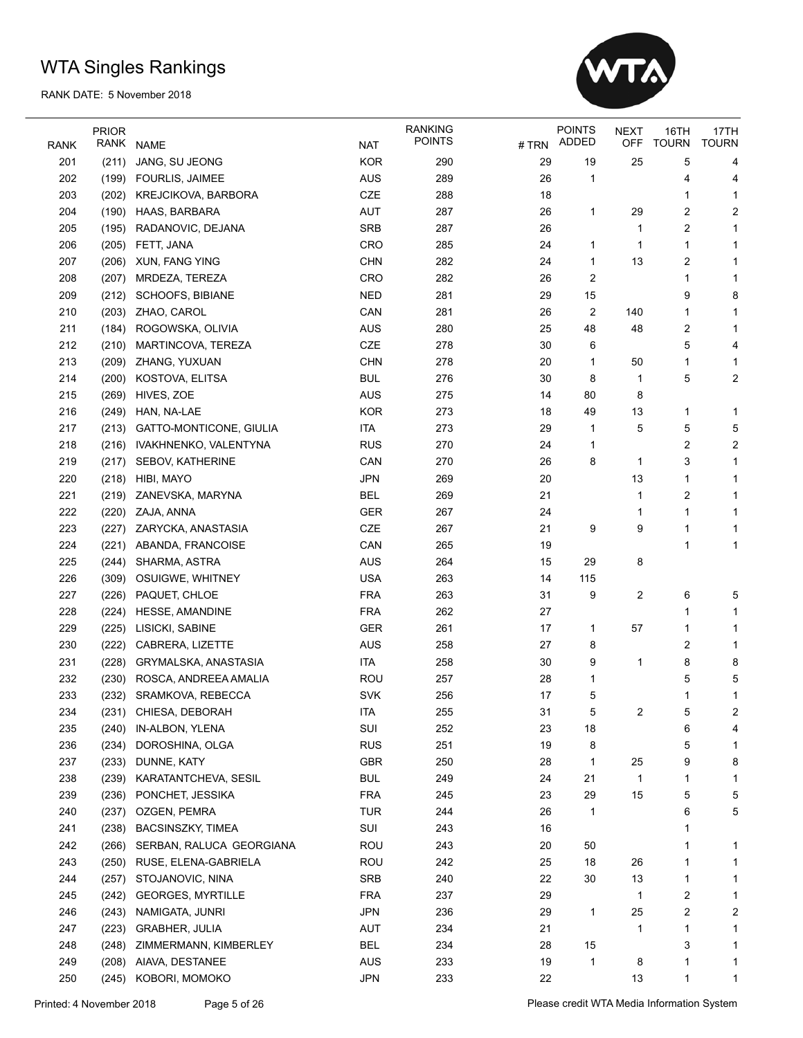# WTA Singles Rankings

RANK DATE: 5 November 2018

| RANK | PRIOR RANK | NAME | NAT | RANKING POINTS | # TRN | POINTS ADDED | NEXT OFF | 16TH TOURN | 17TH TOURN |
|---|---|---|---|---|---|---|---|---|---|
| 201 | (211) | JANG, SU JEONG | KOR | 290 | 29 | 19 | 25 | 5 | 4 |
| 202 | (199) | FOURLIS, JAIMEE | AUS | 289 | 26 | 1 | | 4 | 4 |
| 203 | (202) | KREJCIKOVA, BARBORA | CZE | 288 | 18 | | | 1 | 1 |
| 204 | (190) | HAAS, BARBARA | AUT | 287 | 26 | 1 | 29 | 2 | 2 |
| 205 | (195) | RADANOVIC, DEJANA | SRB | 287 | 26 | | 1 | 2 | 1 |
| 206 | (205) | FETT, JANA | CRO | 285 | 24 | 1 | 1 | 1 | 1 |
| 207 | (206) | XUN, FANG YING | CHN | 282 | 24 | 1 | 13 | 2 | 1 |
| 208 | (207) | MRDEZA, TEREZA | CRO | 282 | 26 | 2 | | 1 | 1 |
| 209 | (212) | SCHOOFS, BIBIANE | NED | 281 | 29 | 15 | | 9 | 8 |
| 210 | (203) | ZHAO, CAROL | CAN | 281 | 26 | 2 | 140 | 1 | 1 |
| 211 | (184) | ROGOWSKA, OLIVIA | AUS | 280 | 25 | 48 | 48 | 2 | 1 |
| 212 | (210) | MARTINCOVA, TEREZA | CZE | 278 | 30 | 6 | | 5 | 4 |
| 213 | (209) | ZHANG, YUXUAN | CHN | 278 | 20 | 1 | 50 | 1 | 1 |
| 214 | (200) | KOSTOVA, ELITSA | BUL | 276 | 30 | 8 | 1 | 5 | 2 |
| 215 | (269) | HIVES, ZOE | AUS | 275 | 14 | 80 | 8 | | |
| 216 | (249) | HAN, NA-LAE | KOR | 273 | 18 | 49 | 13 | 1 | 1 |
| 217 | (213) | GATTO-MONTICONE, GIULIA | ITA | 273 | 29 | 1 | 5 | 5 | 5 |
| 218 | (216) | IVAKHNENKO, VALENTYNA | RUS | 270 | 24 | 1 | | 2 | 2 |
| 219 | (217) | SEBOV, KATHERINE | CAN | 270 | 26 | 8 | 1 | 3 | 1 |
| 220 | (218) | HIBI, MAYO | JPN | 269 | 20 | | 13 | 1 | 1 |
| 221 | (219) | ZANEVSKA, MARYNA | BEL | 269 | 21 | | 1 | 2 | 1 |
| 222 | (220) | ZAJA, ANNA | GER | 267 | 24 | | 1 | 1 | 1 |
| 223 | (227) | ZARYCKA, ANASTASIA | CZE | 267 | 21 | 9 | 9 | 1 | 1 |
| 224 | (221) | ABANDA, FRANCOISE | CAN | 265 | 19 | | | 1 | 1 |
| 225 | (244) | SHARMA, ASTRA | AUS | 264 | 15 | 29 | 8 | | |
| 226 | (309) | OSUIGWE, WHITNEY | USA | 263 | 14 | 115 | | | |
| 227 | (226) | PAQUET, CHLOE | FRA | 263 | 31 | 9 | 2 | 6 | 5 |
| 228 | (224) | HESSE, AMANDINE | FRA | 262 | 27 | | | 1 | 1 |
| 229 | (225) | LISICKI, SABINE | GER | 261 | 17 | 1 | 57 | 1 | 1 |
| 230 | (222) | CABRERA, LIZETTE | AUS | 258 | 27 | 8 | | 2 | 1 |
| 231 | (228) | GRYMALSKA, ANASTASIA | ITA | 258 | 30 | 9 | 1 | 8 | 8 |
| 232 | (230) | ROSCA, ANDREEA AMALIA | ROU | 257 | 28 | 1 | | 5 | 5 |
| 233 | (232) | SRAMKOVA, REBECCA | SVK | 256 | 17 | 5 | | 1 | 1 |
| 234 | (231) | CHIESA, DEBORAH | ITA | 255 | 31 | 5 | 2 | 5 | 2 |
| 235 | (240) | IN-ALBON, YLENA | SUI | 252 | 23 | 18 | | 6 | 4 |
| 236 | (234) | DOROSHINA, OLGA | RUS | 251 | 19 | 8 | | 5 | 1 |
| 237 | (233) | DUNNE, KATY | GBR | 250 | 28 | 1 | 25 | 9 | 8 |
| 238 | (239) | KARATANTCHEVA, SESIL | BUL | 249 | 24 | 21 | 1 | 1 | 1 |
| 239 | (236) | PONCHET, JESSIKA | FRA | 245 | 23 | 29 | 15 | 5 | 5 |
| 240 | (237) | OZGEN, PEMRA | TUR | 244 | 26 | 1 | | 6 | 5 |
| 241 | (238) | BACSINSZKY, TIMEA | SUI | 243 | 16 | | | 1 | |
| 242 | (266) | SERBAN, RALUCA GEORGIANA | ROU | 243 | 20 | 50 | | 1 | 1 |
| 243 | (250) | RUSE, ELENA-GABRIELA | ROU | 242 | 25 | 18 | 26 | 1 | 1 |
| 244 | (257) | STOJANOVIC, NINA | SRB | 240 | 22 | 30 | 13 | 1 | 1 |
| 245 | (242) | GEORGES, MYRTILLE | FRA | 237 | 29 | | 1 | 2 | 1 |
| 246 | (243) | NAMIGATA, JUNRI | JPN | 236 | 29 | 1 | 25 | 2 | 2 |
| 247 | (223) | GRABHER, JULIA | AUT | 234 | 21 | | 1 | 1 | 1 |
| 248 | (248) | ZIMMERMANN, KIMBERLEY | BEL | 234 | 28 | 15 | | 3 | 1 |
| 249 | (208) | AIAVA, DESTANEE | AUS | 233 | 19 | 1 | 8 | 1 | 1 |
| 250 | (245) | KOBORI, MOMOKO | JPN | 233 | 22 | | 13 | 1 | 1 |

Printed: 4 November 2018

Please credit WTA Media Information System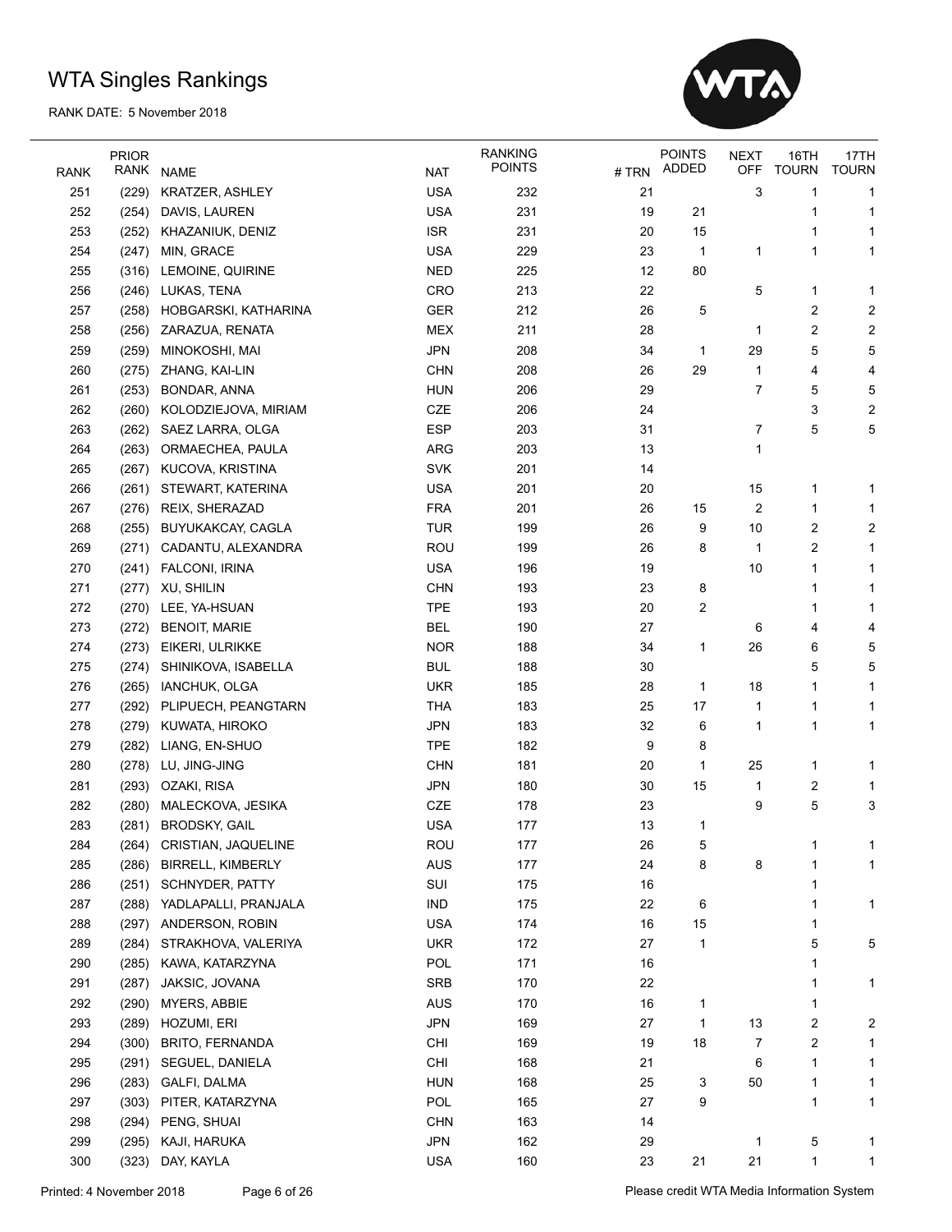# WTA Singles Rankings

RANK DATE: 5 November 2018

| RANK | PRIOR RANK | NAME | NAT | RANKING POINTS | # TRN | POINTS ADDED | NEXT OFF | 16TH TOURN | 17TH TOURN |
|---|---|---|---|---|---|---|---|---|---|
| 251 | (229) | KRATZER, ASHLEY | USA | 232 | 21 | | 3 | 1 | 1 |
| 252 | (254) | DAVIS, LAUREN | USA | 231 | 19 | 21 | | 1 | 1 |
| 253 | (252) | KHAZANIUK, DENIZ | ISR | 231 | 20 | 15 | | 1 | 1 |
| 254 | (247) | MIN, GRACE | USA | 229 | 23 | 1 | 1 | 1 | 1 |
| 255 | (316) | LEMOINE, QUIRINE | NED | 225 | 12 | 80 | | | |
| 256 | (246) | LUKAS, TENA | CRO | 213 | 22 | | 5 | 1 | 1 |
| 257 | (258) | HOBGARSKI, KATHARINA | GER | 212 | 26 | 5 | | 2 | 2 |
| 258 | (256) | ZARAZUA, RENATA | MEX | 211 | 28 | | 1 | 2 | 2 |
| 259 | (259) | MINOKOSHI, MAI | JPN | 208 | 34 | 1 | 29 | 5 | 5 |
| 260 | (275) | ZHANG, KAI-LIN | CHN | 208 | 26 | 29 | 1 | 4 | 4 |
| 261 | (253) | BONDAR, ANNA | HUN | 206 | 29 | | 7 | 5 | 5 |
| 262 | (260) | KOLODZIEJOVA, MIRIAM | CZE | 206 | 24 | | | 3 | 2 |
| 263 | (262) | SAEZ LARRA, OLGA | ESP | 203 | 31 | | 7 | 5 | 5 |
| 264 | (263) | ORMAECHEA, PAULA | ARG | 203 | 13 | | 1 | | |
| 265 | (267) | KUCOVA, KRISTINA | SVK | 201 | 14 | | | | |
| 266 | (261) | STEWART, KATERINA | USA | 201 | 20 | | 15 | 1 | 1 |
| 267 | (276) | REIX, SHERAZAD | FRA | 201 | 26 | 15 | 2 | 1 | 1 |
| 268 | (255) | BUYUKAKCAY, CAGLA | TUR | 199 | 26 | 9 | 10 | 2 | 2 |
| 269 | (271) | CADANTU, ALEXANDRA | ROU | 199 | 26 | 8 | 1 | 2 | 1 |
| 270 | (241) | FALCONI, IRINA | USA | 196 | 19 | | 10 | 1 | 1 |
| 271 | (277) | XU, SHILIN | CHN | 193 | 23 | 8 | | 1 | 1 |
| 272 | (270) | LEE, YA-HSUAN | TPE | 193 | 20 | 2 | | 1 | 1 |
| 273 | (272) | BENOIT, MARIE | BEL | 190 | 27 | | 6 | 4 | 4 |
| 274 | (273) | EIKERI, ULRIKKE | NOR | 188 | 34 | 1 | 26 | 6 | 5 |
| 275 | (274) | SHINIKOVA, ISABELLA | BUL | 188 | 30 | | | 5 | 5 |
| 276 | (265) | IANCHUK, OLGA | UKR | 185 | 28 | 1 | 18 | 1 | 1 |
| 277 | (292) | PLIPUECH, PEANGTARN | THA | 183 | 25 | 17 | 1 | 1 | 1 |
| 278 | (279) | KUWATA, HIROKO | JPN | 183 | 32 | 6 | 1 | 1 | 1 |
| 279 | (282) | LIANG, EN-SHUO | TPE | 182 | 9 | 8 | | | |
| 280 | (278) | LU, JING-JING | CHN | 181 | 20 | 1 | 25 | 1 | 1 |
| 281 | (293) | OZAKI, RISA | JPN | 180 | 30 | 15 | 1 | 2 | 1 |
| 282 | (280) | MALECKOVA, JESIKA | CZE | 178 | 23 | | 9 | 5 | 3 |
| 283 | (281) | BRODSKY, GAIL | USA | 177 | 13 | 1 | | | |
| 284 | (264) | CRISTIAN, JAQUELINE | ROU | 177 | 26 | 5 | | 1 | 1 |
| 285 | (286) | BIRRELL, KIMBERLY | AUS | 177 | 24 | 8 | 8 | 1 | 1 |
| 286 | (251) | SCHNYDER, PATTY | SUI | 175 | 16 | | | 1 | |
| 287 | (288) | YADLAPALLI, PRANJALA | IND | 175 | 22 | 6 | | 1 | 1 |
| 288 | (297) | ANDERSON, ROBIN | USA | 174 | 16 | 15 | | 1 | |
| 289 | (284) | STRAKHOVA, VALERIYA | UKR | 172 | 27 | 1 | | 5 | 5 |
| 290 | (285) | KAWA, KATARZYNA | POL | 171 | 16 | | | 1 | |
| 291 | (287) | JAKSIC, JOVANA | SRB | 170 | 22 | | | 1 | 1 |
| 292 | (290) | MYERS, ABBIE | AUS | 170 | 16 | 1 | | 1 | |
| 293 | (289) | HOZUMI, ERI | JPN | 169 | 27 | 1 | 13 | 2 | 2 |
| 294 | (300) | BRITO, FERNANDA | CHI | 169 | 19 | 18 | 7 | 2 | 1 |
| 295 | (291) | SEGUEL, DANIELA | CHI | 168 | 21 | | 6 | 1 | 1 |
| 296 | (283) | GALFI, DALMA | HUN | 168 | 25 | 3 | 50 | 1 | 1 |
| 297 | (303) | PITER, KATARZYNA | POL | 165 | 27 | 9 | | 1 | 1 |
| 298 | (294) | PENG, SHUAI | CHN | 163 | 14 | | | | |
| 299 | (295) | KAJI, HARUKA | JPN | 162 | 29 | | 1 | 5 | 1 |
| 300 | (323) | DAY, KAYLA | USA | 160 | 23 | 21 | 21 | 1 | 1 |

Printed: 4 November 2018 — Please credit WTA Media Information System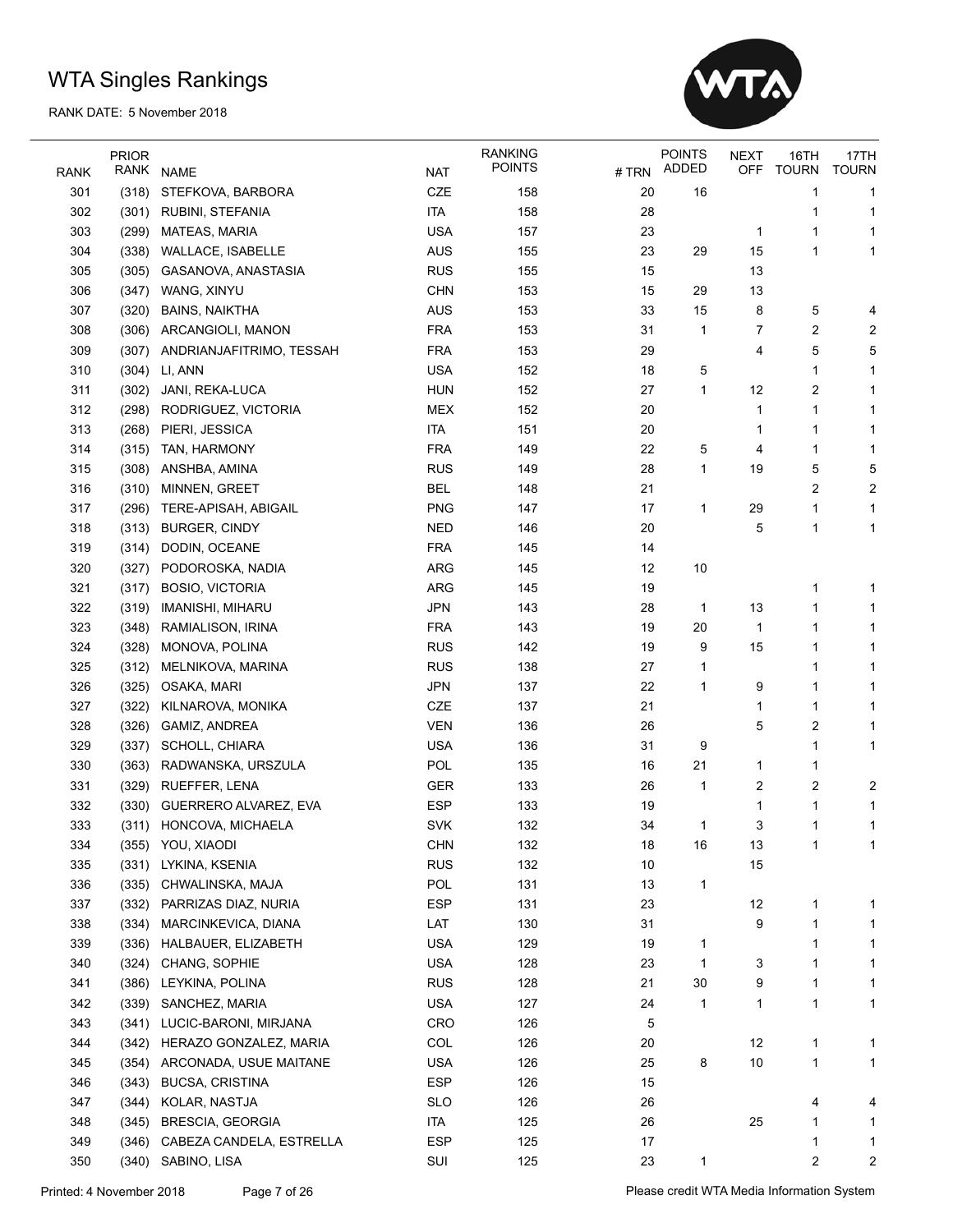# WTA Singles Rankings

RANK DATE: 5 November 2018

| RANK | PRIOR RANK | NAME | NAT | RANKING POINTS | # TRN | POINTS ADDED | NEXT OFF | 16TH TOURN | 17TH TOURN |
|---|---|---|---|---|---|---|---|---|---|
| 301 | (318) | STEFKOVA, BARBORA | CZE | 158 | 20 | 16 | | 1 | 1 |
| 302 | (301) | RUBINI, STEFANIA | ITA | 158 | 28 | | | 1 | 1 |
| 303 | (299) | MATEAS, MARIA | USA | 157 | 23 | | 1 | 1 | 1 |
| 304 | (338) | WALLACE, ISABELLE | AUS | 155 | 23 | 29 | 15 | 1 | 1 |
| 305 | (305) | GASANOVA, ANASTASIA | RUS | 155 | 15 | | 13 | | |
| 306 | (347) | WANG, XINYU | CHN | 153 | 15 | 29 | 13 | | |
| 307 | (320) | BAINS, NAIKTHA | AUS | 153 | 33 | 15 | 8 | 5 | 4 |
| 308 | (306) | ARCANGIOLI, MANON | FRA | 153 | 31 | 1 | 7 | 2 | 2 |
| 309 | (307) | ANDRIANJAFITRIMO, TESSAH | FRA | 153 | 29 | | 4 | 5 | 5 |
| 310 | (304) | LI, ANN | USA | 152 | 18 | 5 | | 1 | 1 |
| 311 | (302) | JANI, REKA-LUCA | HUN | 152 | 27 | 1 | 12 | 2 | 1 |
| 312 | (298) | RODRIGUEZ, VICTORIA | MEX | 152 | 20 | | 1 | 1 | 1 |
| 313 | (268) | PIERI, JESSICA | ITA | 151 | 20 | | 1 | 1 | 1 |
| 314 | (315) | TAN, HARMONY | FRA | 149 | 22 | 5 | 4 | 1 | 1 |
| 315 | (308) | ANSHBA, AMINA | RUS | 149 | 28 | 1 | 19 | 5 | 5 |
| 316 | (310) | MINNEN, GREET | BEL | 148 | 21 | | | 2 | 2 |
| 317 | (296) | TERE-APISAH, ABIGAIL | PNG | 147 | 17 | 1 | 29 | 1 | 1 |
| 318 | (313) | BURGER, CINDY | NED | 146 | 20 | | 5 | 1 | 1 |
| 319 | (314) | DODIN, OCEANE | FRA | 145 | 14 | | | | |
| 320 | (327) | PODOROSKA, NADIA | ARG | 145 | 12 | 10 | | | |
| 321 | (317) | BOSIO, VICTORIA | ARG | 145 | 19 | | | 1 | 1 |
| 322 | (319) | IMANISHI, MIHARU | JPN | 143 | 28 | 1 | 13 | 1 | 1 |
| 323 | (348) | RAMIALISON, IRINA | FRA | 143 | 19 | 20 | 1 | 1 | 1 |
| 324 | (328) | MONOVA, POLINA | RUS | 142 | 19 | 9 | 15 | 1 | 1 |
| 325 | (312) | MELNIKOVA, MARINA | RUS | 138 | 27 | 1 | | 1 | 1 |
| 326 | (325) | OSAKA, MARI | JPN | 137 | 22 | 1 | 9 | 1 | 1 |
| 327 | (322) | KILNAROVA, MONIKA | CZE | 137 | 21 | | 1 | 1 | 1 |
| 328 | (326) | GAMIZ, ANDREA | VEN | 136 | 26 | | 5 | 2 | 1 |
| 329 | (337) | SCHOLL, CHIARA | USA | 136 | 31 | 9 | | 1 | 1 |
| 330 | (363) | RADWANSKA, URSZULA | POL | 135 | 16 | 21 | 1 | 1 | |
| 331 | (329) | RUEFFER, LENA | GER | 133 | 26 | 1 | 2 | 2 | 2 |
| 332 | (330) | GUERRERO ALVAREZ, EVA | ESP | 133 | 19 | | 1 | 1 | 1 |
| 333 | (311) | HONCOVA, MICHAELA | SVK | 132 | 34 | 1 | 3 | 1 | 1 |
| 334 | (355) | YOU, XIAODI | CHN | 132 | 18 | 16 | 13 | 1 | 1 |
| 335 | (331) | LYKINA, KSENIA | RUS | 132 | 10 | | 15 | | |
| 336 | (335) | CHWALINSKA, MAJA | POL | 131 | 13 | 1 | | | |
| 337 | (332) | PARRIZAS DIAZ, NURIA | ESP | 131 | 23 | | 12 | 1 | 1 |
| 338 | (334) | MARCINKEVICA, DIANA | LAT | 130 | 31 | | 9 | 1 | 1 |
| 339 | (336) | HALBAUER, ELIZABETH | USA | 129 | 19 | 1 | | 1 | 1 |
| 340 | (324) | CHANG, SOPHIE | USA | 128 | 23 | 1 | 3 | 1 | 1 |
| 341 | (386) | LEYKINA, POLINA | RUS | 128 | 21 | 30 | 9 | 1 | 1 |
| 342 | (339) | SANCHEZ, MARIA | USA | 127 | 24 | 1 | 1 | 1 | 1 |
| 343 | (341) | LUCIC-BARONI, MIRJANA | CRO | 126 | 5 | | | | |
| 344 | (342) | HERAZO GONZALEZ, MARIA | COL | 126 | 20 | | 12 | 1 | 1 |
| 345 | (354) | ARCONADA, USUE MAITANE | USA | 126 | 25 | 8 | 10 | 1 | 1 |
| 346 | (343) | BUCSA, CRISTINA | ESP | 126 | 15 | | | | |
| 347 | (344) | KOLAR, NASTJA | SLO | 126 | 26 | | | 4 | 4 |
| 348 | (345) | BRESCIA, GEORGIA | ITA | 125 | 26 | | 25 | 1 | 1 |
| 349 | (346) | CABEZA CANDELA, ESTRELLA | ESP | 125 | 17 | | | 1 | 1 |
| 350 | (340) | SABINO, LISA | SUI | 125 | 23 | 1 | | 2 | 2 |

Printed: 4 November 2018

Please credit WTA Media Information System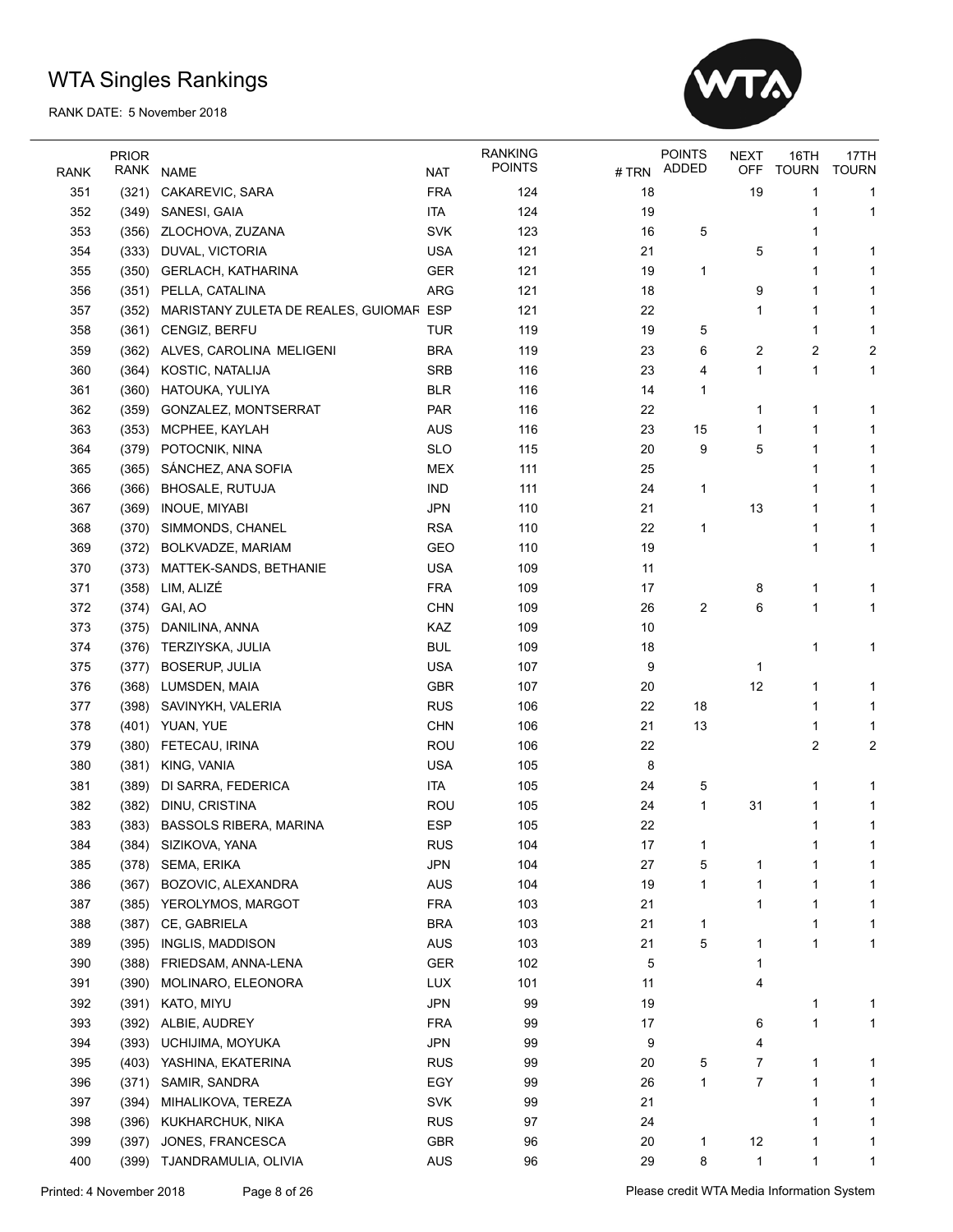# WTA Singles Rankings

RANK DATE: 5 November 2018

| RANK | PRIOR RANK | NAME | NAT | RANKING POINTS | # TRN | POINTS ADDED | NEXT OFF | 16TH TOURN | 17TH TOURN |
|---|---|---|---|---|---|---|---|---|---|
| 351 | (321) | CAKAREVIC, SARA | FRA | 124 | 18 | | 19 | 1 | 1 |
| 352 | (349) | SANESI, GAIA | ITA | 124 | 19 | | | 1 | 1 |
| 353 | (356) | ZLOCHOVA, ZUZANA | SVK | 123 | 16 | 5 | | 1 | |
| 354 | (333) | DUVAL, VICTORIA | USA | 121 | 21 | | 5 | 1 | 1 |
| 355 | (350) | GERLACH, KATHARINA | GER | 121 | 19 | 1 | | 1 | 1 |
| 356 | (351) | PELLA, CATALINA | ARG | 121 | 18 | | 9 | 1 | 1 |
| 357 | (352) | MARISTANY ZULETA DE REALES, GUIOMAR | ESP | 121 | 22 | | 1 | 1 | 1 |
| 358 | (361) | CENGIZ, BERFU | TUR | 119 | 19 | 5 | | 1 | 1 |
| 359 | (362) | ALVES, CAROLINA MELIGENI | BRA | 119 | 23 | 6 | 2 | 2 | 2 |
| 360 | (364) | KOSTIC, NATALIJA | SRB | 116 | 23 | 4 | 1 | 1 | 1 |
| 361 | (360) | HATOUKA, YULIYA | BLR | 116 | 14 | 1 | | | |
| 362 | (359) | GONZALEZ, MONTSERRAT | PAR | 116 | 22 | | 1 | 1 | 1 |
| 363 | (353) | MCPHEE, KAYLAH | AUS | 116 | 23 | 15 | 1 | 1 | 1 |
| 364 | (379) | POTOCNIK, NINA | SLO | 115 | 20 | 9 | 5 | 1 | 1 |
| 365 | (365) | SÁNCHEZ, ANA SOFIA | MEX | 111 | 25 | | | 1 | 1 |
| 366 | (366) | BHOSALE, RUTUJA | IND | 111 | 24 | 1 | | 1 | 1 |
| 367 | (369) | INOUE, MIYABI | JPN | 110 | 21 | | 13 | 1 | 1 |
| 368 | (370) | SIMMONDS, CHANEL | RSA | 110 | 22 | 1 | | 1 | 1 |
| 369 | (372) | BOLKVADZE, MARIAM | GEO | 110 | 19 | | | 1 | 1 |
| 370 | (373) | MATTEK-SANDS, BETHANIE | USA | 109 | 11 | | | | |
| 371 | (358) | LIM, ALIZÉ | FRA | 109 | 17 | | 8 | 1 | 1 |
| 372 | (374) | GAI, AO | CHN | 109 | 26 | 2 | 6 | 1 | 1 |
| 373 | (375) | DANILINA, ANNA | KAZ | 109 | 10 | | | | |
| 374 | (376) | TERZIYSKA, JULIA | BUL | 109 | 18 | | | 1 | 1 |
| 375 | (377) | BOSERUP, JULIA | USA | 107 | 9 | | 1 | | |
| 376 | (368) | LUMSDEN, MAIA | GBR | 107 | 20 | | 12 | 1 | 1 |
| 377 | (398) | SAVINYKH, VALERIA | RUS | 106 | 22 | 18 | | 1 | 1 |
| 378 | (401) | YUAN, YUE | CHN | 106 | 21 | 13 | | 1 | 1 |
| 379 | (380) | FETECAU, IRINA | ROU | 106 | 22 | | | 2 | 2 |
| 380 | (381) | KING, VANIA | USA | 105 | 8 | | | | |
| 381 | (389) | DI SARRA, FEDERICA | ITA | 105 | 24 | 5 | | 1 | 1 |
| 382 | (382) | DINU, CRISTINA | ROU | 105 | 24 | 1 | 31 | 1 | 1 |
| 383 | (383) | BASSOLS RIBERA, MARINA | ESP | 105 | 22 | | | 1 | 1 |
| 384 | (384) | SIZIKOVA, YANA | RUS | 104 | 17 | 1 | | 1 | 1 |
| 385 | (378) | SEMA, ERIKA | JPN | 104 | 27 | 5 | 1 | 1 | 1 |
| 386 | (367) | BOZOVIC, ALEXANDRA | AUS | 104 | 19 | 1 | 1 | 1 | 1 |
| 387 | (385) | YEROLYMOS, MARGOT | FRA | 103 | 21 | | 1 | 1 | 1 |
| 388 | (387) | CE, GABRIELA | BRA | 103 | 21 | 1 | | 1 | 1 |
| 389 | (395) | INGLIS, MADDISON | AUS | 103 | 21 | 5 | 1 | 1 | 1 |
| 390 | (388) | FRIEDSAM, ANNA-LENA | GER | 102 | 5 | | 1 | | |
| 391 | (390) | MOLINARO, ELEONORA | LUX | 101 | 11 | | 4 | | |
| 392 | (391) | KATO, MIYU | JPN | 99 | 19 | | | 1 | 1 |
| 393 | (392) | ALBIE, AUDREY | FRA | 99 | 17 | | 6 | 1 | 1 |
| 394 | (393) | UCHIJIMA, MOYUKA | JPN | 99 | 9 | | 4 | | |
| 395 | (403) | YASHINA, EKATERINA | RUS | 99 | 20 | 5 | 7 | 1 | 1 |
| 396 | (371) | SAMIR, SANDRA | EGY | 99 | 26 | 1 | 7 | 1 | 1 |
| 397 | (394) | MIHALIKOVA, TEREZA | SVK | 99 | 21 | | | 1 | 1 |
| 398 | (396) | KUKHARCHUK, NIKA | RUS | 97 | 24 | | | 1 | 1 |
| 399 | (397) | JONES, FRANCESCA | GBR | 96 | 20 | 1 | 12 | 1 | 1 |
| 400 | (399) | TJANDRAMULIA, OLIVIA | AUS | 96 | 29 | 8 | 1 | 1 | 1 |

Printed: 4 November 2018 | Please credit WTA Media Information System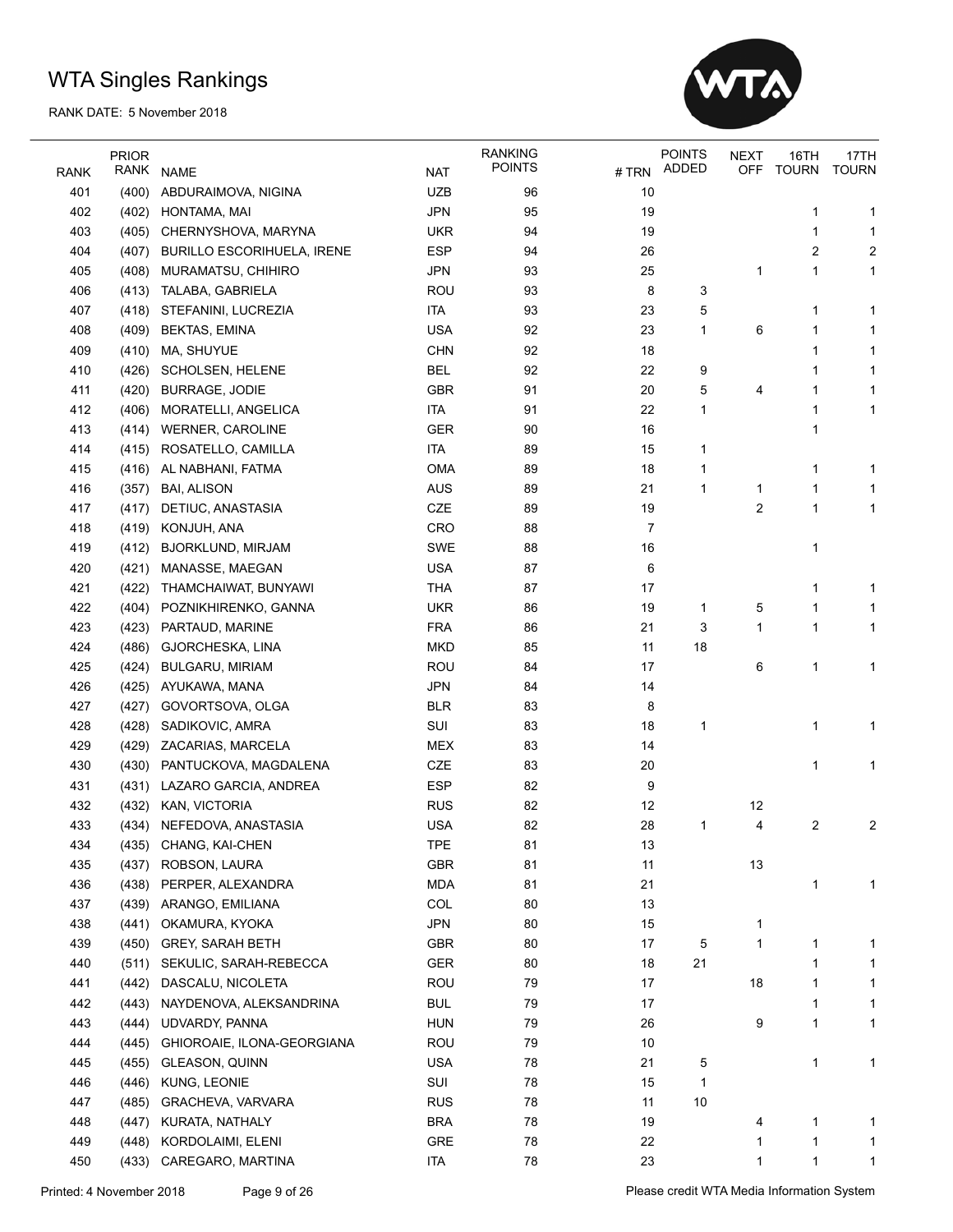# WTA Singles Rankings

RANK DATE: 5 November 2018

| RANK | PRIOR RANK | NAME | NAT | RANKING POINTS | # TRN | POINTS ADDED | NEXT OFF | 16TH TOURN | 17TH TOURN |
|---|---|---|---|---|---|---|---|---|---|
| 401 | (400) | ABDURAIMOVA, NIGINA | UZB | 96 | 10 | | | | |
| 402 | (402) | HONTAMA, MAI | JPN | 95 | 19 | | | 1 | 1 |
| 403 | (405) | CHERNYSHOVA, MARYNA | UKR | 94 | 19 | | | 1 | 1 |
| 404 | (407) | BURILLO ESCORIHUELA, IRENE | ESP | 94 | 26 | | | 2 | 2 |
| 405 | (408) | MURAMATSU, CHIHIRO | JPN | 93 | 25 | | 1 | 1 | 1 |
| 406 | (413) | TALABA, GABRIELA | ROU | 93 | 8 | 3 | | | |
| 407 | (418) | STEFANINI, LUCREZIA | ITA | 93 | 23 | 5 | | 1 | 1 |
| 408 | (409) | BEKTAS, EMINA | USA | 92 | 23 | 1 | 6 | 1 | 1 |
| 409 | (410) | MA, SHUYUE | CHN | 92 | 18 | | | 1 | 1 |
| 410 | (426) | SCHOLSEN, HELENE | BEL | 92 | 22 | 9 | | 1 | 1 |
| 411 | (420) | BURRAGE, JODIE | GBR | 91 | 20 | 5 | 4 | 1 | 1 |
| 412 | (406) | MORATELLI, ANGELICA | ITA | 91 | 22 | 1 | | 1 | 1 |
| 413 | (414) | WERNER, CAROLINE | GER | 90 | 16 | | | 1 | |
| 414 | (415) | ROSATELLO, CAMILLA | ITA | 89 | 15 | 1 | | | |
| 415 | (416) | AL NABHANI, FATMA | OMA | 89 | 18 | 1 | | 1 | 1 |
| 416 | (357) | BAI, ALISON | AUS | 89 | 21 | 1 | 1 | 1 | 1 |
| 417 | (417) | DETIUC, ANASTASIA | CZE | 89 | 19 | | 2 | 1 | 1 |
| 418 | (419) | KONJUH, ANA | CRO | 88 | 7 | | | | |
| 419 | (412) | BJORKLUND, MIRJAM | SWE | 88 | 16 | | | 1 | |
| 420 | (421) | MANASSE, MAEGAN | USA | 87 | 6 | | | | |
| 421 | (422) | THAMCHAIWAT, BUNYAWI | THA | 87 | 17 | | | 1 | 1 |
| 422 | (404) | POZNIKHIRENKO, GANNA | UKR | 86 | 19 | 1 | 5 | 1 | 1 |
| 423 | (423) | PARTAUD, MARINE | FRA | 86 | 21 | 3 | 1 | 1 | 1 |
| 424 | (486) | GJORCHESKA, LINA | MKD | 85 | 11 | 18 | | | |
| 425 | (424) | BULGARU, MIRIAM | ROU | 84 | 17 | | 6 | 1 | 1 |
| 426 | (425) | AYUKAWA, MANA | JPN | 84 | 14 | | | | |
| 427 | (427) | GOVORTSOVA, OLGA | BLR | 83 | 8 | | | | |
| 428 | (428) | SADIKOVIC, AMRA | SUI | 83 | 18 | 1 | | 1 | 1 |
| 429 | (429) | ZACARIAS, MARCELA | MEX | 83 | 14 | | | | |
| 430 | (430) | PANTUCKOVA, MAGDALENA | CZE | 83 | 20 | | | 1 | 1 |
| 431 | (431) | LAZARO GARCIA, ANDREA | ESP | 82 | 9 | | | | |
| 432 | (432) | KAN, VICTORIA | RUS | 82 | 12 | | 12 | | |
| 433 | (434) | NEFEDOVA, ANASTASIA | USA | 82 | 28 | 1 | 4 | 2 | 2 |
| 434 | (435) | CHANG, KAI-CHEN | TPE | 81 | 13 | | | | |
| 435 | (437) | ROBSON, LAURA | GBR | 81 | 11 | | 13 | | |
| 436 | (438) | PERPER, ALEXANDRA | MDA | 81 | 21 | | | 1 | 1 |
| 437 | (439) | ARANGO, EMILIANA | COL | 80 | 13 | | | | |
| 438 | (441) | OKAMURA, KYOKA | JPN | 80 | 15 | | 1 | | |
| 439 | (450) | GREY, SARAH BETH | GBR | 80 | 17 | 5 | 1 | 1 | 1 |
| 440 | (511) | SEKULIC, SARAH-REBECCA | GER | 80 | 18 | 21 | | 1 | 1 |
| 441 | (442) | DASCALU, NICOLETA | ROU | 79 | 17 | | 18 | 1 | 1 |
| 442 | (443) | NAYDENOVA, ALEKSANDRINA | BUL | 79 | 17 | | | 1 | 1 |
| 443 | (444) | UDVARDY, PANNA | HUN | 79 | 26 | | 9 | 1 | 1 |
| 444 | (445) | GHIOROAIE, ILONA-GEORGIANA | ROU | 79 | 10 | | | | |
| 445 | (455) | GLEASON, QUINN | USA | 78 | 21 | 5 | | 1 | 1 |
| 446 | (446) | KUNG, LEONIE | SUI | 78 | 15 | 1 | | | |
| 447 | (485) | GRACHEVA, VARVARA | RUS | 78 | 11 | 10 | | | |
| 448 | (447) | KURATA, NATHALY | BRA | 78 | 19 | | 4 | 1 | 1 |
| 449 | (448) | KORDOLAIMI, ELENI | GRE | 78 | 22 | | 1 | 1 | 1 |
| 450 | (433) | CAREGARO, MARTINA | ITA | 78 | 23 | | 1 | 1 | 1 |

Printed: 4 November 2018

Please credit WTA Media Information System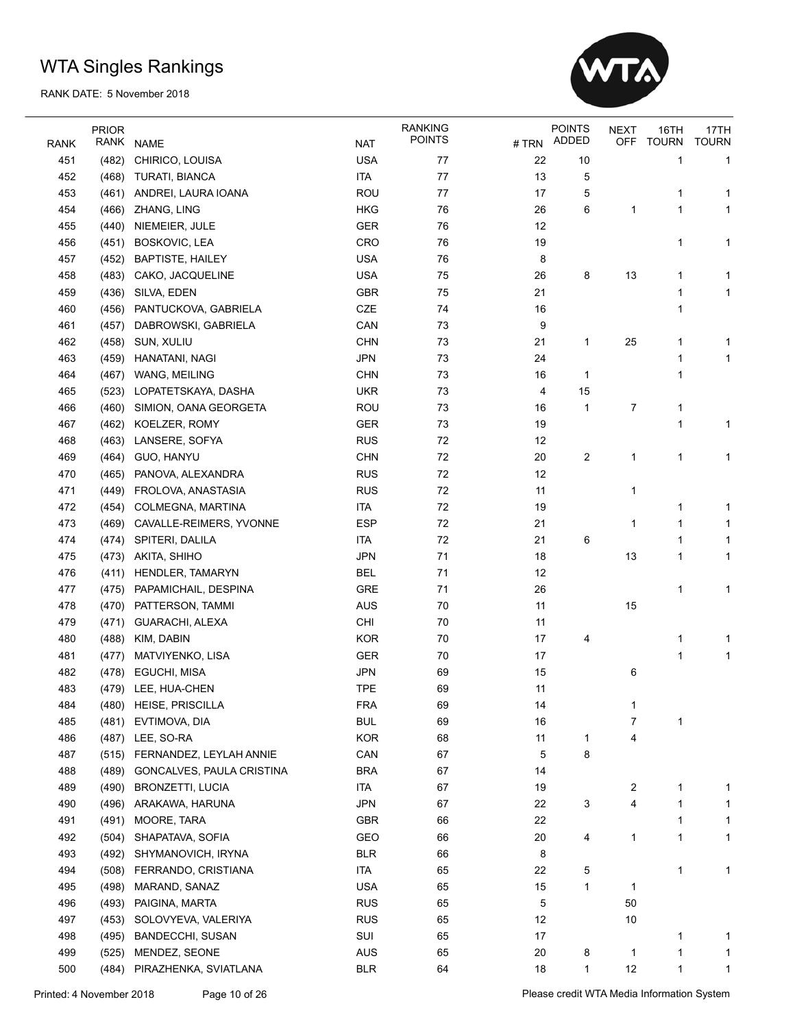# WTA Singles Rankings

RANK DATE: 5 November 2018

| RANK | PRIOR RANK | NAME | NAT | RANKING POINTS | # TRN | POINTS ADDED | NEXT OFF | 16TH TOURN | 17TH TOURN |
|---|---|---|---|---|---|---|---|---|---|
| 451 | (482) | CHIRICO, LOUISA | USA | 77 | 22 | 10 | | 1 | 1 |
| 452 | (468) | TURATI, BIANCA | ITA | 77 | 13 | 5 | | | |
| 453 | (461) | ANDREI, LAURA IOANA | ROU | 77 | 17 | 5 | | 1 | 1 |
| 454 | (466) | ZHANG, LING | HKG | 76 | 26 | 6 | 1 | 1 | 1 |
| 455 | (440) | NIEMEIER, JULE | GER | 76 | 12 | | | | |
| 456 | (451) | BOSKOVIC, LEA | CRO | 76 | 19 | | | 1 | 1 |
| 457 | (452) | BAPTISTE, HAILEY | USA | 76 | 8 | | | | |
| 458 | (483) | CAKO, JACQUELINE | USA | 75 | 26 | 8 | 13 | 1 | 1 |
| 459 | (436) | SILVA, EDEN | GBR | 75 | 21 | | | 1 | 1 |
| 460 | (456) | PANTUCKOVA, GABRIELA | CZE | 74 | 16 | | | 1 | |
| 461 | (457) | DABROWSKI, GABRIELA | CAN | 73 | 9 | | | | |
| 462 | (458) | SUN, XULIU | CHN | 73 | 21 | 1 | 25 | 1 | 1 |
| 463 | (459) | HANATANI, NAGI | JPN | 73 | 24 | | | 1 | 1 |
| 464 | (467) | WANG, MEILING | CHN | 73 | 16 | 1 | | 1 | |
| 465 | (523) | LOPATETSKAYA, DASHA | UKR | 73 | 4 | 15 | | | |
| 466 | (460) | SIMION, OANA GEORGETA | ROU | 73 | 16 | 1 | 7 | 1 | |
| 467 | (462) | KOELZER, ROMY | GER | 73 | 19 | | | 1 | 1 |
| 468 | (463) | LANSERE, SOFYA | RUS | 72 | 12 | | | | |
| 469 | (464) | GUO, HANYU | CHN | 72 | 20 | 2 | 1 | 1 | 1 |
| 470 | (465) | PANOVA, ALEXANDRA | RUS | 72 | 12 | | | | |
| 471 | (449) | FROLOVA, ANASTASIA | RUS | 72 | 11 | | 1 | | |
| 472 | (454) | COLMEGNA, MARTINA | ITA | 72 | 19 | | | 1 | 1 |
| 473 | (469) | CAVALLE-REIMERS, YVONNE | ESP | 72 | 21 | | 1 | 1 | 1 |
| 474 | (474) | SPITERI, DALILA | ITA | 72 | 21 | 6 | | 1 | 1 |
| 475 | (473) | AKITA, SHIHO | JPN | 71 | 18 | | 13 | 1 | 1 |
| 476 | (411) | HENDLER, TAMARYN | BEL | 71 | 12 | | | | |
| 477 | (475) | PAPAMICHAIL, DESPINA | GRE | 71 | 26 | | | 1 | 1 |
| 478 | (470) | PATTERSON, TAMMI | AUS | 70 | 11 | | 15 | | |
| 479 | (471) | GUARACHI, ALEXA | CHI | 70 | 11 | | | | |
| 480 | (488) | KIM, DABIN | KOR | 70 | 17 | 4 | | 1 | 1 |
| 481 | (477) | MATVIYENKO, LISA | GER | 70 | 17 | | | 1 | 1 |
| 482 | (478) | EGUCHI, MISA | JPN | 69 | 15 | | 6 | | |
| 483 | (479) | LEE, HUA-CHEN | TPE | 69 | 11 | | | | |
| 484 | (480) | HEISE, PRISCILLA | FRA | 69 | 14 | | 1 | | |
| 485 | (481) | EVTIMOVA, DIA | BUL | 69 | 16 | | 7 | 1 | |
| 486 | (487) | LEE, SO-RA | KOR | 68 | 11 | 1 | 4 | | |
| 487 | (515) | FERNANDEZ, LEYLAH ANNIE | CAN | 67 | 5 | 8 | | | |
| 488 | (489) | GONCALVES, PAULA CRISTINA | BRA | 67 | 14 | | | | |
| 489 | (490) | BRONZETTI, LUCIA | ITA | 67 | 19 | | 2 | 1 | 1 |
| 490 | (496) | ARAKAWA, HARUNA | JPN | 67 | 22 | 3 | 4 | 1 | 1 |
| 491 | (491) | MOORE, TARA | GBR | 66 | 22 | | | 1 | 1 |
| 492 | (504) | SHAPATAVA, SOFIA | GEO | 66 | 20 | 4 | 1 | 1 | 1 |
| 493 | (492) | SHYMANOVICH, IRYNA | BLR | 66 | 8 | | | | |
| 494 | (508) | FERRANDO, CRISTIANA | ITA | 65 | 22 | 5 | | 1 | 1 |
| 495 | (498) | MARAND, SANAZ | USA | 65 | 15 | 1 | 1 | | |
| 496 | (493) | PAIGINA, MARTA | RUS | 65 | 5 | | 50 | | |
| 497 | (453) | SOLOVYEVA, VALERIYA | RUS | 65 | 12 | | 10 | | |
| 498 | (495) | BANDECCHI, SUSAN | SUI | 65 | 17 | | | 1 | 1 |
| 499 | (525) | MENDEZ, SEONE | AUS | 65 | 20 | 8 | 1 | 1 | 1 |
| 500 | (484) | PIRAZHENKA, SVIATLANA | BLR | 64 | 18 | 1 | 12 | 1 | 1 |

Printed: 4 November 2018

Please credit WTA Media Information System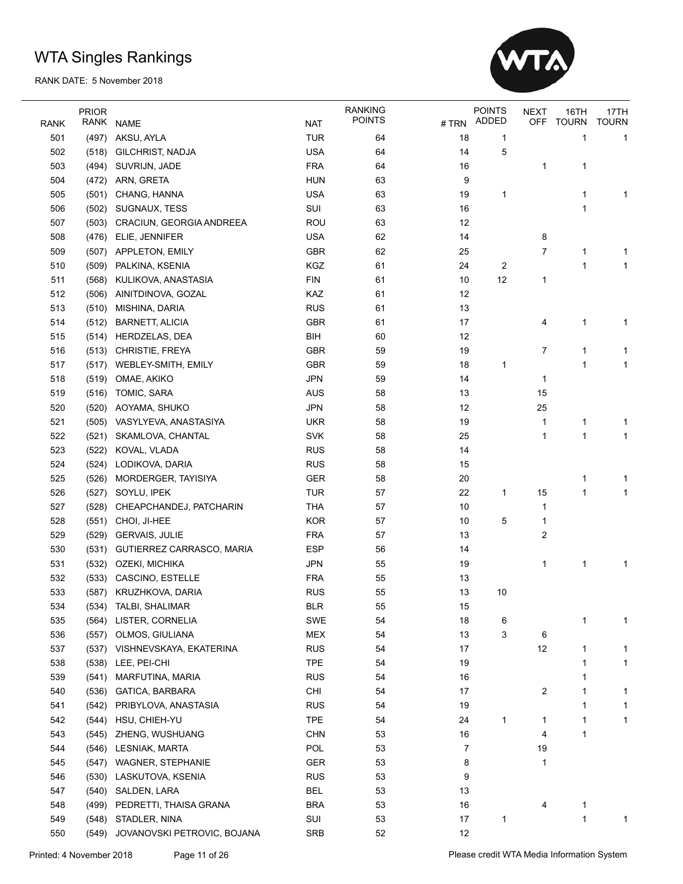# WTA Singles Rankings

RANK DATE: 5 November 2018

| RANK | PRIOR RANK | NAME | NAT | RANKING POINTS | # TRN | POINTS ADDED | NEXT OFF | 16TH TOURN | 17TH TOURN |
|---|---|---|---|---|---|---|---|---|---|
| 501 | (497) | AKSU, AYLA | TUR | 64 | 18 | 1 | | 1 | 1 |
| 502 | (518) | GILCHRIST, NADJA | USA | 64 | 14 | 5 | | | |
| 503 | (494) | SUVRIJN, JADE | FRA | 64 | 16 | | 1 | 1 | |
| 504 | (472) | ARN, GRETA | HUN | 63 | 9 | | | | |
| 505 | (501) | CHANG, HANNA | USA | 63 | 19 | 1 | | 1 | 1 |
| 506 | (502) | SUGNAUX, TESS | SUI | 63 | 16 | | | 1 | |
| 507 | (503) | CRACIUN, GEORGIA ANDREEA | ROU | 63 | 12 | | | | |
| 508 | (476) | ELIE, JENNIFER | USA | 62 | 14 | | 8 | | |
| 509 | (507) | APPLETON, EMILY | GBR | 62 | 25 | | 7 | 1 | 1 |
| 510 | (509) | PALKINA, KSENIA | KGZ | 61 | 24 | 2 | | 1 | 1 |
| 511 | (568) | KULIKOVA, ANASTASIA | FIN | 61 | 10 | 12 | 1 | | |
| 512 | (506) | AINITDINOVA, GOZAL | KAZ | 61 | 12 | | | | |
| 513 | (510) | MISHINA, DARIA | RUS | 61 | 13 | | | | |
| 514 | (512) | BARNETT, ALICIA | GBR | 61 | 17 | | 4 | 1 | 1 |
| 515 | (514) | HERDZELAS, DEA | BIH | 60 | 12 | | | | |
| 516 | (513) | CHRISTIE, FREYA | GBR | 59 | 19 | | 7 | 1 | 1 |
| 517 | (517) | WEBLEY-SMITH, EMILY | GBR | 59 | 18 | 1 | | 1 | 1 |
| 518 | (519) | OMAE, AKIKO | JPN | 59 | 14 | | 1 | | |
| 519 | (516) | TOMIC, SARA | AUS | 58 | 13 | | 15 | | |
| 520 | (520) | AOYAMA, SHUKO | JPN | 58 | 12 | | 25 | | |
| 521 | (505) | VASYLYEVA, ANASTASIYA | UKR | 58 | 19 | | 1 | 1 | 1 |
| 522 | (521) | SKAMLOVA, CHANTAL | SVK | 58 | 25 | | 1 | 1 | 1 |
| 523 | (522) | KOVAL, VLADA | RUS | 58 | 14 | | | | |
| 524 | (524) | LODIKOVA, DARIA | RUS | 58 | 15 | | | | |
| 525 | (526) | MORDERGER, TAYISIYA | GER | 58 | 20 | | | 1 | 1 |
| 526 | (527) | SOYLU, IPEK | TUR | 57 | 22 | 1 | 15 | 1 | 1 |
| 527 | (528) | CHEAPCHANDEJ, PATCHARIN | THA | 57 | 10 | | 1 | | |
| 528 | (551) | CHOI, JI-HEE | KOR | 57 | 10 | 5 | 1 | | |
| 529 | (529) | GERVAIS, JULIE | FRA | 57 | 13 | | 2 | | |
| 530 | (531) | GUTIERREZ CARRASCO, MARIA | ESP | 56 | 14 | | | | |
| 531 | (532) | OZEKI, MICHIKA | JPN | 55 | 19 | | 1 | 1 | 1 |
| 532 | (533) | CASCINO, ESTELLE | FRA | 55 | 13 | | | | |
| 533 | (587) | KRUZHKOVA, DARIA | RUS | 55 | 13 | 10 | | | |
| 534 | (534) | TALBI, SHALIMAR | BLR | 55 | 15 | | | | |
| 535 | (564) | LISTER, CORNELIA | SWE | 54 | 18 | 6 | | 1 | 1 |
| 536 | (557) | OLMOS, GIULIANA | MEX | 54 | 13 | 3 | 6 | | |
| 537 | (537) | VISHNEVSKAYA, EKATERINA | RUS | 54 | 17 | | 12 | 1 | 1 |
| 538 | (538) | LEE, PEI-CHI | TPE | 54 | 19 | | | 1 | 1 |
| 539 | (541) | MARFUTINA, MARIA | RUS | 54 | 16 | | | 1 | |
| 540 | (536) | GATICA, BARBARA | CHI | 54 | 17 | | 2 | 1 | 1 |
| 541 | (542) | PRIBYLOVA, ANASTASIA | RUS | 54 | 19 | | | 1 | 1 |
| 542 | (544) | HSU, CHIEH-YU | TPE | 54 | 24 | 1 | 1 | 1 | 1 |
| 543 | (545) | ZHENG, WUSHUANG | CHN | 53 | 16 | | 4 | 1 | |
| 544 | (546) | LESNIAK, MARTA | POL | 53 | 7 | | 19 | | |
| 545 | (547) | WAGNER, STEPHANIE | GER | 53 | 8 | | 1 | | |
| 546 | (530) | LASKUTOVA, KSENIA | RUS | 53 | 9 | | | | |
| 547 | (540) | SALDEN, LARA | BEL | 53 | 13 | | | | |
| 548 | (499) | PEDRETTI, THAISA GRANA | BRA | 53 | 16 | | 4 | 1 | |
| 549 | (548) | STADLER, NINA | SUI | 53 | 17 | 1 | | 1 | 1 |
| 550 | (549) | JOVANOVSKI PETROVIC, BOJANA | SRB | 52 | 12 | | | | |

Printed: 4 November 2018

Please credit WTA Media Information System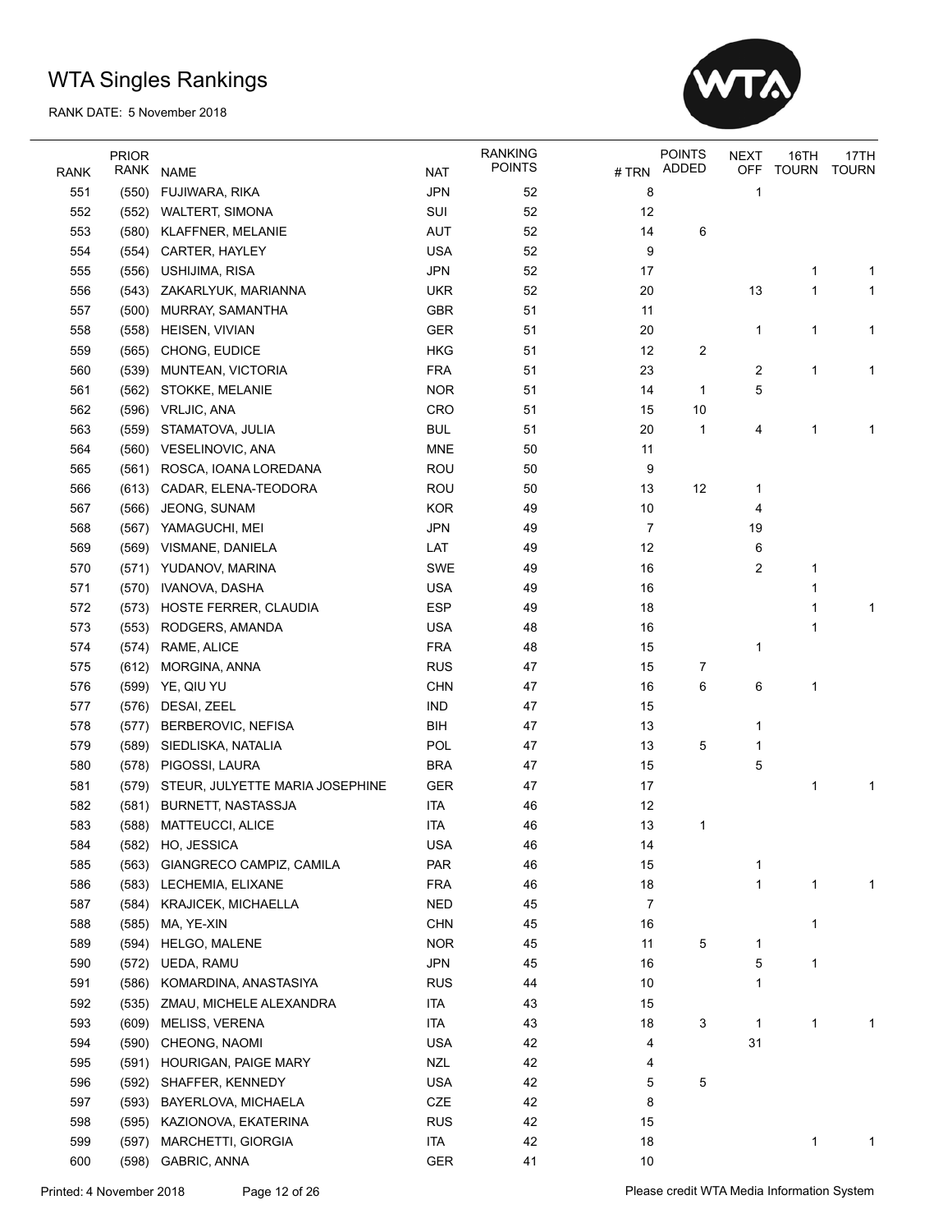# WTA Singles Rankings

RANK DATE: 5 November 2018

| RANK | PRIOR RANK | NAME | NAT | RANKING POINTS | # TRN | POINTS ADDED | NEXT OFF | 16TH TOURN | 17TH TOURN |
|---|---|---|---|---|---|---|---|---|---|
| 551 | (550) | FUJIWARA, RIKA | JPN | 52 | 8 | | 1 | | |
| 552 | (552) | WALTERT, SIMONA | SUI | 52 | 12 | | | | |
| 553 | (580) | KLAFFNER, MELANIE | AUT | 52 | 14 | 6 | | | |
| 554 | (554) | CARTER, HAYLEY | USA | 52 | 9 | | | | |
| 555 | (556) | USHIJIMA, RISA | JPN | 52 | 17 | | | 1 | 1 |
| 556 | (543) | ZAKARLYUK, MARIANNA | UKR | 52 | 20 | | 13 | 1 | 1 |
| 557 | (500) | MURRAY, SAMANTHA | GBR | 51 | 11 | | | | |
| 558 | (558) | HEISEN, VIVIAN | GER | 51 | 20 | | 1 | 1 | 1 |
| 559 | (565) | CHONG, EUDICE | HKG | 51 | 12 | 2 | | | |
| 560 | (539) | MUNTEAN, VICTORIA | FRA | 51 | 23 | | 2 | 1 | 1 |
| 561 | (562) | STOKKE, MELANIE | NOR | 51 | 14 | 1 | 5 | | |
| 562 | (596) | VRLJIC, ANA | CRO | 51 | 15 | 10 | | | |
| 563 | (559) | STAMATOVA, JULIA | BUL | 51 | 20 | 1 | 4 | 1 | 1 |
| 564 | (560) | VESELINOVIC, ANA | MNE | 50 | 11 | | | | |
| 565 | (561) | ROSCA, IOANA LOREDANA | ROU | 50 | 9 | | | | |
| 566 | (613) | CADAR, ELENA-TEODORA | ROU | 50 | 13 | 12 | 1 | | |
| 567 | (566) | JEONG, SUNAM | KOR | 49 | 10 | | 4 | | |
| 568 | (567) | YAMAGUCHI, MEI | JPN | 49 | 7 | | 19 | | |
| 569 | (569) | VISMANE, DANIELA | LAT | 49 | 12 | | 6 | | |
| 570 | (571) | YUDANOV, MARINA | SWE | 49 | 16 | | 2 | 1 | |
| 571 | (570) | IVANOVA, DASHA | USA | 49 | 16 | | | 1 | |
| 572 | (573) | HOSTE FERRER, CLAUDIA | ESP | 49 | 18 | | | 1 | 1 |
| 573 | (553) | RODGERS, AMANDA | USA | 48 | 16 | | | 1 | |
| 574 | (574) | RAME, ALICE | FRA | 48 | 15 | | 1 | | |
| 575 | (612) | MORGINA, ANNA | RUS | 47 | 15 | 7 | | | |
| 576 | (599) | YE, QIU YU | CHN | 47 | 16 | 6 | 6 | 1 | |
| 577 | (576) | DESAI, ZEEL | IND | 47 | 15 | | | | |
| 578 | (577) | BERBEROVIC, NEFISA | BIH | 47 | 13 | | 1 | | |
| 579 | (589) | SIEDLISKA, NATALIA | POL | 47 | 13 | 5 | 1 | | |
| 580 | (578) | PIGOSSI, LAURA | BRA | 47 | 15 | | 5 | | |
| 581 | (579) | STEUR, JULYETTE MARIA JOSEPHINE | GER | 47 | 17 | | | 1 | 1 |
| 582 | (581) | BURNETT, NASTASSJA | ITA | 46 | 12 | | | | |
| 583 | (588) | MATTEUCCI, ALICE | ITA | 46 | 13 | 1 | | | |
| 584 | (582) | HO, JESSICA | USA | 46 | 14 | | | | |
| 585 | (563) | GIANGRECO CAMPIZ, CAMILA | PAR | 46 | 15 | | 1 | | |
| 586 | (583) | LECHEMIA, ELIXANE | FRA | 46 | 18 | | 1 | 1 | 1 |
| 587 | (584) | KRAJICEK, MICHAELLA | NED | 45 | 7 | | | | |
| 588 | (585) | MA, YE-XIN | CHN | 45 | 16 | | | 1 | |
| 589 | (594) | HELGO, MALENE | NOR | 45 | 11 | 5 | 1 | | |
| 590 | (572) | UEDA, RAMU | JPN | 45 | 16 | | 5 | 1 | |
| 591 | (586) | KOMARDINA, ANASTASIYA | RUS | 44 | 10 | | 1 | | |
| 592 | (535) | ZMAU, MICHELE ALEXANDRA | ITA | 43 | 15 | | | | |
| 593 | (609) | MELISS, VERENA | ITA | 43 | 18 | 3 | 1 | 1 | 1 |
| 594 | (590) | CHEONG, NAOMI | USA | 42 | 4 | | 31 | | |
| 595 | (591) | HOURIGAN, PAIGE MARY | NZL | 42 | 4 | | | | |
| 596 | (592) | SHAFFER, KENNEDY | USA | 42 | 5 | 5 | | | |
| 597 | (593) | BAYERLOVA, MICHAELA | CZE | 42 | 8 | | | | |
| 598 | (595) | KAZIONOVA, EKATERINA | RUS | 42 | 15 | | | | |
| 599 | (597) | MARCHETTI, GIORGIA | ITA | 42 | 18 | | | 1 | 1 |
| 600 | (598) | GABRIC, ANNA | GER | 41 | 10 | | | | |

Printed: 4 November 2018 Please credit WTA Media Information System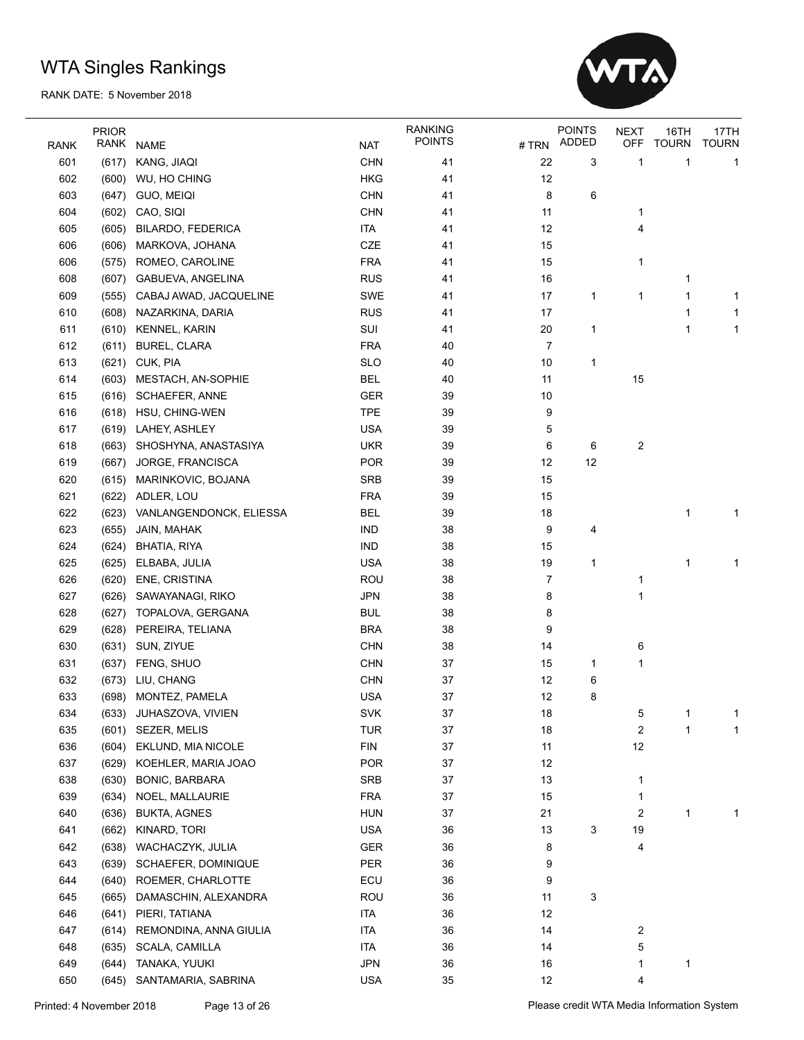# WTA Singles Rankings

RANK DATE: 5 November 2018

| RANK | PRIOR RANK | NAME | NAT | RANKING POINTS | # TRN | POINTS ADDED | NEXT OFF | 16TH TOURN | 17TH TOURN |
|---|---|---|---|---|---|---|---|---|---|
| 601 | (617) | KANG, JIAQI | CHN | 41 | 22 | 3 | 1 | 1 | 1 |
| 602 | (600) | WU, HO CHING | HKG | 41 | 12 | | | | |
| 603 | (647) | GUO, MEIQI | CHN | 41 | 8 | 6 | | | |
| 604 | (602) | CAO, SIQI | CHN | 41 | 11 | | 1 | | |
| 605 | (605) | BILARDO, FEDERICA | ITA | 41 | 12 | | 4 | | |
| 606 | (606) | MARKOVA, JOHANA | CZE | 41 | 15 | | | | |
| 606 | (575) | ROMEO, CAROLINE | FRA | 41 | 15 | | 1 | | |
| 608 | (607) | GABUEVA, ANGELINA | RUS | 41 | 16 | | | 1 | |
| 609 | (555) | CABAJ AWAD, JACQUELINE | SWE | 41 | 17 | 1 | 1 | 1 | 1 |
| 610 | (608) | NAZARKINA, DARIA | RUS | 41 | 17 | | | 1 | 1 |
| 611 | (610) | KENNEL, KARIN | SUI | 41 | 20 | 1 | | 1 | 1 |
| 612 | (611) | BUREL, CLARA | FRA | 40 | 7 | | | | |
| 613 | (621) | CUK, PIA | SLO | 40 | 10 | 1 | | | |
| 614 | (603) | MESTACH, AN-SOPHIE | BEL | 40 | 11 | | 15 | | |
| 615 | (616) | SCHAEFER, ANNE | GER | 39 | 10 | | | | |
| 616 | (618) | HSU, CHING-WEN | TPE | 39 | 9 | | | | |
| 617 | (619) | LAHEY, ASHLEY | USA | 39 | 5 | | | | |
| 618 | (663) | SHOSHYNA, ANASTASIYA | UKR | 39 | 6 | 6 | 2 | | |
| 619 | (667) | JORGE, FRANCISCA | POR | 39 | 12 | 12 | | | |
| 620 | (615) | MARINKOVIC, BOJANA | SRB | 39 | 15 | | | | |
| 621 | (622) | ADLER, LOU | FRA | 39 | 15 | | | | |
| 622 | (623) | VANLANGENDONCK, ELIESSA | BEL | 39 | 18 | | | 1 | 1 |
| 623 | (655) | JAIN, MAHAK | IND | 38 | 9 | 4 | | | |
| 624 | (624) | BHATIA, RIYA | IND | 38 | 15 | | | | |
| 625 | (625) | ELBABA, JULIA | USA | 38 | 19 | 1 | | 1 | 1 |
| 626 | (620) | ENE, CRISTINA | ROU | 38 | 7 | | 1 | | |
| 627 | (626) | SAWAYANAGI, RIKO | JPN | 38 | 8 | | 1 | | |
| 628 | (627) | TOPALOVA, GERGANA | BUL | 38 | 8 | | | | |
| 629 | (628) | PEREIRA, TELIANA | BRA | 38 | 9 | | | | |
| 630 | (631) | SUN, ZIYUE | CHN | 38 | 14 | | 6 | | |
| 631 | (637) | FENG, SHUO | CHN | 37 | 15 | 1 | 1 | | |
| 632 | (673) | LIU, CHANG | CHN | 37 | 12 | 6 | | | |
| 633 | (698) | MONTEZ, PAMELA | USA | 37 | 12 | 8 | | | |
| 634 | (633) | JUHASZOVA, VIVIEN | SVK | 37 | 18 | | 5 | 1 | 1 |
| 635 | (601) | SEZER, MELIS | TUR | 37 | 18 | | 2 | 1 | 1 |
| 636 | (604) | EKLUND, MIA NICOLE | FIN | 37 | 11 | | 12 | | |
| 637 | (629) | KOEHLER, MARIA JOAO | POR | 37 | 12 | | | | |
| 638 | (630) | BONIC, BARBARA | SRB | 37 | 13 | | 1 | | |
| 639 | (634) | NOEL, MALLAURIE | FRA | 37 | 15 | | 1 | | |
| 640 | (636) | BUKTA, AGNES | HUN | 37 | 21 | | 2 | 1 | 1 |
| 641 | (662) | KINARD, TORI | USA | 36 | 13 | 3 | 19 | | |
| 642 | (638) | WACHACZYK, JULIA | GER | 36 | 8 | | 4 | | |
| 643 | (639) | SCHAEFER, DOMINIQUE | PER | 36 | 9 | | | | |
| 644 | (640) | ROEMER, CHARLOTTE | ECU | 36 | 9 | | | | |
| 645 | (665) | DAMASCHIN, ALEXANDRA | ROU | 36 | 11 | 3 | | | |
| 646 | (641) | PIERI, TATIANA | ITA | 36 | 12 | | | | |
| 647 | (614) | REMONDINA, ANNA GIULIA | ITA | 36 | 14 | | 2 | | |
| 648 | (635) | SCALA, CAMILLA | ITA | 36 | 14 | | 5 | | |
| 649 | (644) | TANAKA, YUUKI | JPN | 36 | 16 | | 1 | 1 | |
| 650 | (645) | SANTAMARIA, SABRINA | USA | 35 | 12 | | 4 | | |

Printed: 4 November 2018

Please credit WTA Media Information System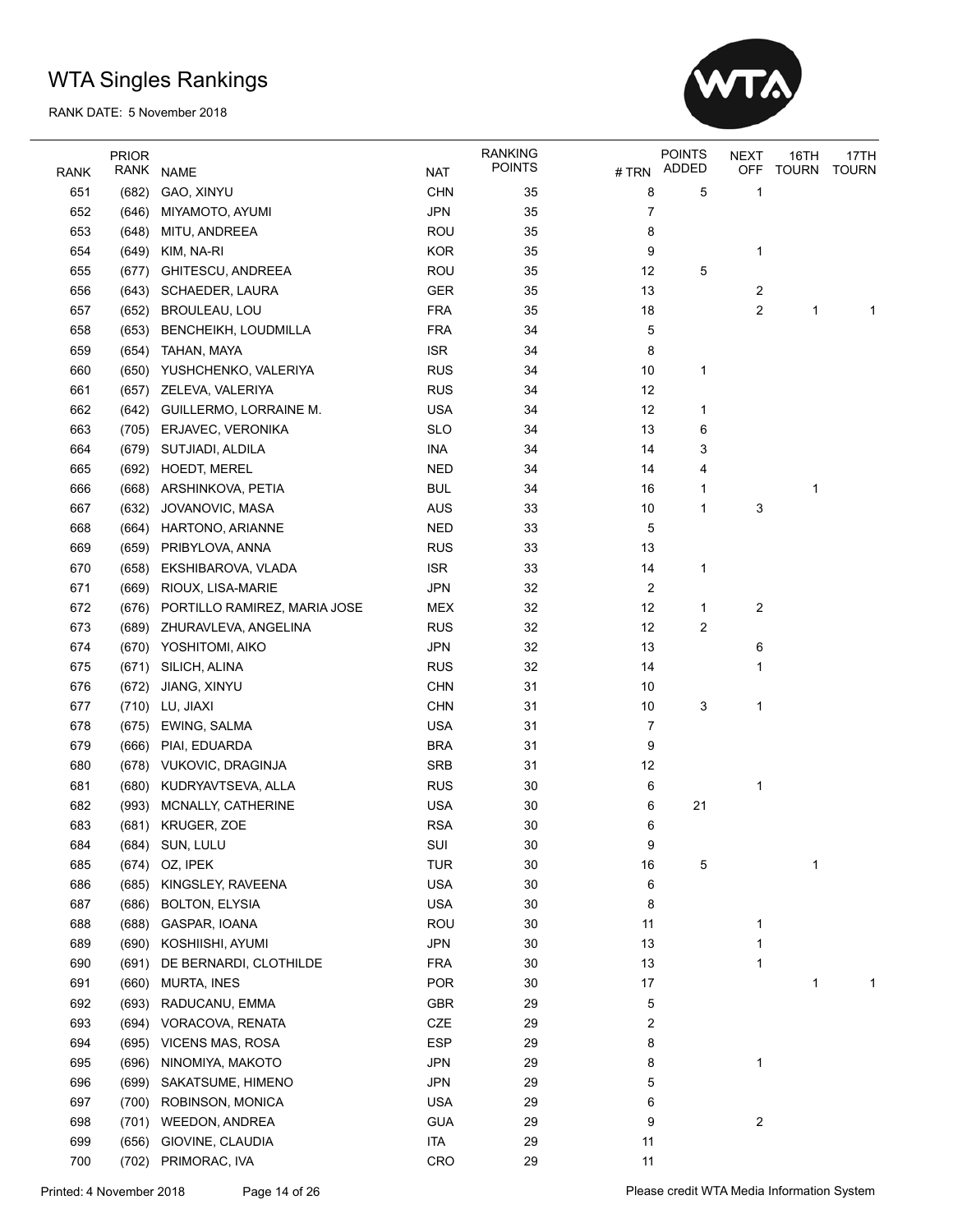# WTA Singles Rankings

RANK DATE: 5 November 2018

| RANK | PRIOR RANK | NAME | NAT | RANKING POINTS | # TRN | POINTS ADDED | NEXT OFF | 16TH TOURN | 17TH TOURN |
|---|---|---|---|---|---|---|---|---|---|
| 651 | (682) | GAO, XINYU | CHN | 35 | 8 | 5 | 1 | | |
| 652 | (646) | MIYAMOTO, AYUMI | JPN | 35 | 7 | | | | |
| 653 | (648) | MITU, ANDREEA | ROU | 35 | 8 | | | | |
| 654 | (649) | KIM, NA-RI | KOR | 35 | 9 | | 1 | | |
| 655 | (677) | GHITESCU, ANDREEA | ROU | 35 | 12 | 5 | | | |
| 656 | (643) | SCHAEDER, LAURA | GER | 35 | 13 | | 2 | | |
| 657 | (652) | BROULEAU, LOU | FRA | 35 | 18 | | 2 | 1 | 1 |
| 658 | (653) | BENCHEIKH, LOUDMILLA | FRA | 34 | 5 | | | | |
| 659 | (654) | TAHAN, MAYA | ISR | 34 | 8 | | | | |
| 660 | (650) | YUSHCHENKO, VALERIYA | RUS | 34 | 10 | 1 | | | |
| 661 | (657) | ZELEVA, VALERIYA | RUS | 34 | 12 | | | | |
| 662 | (642) | GUILLERMO, LORRAINE M. | USA | 34 | 12 | 1 | | | |
| 663 | (705) | ERJAVEC, VERONIKA | SLO | 34 | 13 | 6 | | | |
| 664 | (679) | SUTJIADI, ALDILA | INA | 34 | 14 | 3 | | | |
| 665 | (692) | HOEDT, MEREL | NED | 34 | 14 | 4 | | | |
| 666 | (668) | ARSHINKOVA, PETIA | BUL | 34 | 16 | 1 | | 1 | |
| 667 | (632) | JOVANOVIC, MASA | AUS | 33 | 10 | 1 | 3 | | |
| 668 | (664) | HARTONO, ARIANNE | NED | 33 | 5 | | | | |
| 669 | (659) | PRIBYLOVA, ANNA | RUS | 33 | 13 | | | | |
| 670 | (658) | EKSHIBAROVA, VLADA | ISR | 33 | 14 | 1 | | | |
| 671 | (669) | RIOUX, LISA-MARIE | JPN | 32 | 2 | | | | |
| 672 | (676) | PORTILLO RAMIREZ, MARIA JOSE | MEX | 32 | 12 | 1 | 2 | | |
| 673 | (689) | ZHURAVLEVA, ANGELINA | RUS | 32 | 12 | 2 | | | |
| 674 | (670) | YOSHITOMI, AIKO | JPN | 32 | 13 | | 6 | | |
| 675 | (671) | SILICH, ALINA | RUS | 32 | 14 | | 1 | | |
| 676 | (672) | JIANG, XINYU | CHN | 31 | 10 | | | | |
| 677 | (710) | LU, JIAXI | CHN | 31 | 10 | 3 | 1 | | |
| 678 | (675) | EWING, SALMA | USA | 31 | 7 | | | | |
| 679 | (666) | PIAI, EDUARDA | BRA | 31 | 9 | | | | |
| 680 | (678) | VUKOVIC, DRAGINJA | SRB | 31 | 12 | | | | |
| 681 | (680) | KUDRYAVTSEVA, ALLA | RUS | 30 | 6 | | 1 | | |
| 682 | (993) | MCNALLY, CATHERINE | USA | 30 | 6 | 21 | | | |
| 683 | (681) | KRUGER, ZOE | RSA | 30 | 6 | | | | |
| 684 | (684) | SUN, LULU | SUI | 30 | 9 | | | | |
| 685 | (674) | OZ, IPEK | TUR | 30 | 16 | 5 | | 1 | |
| 686 | (685) | KINGSLEY, RAVEENA | USA | 30 | 6 | | | | |
| 687 | (686) | BOLTON, ELYSIA | USA | 30 | 8 | | | | |
| 688 | (688) | GASPAR, IOANA | ROU | 30 | 11 | | 1 | | |
| 689 | (690) | KOSHIISHI, AYUMI | JPN | 30 | 13 | | 1 | | |
| 690 | (691) | DE BERNARDI, CLOTHILDE | FRA | 30 | 13 | | 1 | | |
| 691 | (660) | MURTA, INES | POR | 30 | 17 | | | 1 | 1 |
| 692 | (693) | RADUCANU, EMMA | GBR | 29 | 5 | | | | |
| 693 | (694) | VORACOVA, RENATA | CZE | 29 | 2 | | | | |
| 694 | (695) | VICENS MAS, ROSA | ESP | 29 | 8 | | | | |
| 695 | (696) | NINOMIYA, MAKOTO | JPN | 29 | 8 | | 1 | | |
| 696 | (699) | SAKATSUME, HIMENO | JPN | 29 | 5 | | | | |
| 697 | (700) | ROBINSON, MONICA | USA | 29 | 6 | | | | |
| 698 | (701) | WEEDON, ANDREA | GUA | 29 | 9 | | 2 | | |
| 699 | (656) | GIOVINE, CLAUDIA | ITA | 29 | 11 | | | | |
| 700 | (702) | PRIMORAC, IVA | CRO | 29 | 11 | | | | |

Printed: 4 November 2018 — Please credit WTA Media Information System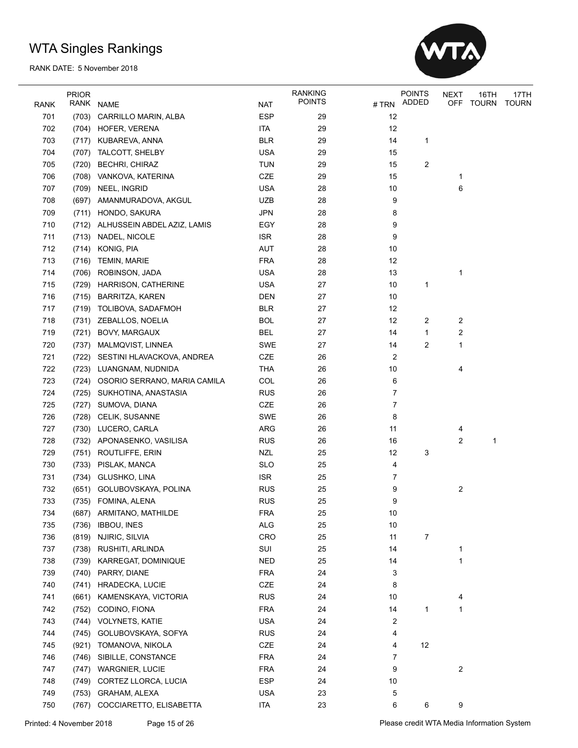# WTA Singles Rankings

RANK DATE: 5 November 2018

| RANK | PRIOR RANK | NAME | NAT | RANKING POINTS | # TRN | POINTS ADDED | NEXT OFF | 16TH TOURN | 17TH TOURN |
|---|---|---|---|---|---|---|---|---|---|
| 701 | (703) | CARRILLO MARIN, ALBA | ESP | 29 | 12 | | | | |
| 702 | (704) | HOFER, VERENA | ITA | 29 | 12 | | | | |
| 703 | (717) | KUBAREVA, ANNA | BLR | 29 | 14 | 1 | | | |
| 704 | (707) | TALCOTT, SHELBY | USA | 29 | 15 | | | | |
| 705 | (720) | BECHRI, CHIRAZ | TUN | 29 | 15 | 2 | | | |
| 706 | (708) | VANKOVA, KATERINA | CZE | 29 | 15 | | 1 | | |
| 707 | (709) | NEEL, INGRID | USA | 28 | 10 | | 6 | | |
| 708 | (697) | AMANMURADOVA, AKGUL | UZB | 28 | 9 | | | | |
| 709 | (711) | HONDO, SAKURA | JPN | 28 | 8 | | | | |
| 710 | (712) | ALHUSSEIN ABDEL AZIZ, LAMIS | EGY | 28 | 9 | | | | |
| 711 | (713) | NADEL, NICOLE | ISR | 28 | 9 | | | | |
| 712 | (714) | KONIG, PIA | AUT | 28 | 10 | | | | |
| 713 | (716) | TEMIN, MARIE | FRA | 28 | 12 | | | | |
| 714 | (706) | ROBINSON, JADA | USA | 28 | 13 | | 1 | | |
| 715 | (729) | HARRISON, CATHERINE | USA | 27 | 10 | 1 | | | |
| 716 | (715) | BARRITZA, KAREN | DEN | 27 | 10 | | | | |
| 717 | (719) | TOLIBOVA, SADAFMOH | BLR | 27 | 12 | | | | |
| 718 | (731) | ZEBALLOS, NOELIA | BOL | 27 | 12 | 2 | 2 | | |
| 719 | (721) | BOVY, MARGAUX | BEL | 27 | 14 | 1 | 2 | | |
| 720 | (737) | MALMQVIST, LINNEA | SWE | 27 | 14 | 2 | 1 | | |
| 721 | (722) | SESTINI HLAVACKOVA, ANDREA | CZE | 26 | 2 | | | | |
| 722 | (723) | LUANGNAM, NUDNIDA | THA | 26 | 10 | | 4 | | |
| 723 | (724) | OSORIO SERRANO, MARIA CAMILA | COL | 26 | 6 | | | | |
| 724 | (725) | SUKHOTINA, ANASTASIA | RUS | 26 | 7 | | | | |
| 725 | (727) | SUMOVA, DIANA | CZE | 26 | 7 | | | | |
| 726 | (728) | CELIK, SUSANNE | SWE | 26 | 8 | | | | |
| 727 | (730) | LUCERO, CARLA | ARG | 26 | 11 | | 4 | | |
| 728 | (732) | APONASENKO, VASILISA | RUS | 26 | 16 | | 2 | 1 | |
| 729 | (751) | ROUTLIFFE, ERIN | NZL | 25 | 12 | 3 | | | |
| 730 | (733) | PISLAK, MANCA | SLO | 25 | 4 | | | | |
| 731 | (734) | GLUSHKO, LINA | ISR | 25 | 7 | | | | |
| 732 | (651) | GOLUBOVSKAYA, POLINA | RUS | 25 | 9 | | 2 | | |
| 733 | (735) | FOMINA, ALENA | RUS | 25 | 9 | | | | |
| 734 | (687) | ARMITANO, MATHILDE | FRA | 25 | 10 | | | | |
| 735 | (736) | IBBOU, INES | ALG | 25 | 10 | | | | |
| 736 | (819) | NJIRIC, SILVIA | CRO | 25 | 11 | 7 | | | |
| 737 | (738) | RUSHITI, ARLINDA | SUI | 25 | 14 | | 1 | | |
| 738 | (739) | KARREGAT, DOMINIQUE | NED | 25 | 14 | | 1 | | |
| 739 | (740) | PARRY, DIANE | FRA | 24 | 3 | | | | |
| 740 | (741) | HRADECKA, LUCIE | CZE | 24 | 8 | | | | |
| 741 | (661) | KAMENSKAYA, VICTORIA | RUS | 24 | 10 | | 4 | | |
| 742 | (752) | CODINO, FIONA | FRA | 24 | 14 | 1 | 1 | | |
| 743 | (744) | VOLYNETS, KATIE | USA | 24 | 2 | | | | |
| 744 | (745) | GOLUBOVSKAYA, SOFYA | RUS | 24 | 4 | | | | |
| 745 | (921) | TOMANOVA, NIKOLA | CZE | 24 | 4 | 12 | | | |
| 746 | (746) | SIBILLE, CONSTANCE | FRA | 24 | 7 | | | | |
| 747 | (747) | WARGNIER, LUCIE | FRA | 24 | 9 | | 2 | | |
| 748 | (749) | CORTEZ LLORCA, LUCIA | ESP | 24 | 10 | | | | |
| 749 | (753) | GRAHAM, ALEXA | USA | 23 | 5 | | | | |
| 750 | (767) | COCCIARETTO, ELISABETTA | ITA | 23 | 6 | 6 | 9 | | |

Printed: 4 November 2018

Please credit WTA Media Information System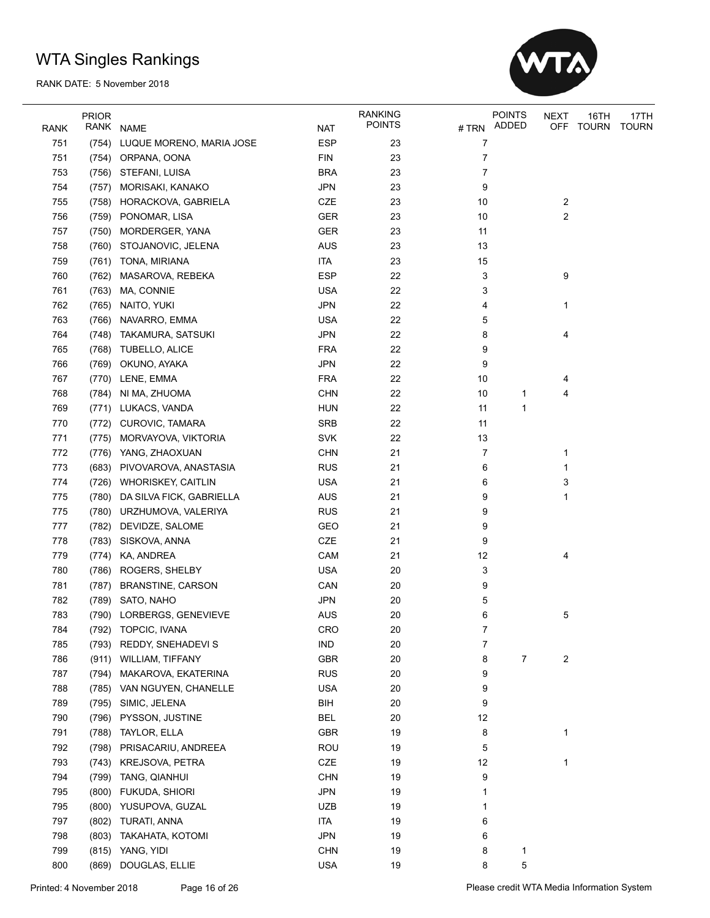# WTA Singles Rankings

RANK DATE: 5 November 2018

| RANK | PRIOR RANK | NAME | NAT | RANKING POINTS | # TRN | POINTS ADDED | NEXT OFF | 16TH TOURN | 17TH TOURN |
|---|---|---|---|---|---|---|---|---|---|
| 751 | (754) | LUQUE MORENO, MARIA JOSE | ESP | 23 | 7 | | | | |
| 751 | (754) | ORPANA, OONA | FIN | 23 | 7 | | | | |
| 753 | (756) | STEFANI, LUISA | BRA | 23 | 7 | | | | |
| 754 | (757) | MORISAKI, KANAKO | JPN | 23 | 9 | | | | |
| 755 | (758) | HORACKOVA, GABRIELA | CZE | 23 | 10 | | 2 | | |
| 756 | (759) | PONOMAR, LISA | GER | 23 | 10 | | 2 | | |
| 757 | (750) | MORDERGER, YANA | GER | 23 | 11 | | | | |
| 758 | (760) | STOJANOVIC, JELENA | AUS | 23 | 13 | | | | |
| 759 | (761) | TONA, MIRIANA | ITA | 23 | 15 | | | | |
| 760 | (762) | MASAROVA, REBEKA | ESP | 22 | 3 | | 9 | | |
| 761 | (763) | MA, CONNIE | USA | 22 | 3 | | | | |
| 762 | (765) | NAITO, YUKI | JPN | 22 | 4 | | 1 | | |
| 763 | (766) | NAVARRO, EMMA | USA | 22 | 5 | | | | |
| 764 | (748) | TAKAMURA, SATSUKI | JPN | 22 | 8 | | 4 | | |
| 765 | (768) | TUBELLO, ALICE | FRA | 22 | 9 | | | | |
| 766 | (769) | OKUNO, AYAKA | JPN | 22 | 9 | | | | |
| 767 | (770) | LENE, EMMA | FRA | 22 | 10 | | 4 | | |
| 768 | (784) | NI MA, ZHUOMA | CHN | 22 | 10 | 1 | 4 | | |
| 769 | (771) | LUKACS, VANDA | HUN | 22 | 11 | 1 | | | |
| 770 | (772) | CUROVIC, TAMARA | SRB | 22 | 11 | | | | |
| 771 | (775) | MORVAYOVA, VIKTORIA | SVK | 22 | 13 | | | | |
| 772 | (776) | YANG, ZHAOXUAN | CHN | 21 | 7 | | 1 | | |
| 773 | (683) | PIVOVAROVA, ANASTASIA | RUS | 21 | 6 | | 1 | | |
| 774 | (726) | WHORISKEY, CAITLIN | USA | 21 | 6 | | 3 | | |
| 775 | (780) | DA SILVA FICK, GABRIELLA | AUS | 21 | 9 | | 1 | | |
| 775 | (780) | URZHUMOVA, VALERIYA | RUS | 21 | 9 | | | | |
| 777 | (782) | DEVIDZE, SALOME | GEO | 21 | 9 | | | | |
| 778 | (783) | SISKOVA, ANNA | CZE | 21 | 9 | | | | |
| 779 | (774) | KA, ANDREA | CAM | 21 | 12 | | 4 | | |
| 780 | (786) | ROGERS, SHELBY | USA | 20 | 3 | | | | |
| 781 | (787) | BRANSTINE, CARSON | CAN | 20 | 9 | | | | |
| 782 | (789) | SATO, NAHO | JPN | 20 | 5 | | | | |
| 783 | (790) | LORBERGS, GENEVIEVE | AUS | 20 | 6 | | 5 | | |
| 784 | (792) | TOPCIC, IVANA | CRO | 20 | 7 | | | | |
| 785 | (793) | REDDY, SNEHADEVI S | IND | 20 | 7 | | | | |
| 786 | (911) | WILLIAM, TIFFANY | GBR | 20 | 8 | 7 | 2 | | |
| 787 | (794) | MAKAROVA, EKATERINA | RUS | 20 | 9 | | | | |
| 788 | (785) | VAN NGUYEN, CHANELLE | USA | 20 | 9 | | | | |
| 789 | (795) | SIMIC, JELENA | BIH | 20 | 9 | | | | |
| 790 | (796) | PYSSON, JUSTINE | BEL | 20 | 12 | | | | |
| 791 | (788) | TAYLOR, ELLA | GBR | 19 | 8 | | 1 | | |
| 792 | (798) | PRISACARIU, ANDREEA | ROU | 19 | 5 | | | | |
| 793 | (743) | KREJSOVA, PETRA | CZE | 19 | 12 | | 1 | | |
| 794 | (799) | TANG, QIANHUI | CHN | 19 | 9 | | | | |
| 795 | (800) | FUKUDA, SHIORI | JPN | 19 | 1 | | | | |
| 795 | (800) | YUSUPOVA, GUZAL | UZB | 19 | 1 | | | | |
| 797 | (802) | TURATI, ANNA | ITA | 19 | 6 | | | | |
| 798 | (803) | TAKAHATA, KOTOMI | JPN | 19 | 6 | | | | |
| 799 | (815) | YANG, YIDI | CHN | 19 | 8 | 1 | | | |
| 800 | (869) | DOUGLAS, ELLIE | USA | 19 | 8 | 5 | | | |

Printed: 4 November 2018

Please credit WTA Media Information System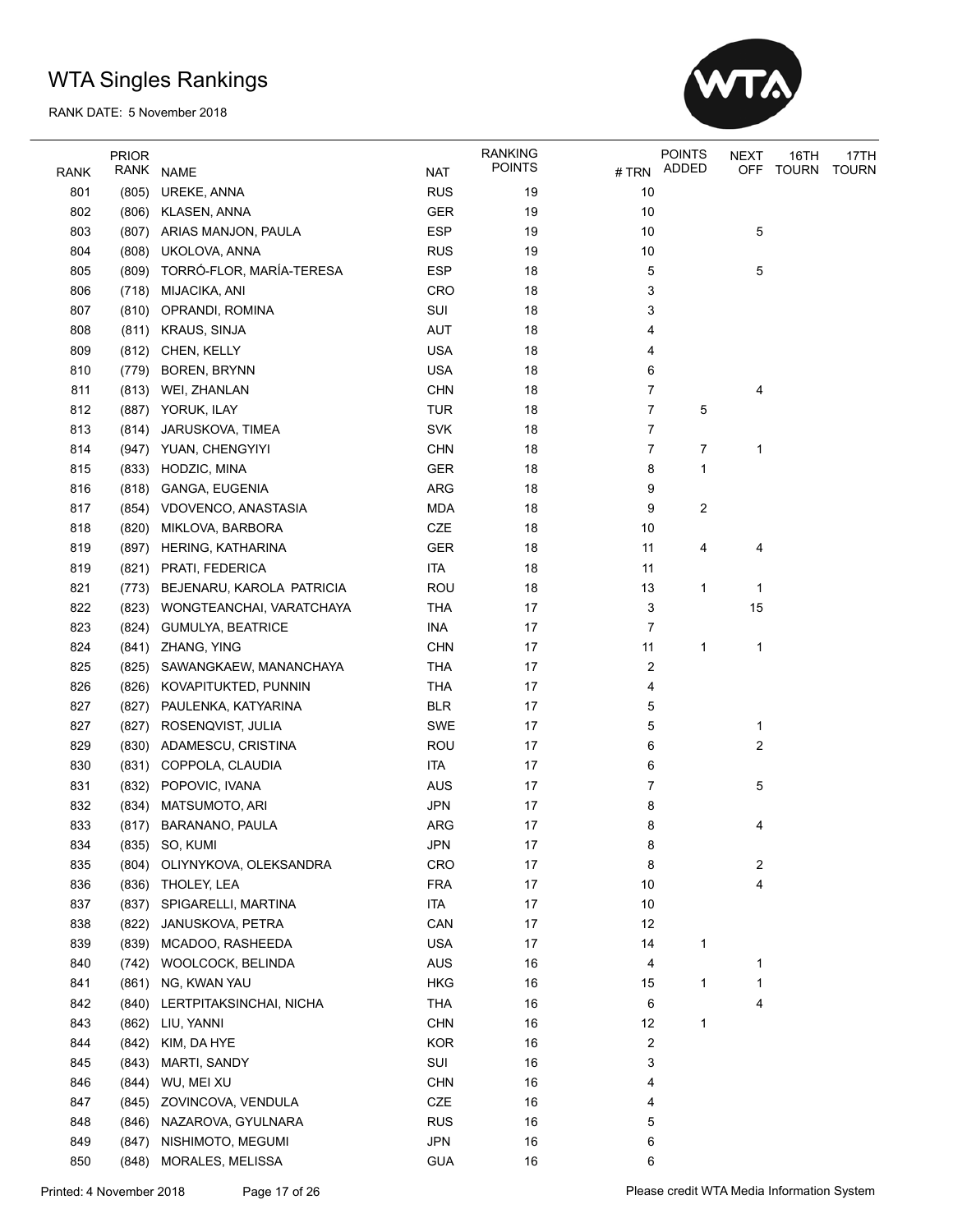# WTA Singles Rankings

RANK DATE: 5 November 2018

| RANK | PRIOR RANK | NAME | NAT | RANKING POINTS | # TRN | POINTS ADDED | NEXT OFF | 16TH TOURN | 17TH TOURN |
|---|---|---|---|---|---|---|---|---|---|
| 801 | (805) | UREKE, ANNA | RUS | 19 | 10 | | | | |
| 802 | (806) | KLASEN, ANNA | GER | 19 | 10 | | | | |
| 803 | (807) | ARIAS MANJON, PAULA | ESP | 19 | 10 | | 5 | | |
| 804 | (808) | UKOLOVA, ANNA | RUS | 19 | 10 | | | | |
| 805 | (809) | TORRÓ-FLOR, MARÍA-TERESA | ESP | 18 | 5 | | 5 | | |
| 806 | (718) | MIJACIKA, ANI | CRO | 18 | 3 | | | | |
| 807 | (810) | OPRANDI, ROMINA | SUI | 18 | 3 | | | | |
| 808 | (811) | KRAUS, SINJA | AUT | 18 | 4 | | | | |
| 809 | (812) | CHEN, KELLY | USA | 18 | 4 | | | | |
| 810 | (779) | BOREN, BRYNN | USA | 18 | 6 | | | | |
| 811 | (813) | WEI, ZHANLAN | CHN | 18 | 7 | | 4 | | |
| 812 | (887) | YORUK, ILAY | TUR | 18 | 7 | 5 | | | |
| 813 | (814) | JARUSKOVA, TIMEA | SVK | 18 | 7 | | | | |
| 814 | (947) | YUAN, CHENGYIYI | CHN | 18 | 7 | 7 | 1 | | |
| 815 | (833) | HODZIC, MINA | GER | 18 | 8 | 1 | | | |
| 816 | (818) | GANGA, EUGENIA | ARG | 18 | 9 | | | | |
| 817 | (854) | VDOVENCO, ANASTASIA | MDA | 18 | 9 | 2 | | | |
| 818 | (820) | MIKLOVA, BARBORA | CZE | 18 | 10 | | | | |
| 819 | (897) | HERING, KATHARINA | GER | 18 | 11 | 4 | 4 | | |
| 819 | (821) | PRATI, FEDERICA | ITA | 18 | 11 | | | | |
| 821 | (773) | BEJENARU, KAROLA PATRICIA | ROU | 18 | 13 | 1 | 1 | | |
| 822 | (823) | WONGTEANCHAI, VARATCHAYA | THA | 17 | 3 | | 15 | | |
| 823 | (824) | GUMULYA, BEATRICE | INA | 17 | 7 | | | | |
| 824 | (841) | ZHANG, YING | CHN | 17 | 11 | 1 | 1 | | |
| 825 | (825) | SAWANGKAEW, MANANCHAYA | THA | 17 | 2 | | | | |
| 826 | (826) | KOVAPITUKTED, PUNNIN | THA | 17 | 4 | | | | |
| 827 | (827) | PAULENKA, KATYARINA | BLR | 17 | 5 | | | | |
| 827 | (827) | ROSENQVIST, JULIA | SWE | 17 | 5 | | 1 | | |
| 829 | (830) | ADAMESCU, CRISTINA | ROU | 17 | 6 | | 2 | | |
| 830 | (831) | COPPOLA, CLAUDIA | ITA | 17 | 6 | | | | |
| 831 | (832) | POPOVIC, IVANA | AUS | 17 | 7 | | 5 | | |
| 832 | (834) | MATSUMOTO, ARI | JPN | 17 | 8 | | | | |
| 833 | (817) | BARANANO, PAULA | ARG | 17 | 8 | | 4 | | |
| 834 | (835) | SO, KUMI | JPN | 17 | 8 | | | | |
| 835 | (804) | OLIYNYKOVA, OLEKSANDRA | CRO | 17 | 8 | | 2 | | |
| 836 | (836) | THOLEY, LEA | FRA | 17 | 10 | | 4 | | |
| 837 | (837) | SPIGARELLI, MARTINA | ITA | 17 | 10 | | | | |
| 838 | (822) | JANUSKOVA, PETRA | CAN | 17 | 12 | | | | |
| 839 | (839) | MCADOO, RASHEEDA | USA | 17 | 14 | 1 | | | |
| 840 | (742) | WOOLCOCK, BELINDA | AUS | 16 | 4 | | 1 | | |
| 841 | (861) | NG, KWAN YAU | HKG | 16 | 15 | 1 | 1 | | |
| 842 | (840) | LERTPITAKSINCHAI, NICHA | THA | 16 | 6 | | 4 | | |
| 843 | (862) | LIU, YANNI | CHN | 16 | 12 | 1 | | | |
| 844 | (842) | KIM, DA HYE | KOR | 16 | 2 | | | | |
| 845 | (843) | MARTI, SANDY | SUI | 16 | 3 | | | | |
| 846 | (844) | WU, MEI XU | CHN | 16 | 4 | | | | |
| 847 | (845) | ZOVINCOVA, VENDULA | CZE | 16 | 4 | | | | |
| 848 | (846) | NAZAROVA, GYULNARA | RUS | 16 | 5 | | | | |
| 849 | (847) | NISHIMOTO, MEGUMI | JPN | 16 | 6 | | | | |
| 850 | (848) | MORALES, MELISSA | GUA | 16 | 6 | | | | |

Printed: 4 November 2018

Please credit WTA Media Information System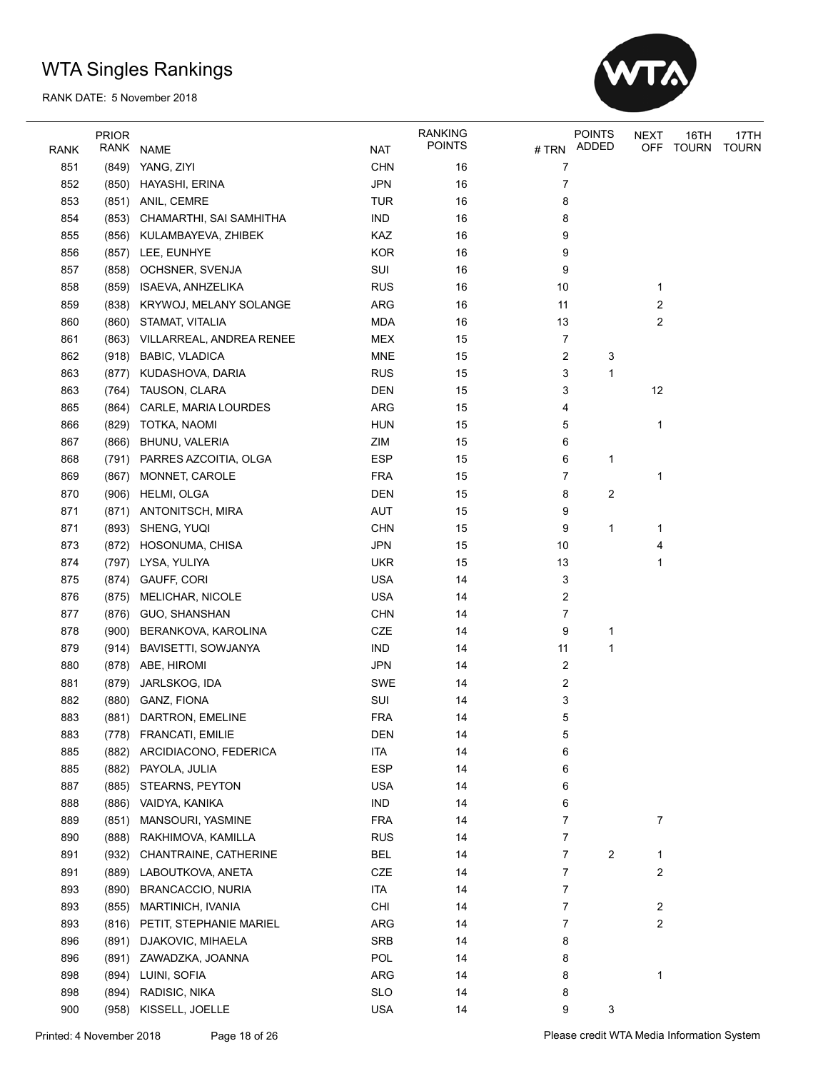# WTA Singles Rankings

RANK DATE: 5 November 2018

| RANK | PRIOR RANK | NAME | NAT | RANKING POINTS | # TRN | POINTS ADDED | NEXT OFF | 16TH TOURN | 17TH TOURN |
|---|---|---|---|---|---|---|---|---|---|
| 851 | (849) | YANG, ZIYI | CHN | 16 | 7 | | | | |
| 852 | (850) | HAYASHI, ERINA | JPN | 16 | 7 | | | | |
| 853 | (851) | ANIL, CEMRE | TUR | 16 | 8 | | | | |
| 854 | (853) | CHAMARTHI, SAI SAMHITHA | IND | 16 | 8 | | | | |
| 855 | (856) | KULAMBAYEVA, ZHIBEK | KAZ | 16 | 9 | | | | |
| 856 | (857) | LEE, EUNHYE | KOR | 16 | 9 | | | | |
| 857 | (858) | OCHSNER, SVENJA | SUI | 16 | 9 | | | | |
| 858 | (859) | ISAEVA, ANHZELIKA | RUS | 16 | 10 | | 1 | | |
| 859 | (838) | KRYWOJ, MELANY SOLANGE | ARG | 16 | 11 | | 2 | | |
| 860 | (860) | STAMAT, VITALIA | MDA | 16 | 13 | | 2 | | |
| 861 | (863) | VILLARREAL, ANDREA RENEE | MEX | 15 | 7 | | | | |
| 862 | (918) | BABIC, VLADICA | MNE | 15 | 2 | 3 | | | |
| 863 | (877) | KUDASHOVA, DARIA | RUS | 15 | 3 | 1 | | | |
| 863 | (764) | TAUSON, CLARA | DEN | 15 | 3 | | 12 | | |
| 865 | (864) | CARLE, MARIA LOURDES | ARG | 15 | 4 | | | | |
| 866 | (829) | TOTKA, NAOMI | HUN | 15 | 5 | | 1 | | |
| 867 | (866) | BHUNU, VALERIA | ZIM | 15 | 6 | | | | |
| 868 | (791) | PARRES AZCOITIA, OLGA | ESP | 15 | 6 | 1 | | | |
| 869 | (867) | MONNET, CAROLE | FRA | 15 | 7 | | 1 | | |
| 870 | (906) | HELMI, OLGA | DEN | 15 | 8 | 2 | | | |
| 871 | (871) | ANTONITSCH, MIRA | AUT | 15 | 9 | | | | |
| 871 | (893) | SHENG, YUQI | CHN | 15 | 9 | 1 | 1 | | |
| 873 | (872) | HOSONUMA, CHISA | JPN | 15 | 10 | | 4 | | |
| 874 | (797) | LYSA, YULIYA | UKR | 15 | 13 | | 1 | | |
| 875 | (874) | GAUFF, CORI | USA | 14 | 3 | | | | |
| 876 | (875) | MELICHAR, NICOLE | USA | 14 | 2 | | | | |
| 877 | (876) | GUO, SHANSHAN | CHN | 14 | 7 | | | | |
| 878 | (900) | BERANKOVA, KAROLINA | CZE | 14 | 9 | 1 | | | |
| 879 | (914) | BAVISETTI, SOWJANYA | IND | 14 | 11 | 1 | | | |
| 880 | (878) | ABE, HIROMI | JPN | 14 | 2 | | | | |
| 881 | (879) | JARLSKOG, IDA | SWE | 14 | 2 | | | | |
| 882 | (880) | GANZ, FIONA | SUI | 14 | 3 | | | | |
| 883 | (881) | DARTRON, EMELINE | FRA | 14 | 5 | | | | |
| 883 | (778) | FRANCATI, EMILIE | DEN | 14 | 5 | | | | |
| 885 | (882) | ARCIDIACONO, FEDERICA | ITA | 14 | 6 | | | | |
| 885 | (882) | PAYOLA, JULIA | ESP | 14 | 6 | | | | |
| 887 | (885) | STEARNS, PEYTON | USA | 14 | 6 | | | | |
| 888 | (886) | VAIDYA, KANIKA | IND | 14 | 6 | | | | |
| 889 | (851) | MANSOURI, YASMINE | FRA | 14 | 7 | | 7 | | |
| 890 | (888) | RAKHIMOVA, KAMILLA | RUS | 14 | 7 | | | | |
| 891 | (932) | CHANTRAINE, CATHERINE | BEL | 14 | 7 | 2 | 1 | | |
| 891 | (889) | LABOUTKOVA, ANETA | CZE | 14 | 7 | | 2 | | |
| 893 | (890) | BRANCACCIO, NURIA | ITA | 14 | 7 | | | | |
| 893 | (855) | MARTINICH, IVANIA | CHI | 14 | 7 | | 2 | | |
| 893 | (816) | PETIT, STEPHANIE MARIEL | ARG | 14 | 7 | | 2 | | |
| 896 | (891) | DJAKOVIC, MIHAELA | SRB | 14 | 8 | | | | |
| 896 | (891) | ZAWADZKA, JOANNA | POL | 14 | 8 | | | | |
| 898 | (894) | LUINI, SOFIA | ARG | 14 | 8 | | 1 | | |
| 898 | (894) | RADISIC, NIKA | SLO | 14 | 8 | | | | |
| 900 | (958) | KISSELL, JOELLE | USA | 14 | 9 | 3 | | | |

Printed: 4 November 2018

Please credit WTA Media Information System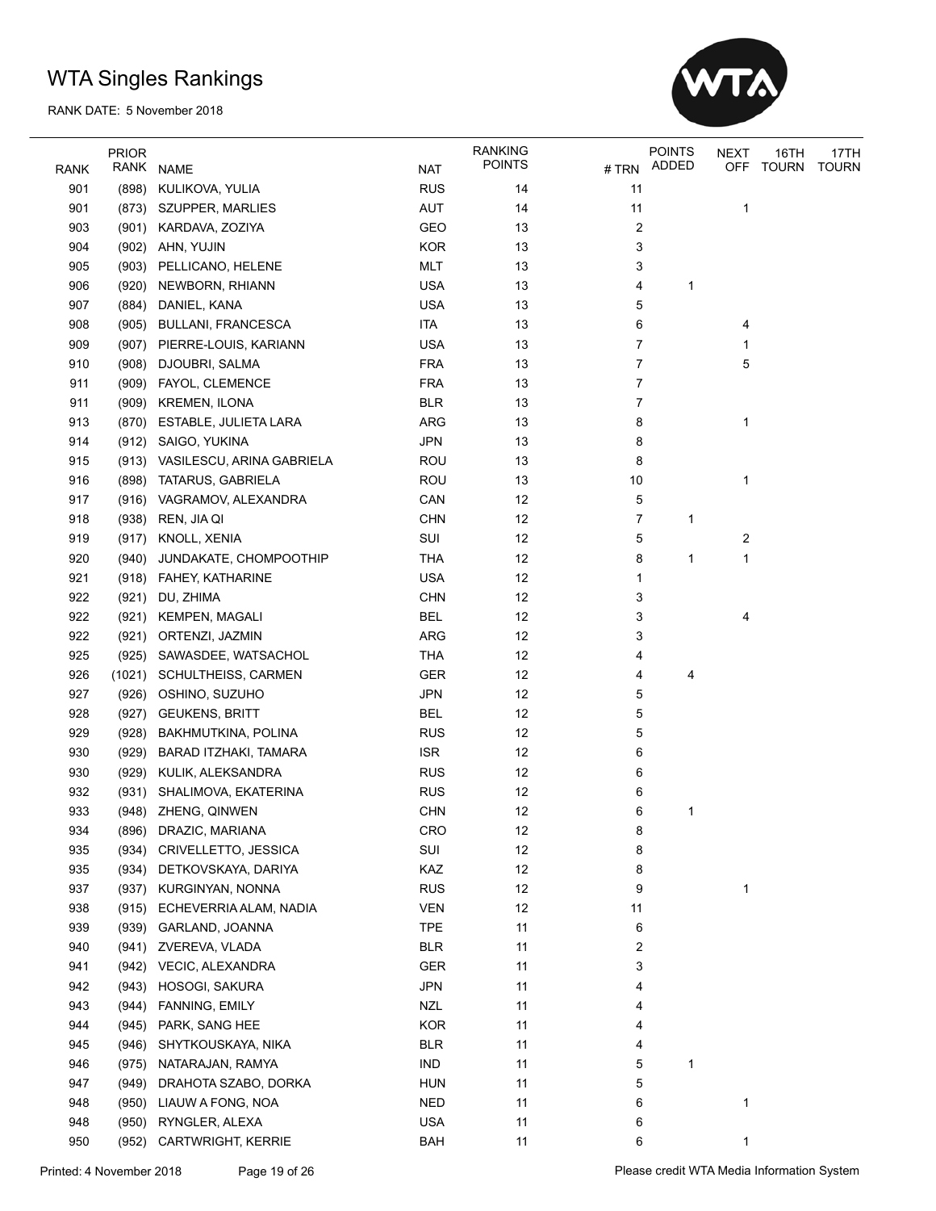# WTA Singles Rankings

RANK DATE: 5 November 2018

| RANK | PRIOR RANK | NAME | NAT | RANKING POINTS | # TRN | POINTS ADDED | NEXT OFF | 16TH TOURN | 17TH TOURN |
|---|---|---|---|---|---|---|---|---|---|
| 901 | (898) | KULIKOVA, YULIA | RUS | 14 | 11 | | | | |
| 901 | (873) | SZUPPER, MARLIES | AUT | 14 | 11 | | 1 | | |
| 903 | (901) | KARDAVA, ZOZIYA | GEO | 13 | 2 | | | | |
| 904 | (902) | AHN, YUJIN | KOR | 13 | 3 | | | | |
| 905 | (903) | PELLICANO, HELENE | MLT | 13 | 3 | | | | |
| 906 | (920) | NEWBORN, RHIANN | USA | 13 | 4 | 1 | | | |
| 907 | (884) | DANIEL, KANA | USA | 13 | 5 | | | | |
| 908 | (905) | BULLANI, FRANCESCA | ITA | 13 | 6 | | 4 | | |
| 909 | (907) | PIERRE-LOUIS, KARIANN | USA | 13 | 7 | | 1 | | |
| 910 | (908) | DJOUBRI, SALMA | FRA | 13 | 7 | | 5 | | |
| 911 | (909) | FAYOL, CLEMENCE | FRA | 13 | 7 | | | | |
| 911 | (909) | KREMEN, ILONA | BLR | 13 | 7 | | | | |
| 913 | (870) | ESTABLE, JULIETA LARA | ARG | 13 | 8 | | 1 | | |
| 914 | (912) | SAIGO, YUKINA | JPN | 13 | 8 | | | | |
| 915 | (913) | VASILESCU, ARINA GABRIELA | ROU | 13 | 8 | | | | |
| 916 | (898) | TATARUS, GABRIELA | ROU | 13 | 10 | | 1 | | |
| 917 | (916) | VAGRAMOV, ALEXANDRA | CAN | 12 | 5 | | | | |
| 918 | (938) | REN, JIA QI | CHN | 12 | 7 | 1 | | | |
| 919 | (917) | KNOLL, XENIA | SUI | 12 | 5 | | 2 | | |
| 920 | (940) | JUNDAKATE, CHOMPOOTHIP | THA | 12 | 8 | 1 | 1 | | |
| 921 | (918) | FAHEY, KATHARINE | USA | 12 | 1 | | | | |
| 922 | (921) | DU, ZHIMA | CHN | 12 | 3 | | | | |
| 922 | (921) | KEMPEN, MAGALI | BEL | 12 | 3 | | 4 | | |
| 922 | (921) | ORTENZI, JAZMIN | ARG | 12 | 3 | | | | |
| 925 | (925) | SAWASDEE, WATSACHOL | THA | 12 | 4 | | | | |
| 926 | (1021) | SCHULTHEISS, CARMEN | GER | 12 | 4 | 4 | | | |
| 927 | (926) | OSHINO, SUZUHO | JPN | 12 | 5 | | | | |
| 928 | (927) | GEUKENS, BRITT | BEL | 12 | 5 | | | | |
| 929 | (928) | BAKHMUTKINA, POLINA | RUS | 12 | 5 | | | | |
| 930 | (929) | BARAD ITZHAKI, TAMARA | ISR | 12 | 6 | | | | |
| 930 | (929) | KULIK, ALEKSANDRA | RUS | 12 | 6 | | | | |
| 932 | (931) | SHALIMOVA, EKATERINA | RUS | 12 | 6 | | | | |
| 933 | (948) | ZHENG, QINWEN | CHN | 12 | 6 | 1 | | | |
| 934 | (896) | DRAZIC, MARIANA | CRO | 12 | 8 | | | | |
| 935 | (934) | CRIVELLETTO, JESSICA | SUI | 12 | 8 | | | | |
| 935 | (934) | DETKOVSKAYA, DARIYA | KAZ | 12 | 8 | | | | |
| 937 | (937) | KURGINYAN, NONNA | RUS | 12 | 9 | | 1 | | |
| 938 | (915) | ECHEVERRIA ALAM, NADIA | VEN | 12 | 11 | | | | |
| 939 | (939) | GARLAND, JOANNA | TPE | 11 | 6 | | | | |
| 940 | (941) | ZVEREVA, VLADA | BLR | 11 | 2 | | | | |
| 941 | (942) | VECIC, ALEXANDRA | GER | 11 | 3 | | | | |
| 942 | (943) | HOSOGI, SAKURA | JPN | 11 | 4 | | | | |
| 943 | (944) | FANNING, EMILY | NZL | 11 | 4 | | | | |
| 944 | (945) | PARK, SANG HEE | KOR | 11 | 4 | | | | |
| 945 | (946) | SHYTKOUSKAYA, NIKA | BLR | 11 | 4 | | | | |
| 946 | (975) | NATARAJAN, RAMYA | IND | 11 | 5 | 1 | | | |
| 947 | (949) | DRAHOTA SZABO, DORKA | HUN | 11 | 5 | | | | |
| 948 | (950) | LIAUW A FONG, NOA | NED | 11 | 6 | | 1 | | |
| 948 | (950) | RYNGLER, ALEXA | USA | 11 | 6 | | | | |
| 950 | (952) | CARTWRIGHT, KERRIE | BAH | 11 | 6 | | 1 | | |

Printed: 4 November 2018

Please credit WTA Media Information System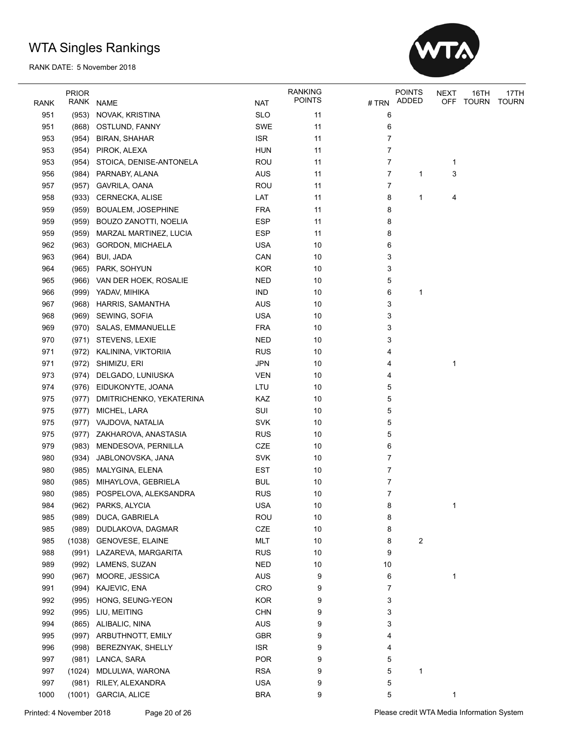# WTA Singles Rankings

RANK DATE: 5 November 2018

| RANK | PRIOR RANK | NAME | NAT | RANKING POINTS | # TRN | POINTS ADDED | NEXT OFF | 16TH TOURN | 17TH TOURN |
|---|---|---|---|---|---|---|---|---|---|
| 951 | (953) | NOVAK, KRISTINA | SLO | 11 | 6 | | | | |
| 951 | (868) | OSTLUND, FANNY | SWE | 11 | 6 | | | | |
| 953 | (954) | BIRAN, SHAHAR | ISR | 11 | 7 | | | | |
| 953 | (954) | PIROK, ALEXA | HUN | 11 | 7 | | | | |
| 953 | (954) | STOICA, DENISE-ANTONELA | ROU | 11 | 7 | | 1 | | |
| 956 | (984) | PARNABY, ALANA | AUS | 11 | 7 | 1 | 3 | | |
| 957 | (957) | GAVRILA, OANA | ROU | 11 | 7 | | | | |
| 958 | (933) | CERNECKA, ALISE | LAT | 11 | 8 | 1 | 4 | | |
| 959 | (959) | BOUALEM, JOSEPHINE | FRA | 11 | 8 | | | | |
| 959 | (959) | BOUZO ZANOTTI, NOELIA | ESP | 11 | 8 | | | | |
| 959 | (959) | MARZAL MARTINEZ, LUCIA | ESP | 11 | 8 | | | | |
| 962 | (963) | GORDON, MICHAELA | USA | 10 | 6 | | | | |
| 963 | (964) | BUI, JADA | CAN | 10 | 3 | | | | |
| 964 | (965) | PARK, SOHYUN | KOR | 10 | 3 | | | | |
| 965 | (966) | VAN DER HOEK, ROSALIE | NED | 10 | 5 | | | | |
| 966 | (999) | YADAV, MIHIKA | IND | 10 | 6 | 1 | | | |
| 967 | (968) | HARRIS, SAMANTHA | AUS | 10 | 3 | | | | |
| 968 | (969) | SEWING, SOFIA | USA | 10 | 3 | | | | |
| 969 | (970) | SALAS, EMMANUELLE | FRA | 10 | 3 | | | | |
| 970 | (971) | STEVENS, LEXIE | NED | 10 | 3 | | | | |
| 971 | (972) | KALININA, VIKTORIIA | RUS | 10 | 4 | | | | |
| 971 | (972) | SHIMIZU, ERI | JPN | 10 | 4 | | 1 | | |
| 973 | (974) | DELGADO, LUNIUSKA | VEN | 10 | 4 | | | | |
| 974 | (976) | EIDUKONYTE, JOANA | LTU | 10 | 5 | | | | |
| 975 | (977) | DMITRICHENKO, YEKATERINA | KAZ | 10 | 5 | | | | |
| 975 | (977) | MICHEL, LARA | SUI | 10 | 5 | | | | |
| 975 | (977) | VAJDOVA, NATALIA | SVK | 10 | 5 | | | | |
| 975 | (977) | ZAKHAROVA, ANASTASIA | RUS | 10 | 5 | | | | |
| 979 | (983) | MENDESOVA, PERNILLA | CZE | 10 | 6 | | | | |
| 980 | (934) | JABLONOVSKA, JANA | SVK | 10 | 7 | | | | |
| 980 | (985) | MALYGINA, ELENA | EST | 10 | 7 | | | | |
| 980 | (985) | MIHAYLOVA, GEBRIELA | BUL | 10 | 7 | | | | |
| 980 | (985) | POSPELOVA, ALEKSANDRA | RUS | 10 | 7 | | | | |
| 984 | (962) | PARKS, ALYCIA | USA | 10 | 8 | | 1 | | |
| 985 | (989) | DUCA, GABRIELA | ROU | 10 | 8 | | | | |
| 985 | (989) | DUDLAKOVA, DAGMAR | CZE | 10 | 8 | | | | |
| 985 | (1038) | GENOVESE, ELAINE | MLT | 10 | 8 | 2 | | | |
| 988 | (991) | LAZAREVA, MARGARITA | RUS | 10 | 9 | | | | |
| 989 | (992) | LAMENS, SUZAN | NED | 10 | 10 | | | | |
| 990 | (967) | MOORE, JESSICA | AUS | 9 | 6 | | 1 | | |
| 991 | (994) | KAJEVIC, ENA | CRO | 9 | 7 | | | | |
| 992 | (995) | HONG, SEUNG-YEON | KOR | 9 | 3 | | | | |
| 992 | (995) | LIU, MEITING | CHN | 9 | 3 | | | | |
| 994 | (865) | ALIBALIC, NINA | AUS | 9 | 3 | | | | |
| 995 | (997) | ARBUTHNOTT, EMILY | GBR | 9 | 4 | | | | |
| 996 | (998) | BEREZNYAK, SHELLY | ISR | 9 | 4 | | | | |
| 997 | (981) | LANCA, SARA | POR | 9 | 5 | | | | |
| 997 | (1024) | MDLULWA, WARONA | RSA | 9 | 5 | 1 | | | |
| 997 | (981) | RILEY, ALEXANDRA | USA | 9 | 5 | | | | |
| 1000 | (1001) | GARCIA, ALICE | BRA | 9 | 5 | | 1 | | |

Printed: 4 November 2018 — Please credit WTA Media Information System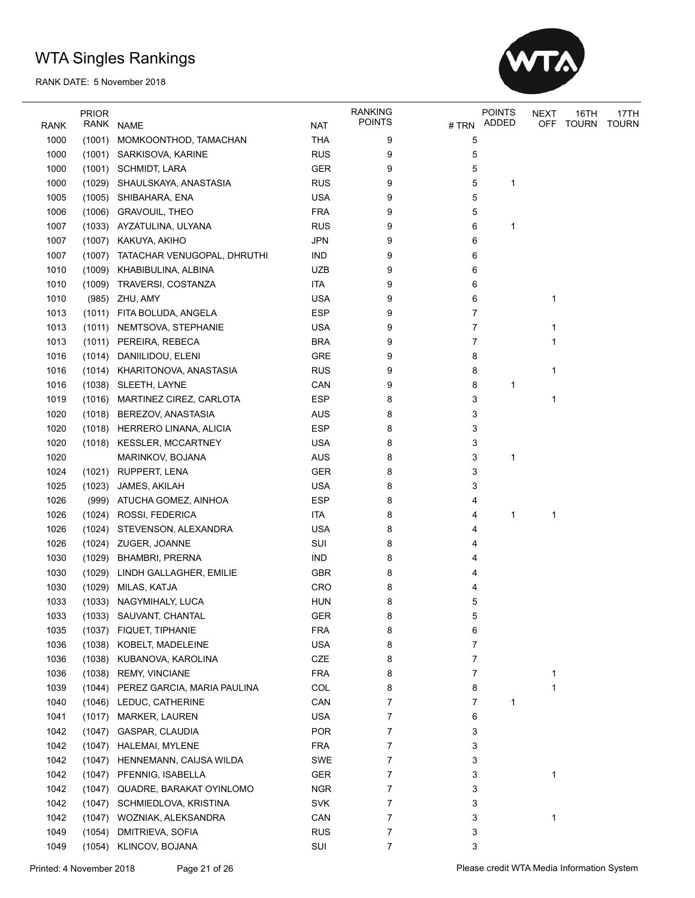# WTA Singles Rankings

RANK DATE: 5 November 2018

| RANK | PRIOR RANK | NAME | NAT | RANKING POINTS | # TRN | POINTS ADDED | NEXT OFF | 16TH TOURN | 17TH TOURN |
|---|---|---|---|---|---|---|---|---|---|
| 1000 | (1001) | MOMKOONTHOD, TAMACHAN | THA | 9 | 5 | | | | |
| 1000 | (1001) | SARKISOVA, KARINE | RUS | 9 | 5 | | | | |
| 1000 | (1001) | SCHMIDT, LARA | GER | 9 | 5 | | | | |
| 1000 | (1029) | SHAULSKAYA, ANASTASIA | RUS | 9 | 5 | 1 | | | |
| 1005 | (1005) | SHIBAHARA, ENA | USA | 9 | 5 | | | | |
| 1006 | (1006) | GRAVOUIL, THEO | FRA | 9 | 5 | | | | |
| 1007 | (1033) | AYZATULINA, ULYANA | RUS | 9 | 6 | 1 | | | |
| 1007 | (1007) | KAKUYA, AKIHO | JPN | 9 | 6 | | | | |
| 1007 | (1007) | TATACHAR VENUGOPAL, DHRUTHI | IND | 9 | 6 | | | | |
| 1010 | (1009) | KHABIBULINA, ALBINA | UZB | 9 | 6 | | | | |
| 1010 | (1009) | TRAVERSI, COSTANZA | ITA | 9 | 6 | | | | |
| 1010 | (985) | ZHU, AMY | USA | 9 | 6 | | 1 | | |
| 1013 | (1011) | FITA BOLUDA, ANGELA | ESP | 9 | 7 | | | | |
| 1013 | (1011) | NEMTSOVA, STEPHANIE | USA | 9 | 7 | | 1 | | |
| 1013 | (1011) | PEREIRA, REBECA | BRA | 9 | 7 | | 1 | | |
| 1016 | (1014) | DANIILIDOU, ELENI | GRE | 9 | 8 | | | | |
| 1016 | (1014) | KHARITONOVA, ANASTASIA | RUS | 9 | 8 | | 1 | | |
| 1016 | (1038) | SLEETH, LAYNE | CAN | 9 | 8 | 1 | | | |
| 1019 | (1016) | MARTINEZ CIREZ, CARLOTA | ESP | 8 | 3 | | 1 | | |
| 1020 | (1018) | BEREZOV, ANASTASIA | AUS | 8 | 3 | | | | |
| 1020 | (1018) | HERRERO LINANA, ALICIA | ESP | 8 | 3 | | | | |
| 1020 | (1018) | KESSLER, MCCARTNEY | USA | 8 | 3 | | | | |
| 1020 | | MARINKOV, BOJANA | AUS | 8 | 3 | 1 | | | |
| 1024 | (1021) | RUPPERT, LENA | GER | 8 | 3 | | | | |
| 1025 | (1023) | JAMES, AKILAH | USA | 8 | 3 | | | | |
| 1026 | (999) | ATUCHA GOMEZ, AINHOA | ESP | 8 | 4 | | | | |
| 1026 | (1024) | ROSSI, FEDERICA | ITA | 8 | 4 | 1 | 1 | | |
| 1026 | (1024) | STEVENSON, ALEXANDRA | USA | 8 | 4 | | | | |
| 1026 | (1024) | ZUGER, JOANNE | SUI | 8 | 4 | | | | |
| 1030 | (1029) | BHAMBRI, PRERNA | IND | 8 | 4 | | | | |
| 1030 | (1029) | LINDH GALLAGHER, EMILIE | GBR | 8 | 4 | | | | |
| 1030 | (1029) | MILAS, KATJA | CRO | 8 | 4 | | | | |
| 1033 | (1033) | NAGYMIHALY, LUCA | HUN | 8 | 5 | | | | |
| 1033 | (1033) | SAUVANT, CHANTAL | GER | 8 | 5 | | | | |
| 1035 | (1037) | FIQUET, TIPHANIE | FRA | 8 | 6 | | | | |
| 1036 | (1038) | KOBELT, MADELEINE | USA | 8 | 7 | | | | |
| 1036 | (1038) | KUBANOVA, KAROLINA | CZE | 8 | 7 | | | | |
| 1036 | (1038) | REMY, VINCIANE | FRA | 8 | 7 | | 1 | | |
| 1039 | (1044) | PEREZ GARCIA, MARIA PAULINA | COL | 8 | 8 | | 1 | | |
| 1040 | (1046) | LEDUC, CATHERINE | CAN | 7 | 7 | 1 | | | |
| 1041 | (1017) | MARKER, LAUREN | USA | 7 | 6 | | | | |
| 1042 | (1047) | GASPAR, CLAUDIA | POR | 7 | 3 | | | | |
| 1042 | (1047) | HALEMAI, MYLENE | FRA | 7 | 3 | | | | |
| 1042 | (1047) | HENNEMANN, CAIJSA WILDA | SWE | 7 | 3 | | | | |
| 1042 | (1047) | PFENNIG, ISABELLA | GER | 7 | 3 | | 1 | | |
| 1042 | (1047) | QUADRE, BARAKAT OYINLOMO | NGR | 7 | 3 | | | | |
| 1042 | (1047) | SCHMIEDLOVA, KRISTINA | SVK | 7 | 3 | | | | |
| 1042 | (1047) | WOZNIAK, ALEKSANDRA | CAN | 7 | 3 | | 1 | | |
| 1049 | (1054) | DMITRIEVA, SOFIA | RUS | 7 | 3 | | | | |
| 1049 | (1054) | KLINCOV, BOJANA | SUI | 7 | 3 | | | | |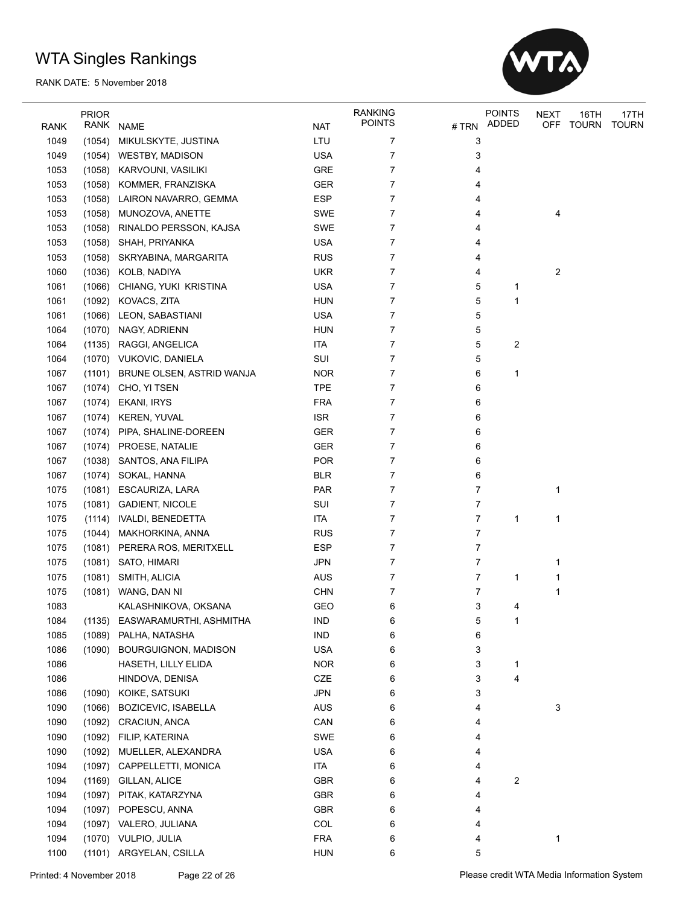# WTA Singles Rankings

RANK DATE: 5 November 2018

| RANK | PRIOR RANK | NAME | NAT | RANKING POINTS | # TRN | POINTS ADDED | NEXT OFF | 16TH TOURN | 17TH TOURN |
|---|---|---|---|---|---|---|---|---|---|
| 1049 | (1054) | MIKULSKYTE, JUSTINA | LTU | 7 | 3 | | | | |
| 1049 | (1054) | WESTBY, MADISON | USA | 7 | 3 | | | | |
| 1053 | (1058) | KARVOUNI, VASILIKI | GRE | 7 | 4 | | | | |
| 1053 | (1058) | KOMMER, FRANZISKA | GER | 7 | 4 | | | | |
| 1053 | (1058) | LAIRON NAVARRO, GEMMA | ESP | 7 | 4 | | | | |
| 1053 | (1058) | MUNOZOVA, ANETTE | SWE | 7 | 4 | | 4 | | |
| 1053 | (1058) | RINALDO PERSSON, KAJSA | SWE | 7 | 4 | | | | |
| 1053 | (1058) | SHAH, PRIYANKA | USA | 7 | 4 | | | | |
| 1053 | (1058) | SKRYABINA, MARGARITA | RUS | 7 | 4 | | | | |
| 1060 | (1036) | KOLB, NADIYA | UKR | 7 | 4 | | 2 | | |
| 1061 | (1066) | CHIANG, YUKI KRISTINA | USA | 7 | 5 | 1 | | | |
| 1061 | (1092) | KOVACS, ZITA | HUN | 7 | 5 | 1 | | | |
| 1061 | (1066) | LEON, SABASTIANI | USA | 7 | 5 | | | | |
| 1064 | (1070) | NAGY, ADRIENN | HUN | 7 | 5 | | | | |
| 1064 | (1135) | RAGGI, ANGELICA | ITA | 7 | 5 | 2 | | | |
| 1064 | (1070) | VUKOVIC, DANIELA | SUI | 7 | 5 | | | | |
| 1067 | (1101) | BRUNE OLSEN, ASTRID WANJA | NOR | 7 | 6 | 1 | | | |
| 1067 | (1074) | CHO, YI TSEN | TPE | 7 | 6 | | | | |
| 1067 | (1074) | EKANI, IRYS | FRA | 7 | 6 | | | | |
| 1067 | (1074) | KEREN, YUVAL | ISR | 7 | 6 | | | | |
| 1067 | (1074) | PIPA, SHALINE-DOREEN | GER | 7 | 6 | | | | |
| 1067 | (1074) | PROESE, NATALIE | GER | 7 | 6 | | | | |
| 1067 | (1038) | SANTOS, ANA FILIPA | POR | 7 | 6 | | | | |
| 1067 | (1074) | SOKAL, HANNA | BLR | 7 | 6 | | | | |
| 1075 | (1081) | ESCAURIZA, LARA | PAR | 7 | 7 | | 1 | | |
| 1075 | (1081) | GADIENT, NICOLE | SUI | 7 | 7 | | | | |
| 1075 | (1114) | IVALDI, BENEDETTA | ITA | 7 | 7 | 1 | 1 | | |
| 1075 | (1044) | MAKHORKINA, ANNA | RUS | 7 | 7 | | | | |
| 1075 | (1081) | PERERA ROS, MERITXELL | ESP | 7 | 7 | | | | |
| 1075 | (1081) | SATO, HIMARI | JPN | 7 | 7 | | 1 | | |
| 1075 | (1081) | SMITH, ALICIA | AUS | 7 | 7 | 1 | 1 | | |
| 1075 | (1081) | WANG, DAN NI | CHN | 7 | 7 | | 1 | | |
| 1083 | | KALASHNIKOVA, OKSANA | GEO | 6 | 3 | 4 | | | |
| 1084 | (1135) | EASWARAMURTHI, ASHMITHA | IND | 6 | 5 | 1 | | | |
| 1085 | (1089) | PALHA, NATASHA | IND | 6 | 6 | | | | |
| 1086 | (1090) | BOURGUIGNON, MADISON | USA | 6 | 3 | | | | |
| 1086 | | HASETH, LILLY ELIDA | NOR | 6 | 3 | 1 | | | |
| 1086 | | HINDOVA, DENISA | CZE | 6 | 3 | 4 | | | |
| 1086 | (1090) | KOIKE, SATSUKI | JPN | 6 | 3 | | | | |
| 1090 | (1066) | BOZICEVIC, ISABELLA | AUS | 6 | 4 | | 3 | | |
| 1090 | (1092) | CRACIUN, ANCA | CAN | 6 | 4 | | | | |
| 1090 | (1092) | FILIP, KATERINA | SWE | 6 | 4 | | | | |
| 1090 | (1092) | MUELLER, ALEXANDRA | USA | 6 | 4 | | | | |
| 1094 | (1097) | CAPPELLETTI, MONICA | ITA | 6 | 4 | | | | |
| 1094 | (1169) | GILLAN, ALICE | GBR | 6 | 4 | 2 | | | |
| 1094 | (1097) | PITAK, KATARZYNA | GBR | 6 | 4 | | | | |
| 1094 | (1097) | POPESCU, ANNA | GBR | 6 | 4 | | | | |
| 1094 | (1097) | VALERO, JULIANA | COL | 6 | 4 | | | | |
| 1094 | (1070) | VULPIO, JULIA | FRA | 6 | 4 | | 1 | | |
| 1100 | (1101) | ARGYELAN, CSILLA | HUN | 6 | 5 | | | | |

Printed: 4 November 2018

Please credit WTA Media Information System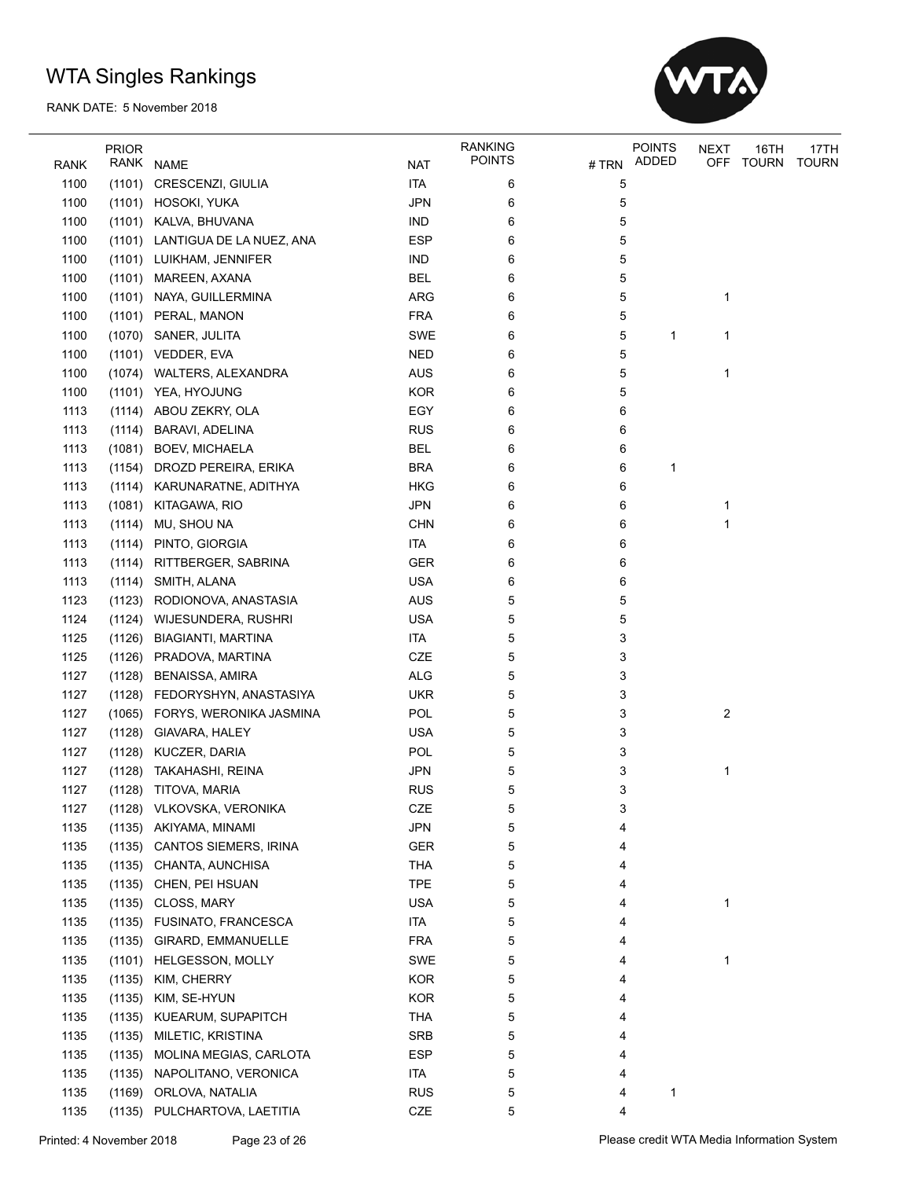# WTA Singles Rankings

RANK DATE: 5 November 2018

| RANK | PRIOR RANK | NAME | NAT | RANKING POINTS | # TRN | POINTS ADDED | NEXT OFF | 16TH TOURN | 17TH TOURN |
|---|---|---|---|---|---|---|---|---|---|
| 1100 | (1101) | CRESCENZI, GIULIA | ITA | 6 | 5 | | | | |
| 1100 | (1101) | HOSOKI, YUKA | JPN | 6 | 5 | | | | |
| 1100 | (1101) | KALVA, BHUVANA | IND | 6 | 5 | | | | |
| 1100 | (1101) | LANTIGUA DE LA NUEZ, ANA | ESP | 6 | 5 | | | | |
| 1100 | (1101) | LUIKHAM, JENNIFER | IND | 6 | 5 | | | | |
| 1100 | (1101) | MAREEN, AXANA | BEL | 6 | 5 | | | | |
| 1100 | (1101) | NAYA, GUILLERMINA | ARG | 6 | 5 | | 1 | | |
| 1100 | (1101) | PERAL, MANON | FRA | 6 | 5 | | | | |
| 1100 | (1070) | SANER, JULITA | SWE | 6 | 5 | 1 | 1 | | |
| 1100 | (1101) | VEDDER, EVA | NED | 6 | 5 | | | | |
| 1100 | (1074) | WALTERS, ALEXANDRA | AUS | 6 | 5 | | 1 | | |
| 1100 | (1101) | YEA, HYOJUNG | KOR | 6 | 5 | | | | |
| 1113 | (1114) | ABOU ZEKRY, OLA | EGY | 6 | 6 | | | | |
| 1113 | (1114) | BARAVI, ADELINA | RUS | 6 | 6 | | | | |
| 1113 | (1081) | BOEV, MICHAELA | BEL | 6 | 6 | | | | |
| 1113 | (1154) | DROZD PEREIRA, ERIKA | BRA | 6 | 6 | 1 | | | |
| 1113 | (1114) | KARUNARATNE, ADITHYA | HKG | 6 | 6 | | | | |
| 1113 | (1081) | KITAGAWA, RIO | JPN | 6 | 6 | | 1 | | |
| 1113 | (1114) | MU, SHOU NA | CHN | 6 | 6 | | 1 | | |
| 1113 | (1114) | PINTO, GIORGIA | ITA | 6 | 6 | | | | |
| 1113 | (1114) | RITTBERGER, SABRINA | GER | 6 | 6 | | | | |
| 1113 | (1114) | SMITH, ALANA | USA | 6 | 6 | | | | |
| 1123 | (1123) | RODIONOVA, ANASTASIA | AUS | 5 | 5 | | | | |
| 1124 | (1124) | WIJESUNDERA, RUSHRI | USA | 5 | 5 | | | | |
| 1125 | (1126) | BIAGIANTI, MARTINA | ITA | 5 | 3 | | | | |
| 1125 | (1126) | PRADOVA, MARTINA | CZE | 5 | 3 | | | | |
| 1127 | (1128) | BENAISSA, AMIRA | ALG | 5 | 3 | | | | |
| 1127 | (1128) | FEDORYSHYN, ANASTASIYA | UKR | 5 | 3 | | | | |
| 1127 | (1065) | FORYS, WERONIKA JASMINA | POL | 5 | 3 | | 2 | | |
| 1127 | (1128) | GIAVARA, HALEY | USA | 5 | 3 | | | | |
| 1127 | (1128) | KUCZER, DARIA | POL | 5 | 3 | | | | |
| 1127 | (1128) | TAKAHASHI, REINA | JPN | 5 | 3 | | 1 | | |
| 1127 | (1128) | TITOVA, MARIA | RUS | 5 | 3 | | | | |
| 1127 | (1128) | VLKOVSKA, VERONIKA | CZE | 5 | 3 | | | | |
| 1135 | (1135) | AKIYAMA, MINAMI | JPN | 5 | 4 | | | | |
| 1135 | (1135) | CANTOS SIEMERS, IRINA | GER | 5 | 4 | | | | |
| 1135 | (1135) | CHANTA, AUNCHISA | THA | 5 | 4 | | | | |
| 1135 | (1135) | CHEN, PEI HSUAN | TPE | 5 | 4 | | | | |
| 1135 | (1135) | CLOSS, MARY | USA | 5 | 4 | | 1 | | |
| 1135 | (1135) | FUSINATO, FRANCESCA | ITA | 5 | 4 | | | | |
| 1135 | (1135) | GIRARD, EMMANUELLE | FRA | 5 | 4 | | | | |
| 1135 | (1101) | HELGESSON, MOLLY | SWE | 5 | 4 | | 1 | | |
| 1135 | (1135) | KIM, CHERRY | KOR | 5 | 4 | | | | |
| 1135 | (1135) | KIM, SE-HYUN | KOR | 5 | 4 | | | | |
| 1135 | (1135) | KUEARUM, SUPAPITCH | THA | 5 | 4 | | | | |
| 1135 | (1135) | MILETIC, KRISTINA | SRB | 5 | 4 | | | | |
| 1135 | (1135) | MOLINA MEGIAS, CARLOTA | ESP | 5 | 4 | | | | |
| 1135 | (1135) | NAPOLITANO, VERONICA | ITA | 5 | 4 | | | | |
| 1135 | (1169) | ORLOVA, NATALIA | RUS | 5 | 4 | 1 | | | |
| 1135 | (1135) | PULCHARTOVA, LAETITIA | CZE | 5 | 4 | | | | |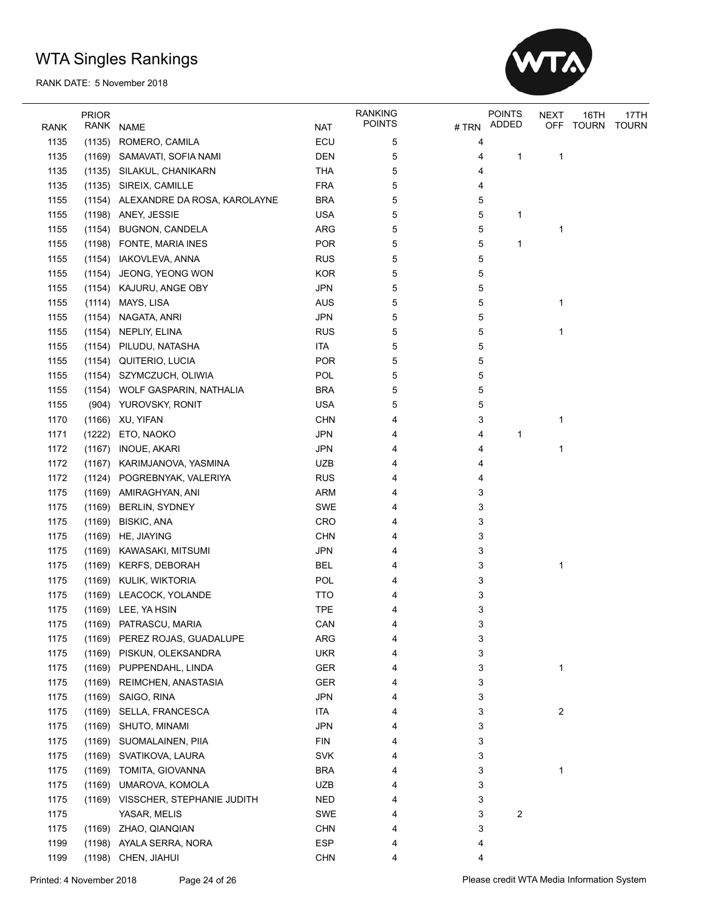# WTA Singles Rankings

RANK DATE: 5 November 2018

| RANK | PRIOR RANK | NAME | NAT | RANKING POINTS | # TRN | POINTS ADDED | NEXT OFF | 16TH TOURN | 17TH TOURN |
|---|---|---|---|---|---|---|---|---|---|
| 1135 | (1135) | ROMERO, CAMILA | ECU | 5 | 4 | | | | |
| 1135 | (1169) | SAMAVATI, SOFIA NAMI | DEN | 5 | 4 | 1 | 1 | | |
| 1135 | (1135) | SILAKUL, CHANIKARN | THA | 5 | 4 | | | | |
| 1135 | (1135) | SIREIX, CAMILLE | FRA | 5 | 4 | | | | |
| 1155 | (1154) | ALEXANDRE DA ROSA, KAROLAYNE | BRA | 5 | 5 | | | | |
| 1155 | (1198) | ANEY, JESSIE | USA | 5 | 5 | 1 | | | |
| 1155 | (1154) | BUGNON, CANDELA | ARG | 5 | 5 | | 1 | | |
| 1155 | (1198) | FONTE, MARIA INES | POR | 5 | 5 | 1 | | | |
| 1155 | (1154) | IAKOVLEVA, ANNA | RUS | 5 | 5 | | | | |
| 1155 | (1154) | JEONG, YEONG WON | KOR | 5 | 5 | | | | |
| 1155 | (1154) | KAJURU, ANGE OBY | JPN | 5 | 5 | | | | |
| 1155 | (1114) | MAYS, LISA | AUS | 5 | 5 | | 1 | | |
| 1155 | (1154) | NAGATA, ANRI | JPN | 5 | 5 | | | | |
| 1155 | (1154) | NEPLIY, ELINA | RUS | 5 | 5 | | 1 | | |
| 1155 | (1154) | PILUDU, NATASHA | ITA | 5 | 5 | | | | |
| 1155 | (1154) | QUITERIO, LUCIA | POR | 5 | 5 | | | | |
| 1155 | (1154) | SZYMCZUCH, OLIWIA | POL | 5 | 5 | | | | |
| 1155 | (1154) | WOLF GASPARIN, NATHALIA | BRA | 5 | 5 | | | | |
| 1155 | (904) | YUROVSKY, RONIT | USA | 5 | 5 | | | | |
| 1170 | (1166) | XU, YIFAN | CHN | 4 | 3 | | 1 | | |
| 1171 | (1222) | ETO, NAOKO | JPN | 4 | 4 | 1 | | | |
| 1172 | (1167) | INOUE, AKARI | JPN | 4 | 4 | | 1 | | |
| 1172 | (1167) | KARIMJANOVA, YASMINA | UZB | 4 | 4 | | | | |
| 1172 | (1124) | POGREBNYAK, VALERIYA | RUS | 4 | 4 | | | | |
| 1175 | (1169) | AMIRAGHYAN, ANI | ARM | 4 | 3 | | | | |
| 1175 | (1169) | BERLIN, SYDNEY | SWE | 4 | 3 | | | | |
| 1175 | (1169) | BISKIC, ANA | CRO | 4 | 3 | | | | |
| 1175 | (1169) | HE, JIAYING | CHN | 4 | 3 | | | | |
| 1175 | (1169) | KAWASAKI, MITSUMI | JPN | 4 | 3 | | | | |
| 1175 | (1169) | KERFS, DEBORAH | BEL | 4 | 3 | | 1 | | |
| 1175 | (1169) | KULIK, WIKTORIA | POL | 4 | 3 | | | | |
| 1175 | (1169) | LEACOCK, YOLANDE | TTO | 4 | 3 | | | | |
| 1175 | (1169) | LEE, YA HSIN | TPE | 4 | 3 | | | | |
| 1175 | (1169) | PATRASCU, MARIA | CAN | 4 | 3 | | | | |
| 1175 | (1169) | PEREZ ROJAS, GUADALUPE | ARG | 4 | 3 | | | | |
| 1175 | (1169) | PISKUN, OLEKSANDRA | UKR | 4 | 3 | | | | |
| 1175 | (1169) | PUPPENDAHL, LINDA | GER | 4 | 3 | | 1 | | |
| 1175 | (1169) | REIMCHEN, ANASTASIA | GER | 4 | 3 | | | | |
| 1175 | (1169) | SAIGO, RINA | JPN | 4 | 3 | | | | |
| 1175 | (1169) | SELLA, FRANCESCA | ITA | 4 | 3 | | 2 | | |
| 1175 | (1169) | SHUTO, MINAMI | JPN | 4 | 3 | | | | |
| 1175 | (1169) | SUOMALAINEN, PIIA | FIN | 4 | 3 | | | | |
| 1175 | (1169) | SVATIKOVA, LAURA | SVK | 4 | 3 | | | | |
| 1175 | (1169) | TOMITA, GIOVANNA | BRA | 4 | 3 | | 1 | | |
| 1175 | (1169) | UMAROVA, KOMOLA | UZB | 4 | 3 | | | | |
| 1175 | (1169) | VISSCHER, STEPHANIE JUDITH | NED | 4 | 3 | | | | |
| 1175 | | YASAR, MELIS | SWE | 4 | 3 | 2 | | | |
| 1175 | (1169) | ZHAO, QIANQIAN | CHN | 4 | 3 | | | | |
| 1199 | (1198) | AYALA SERRA, NORA | ESP | 4 | 4 | | | | |
| 1199 | (1198) | CHEN, JIAHUI | CHN | 4 | 4 | | | | |

Printed: 4 November 2018

Please credit WTA Media Information System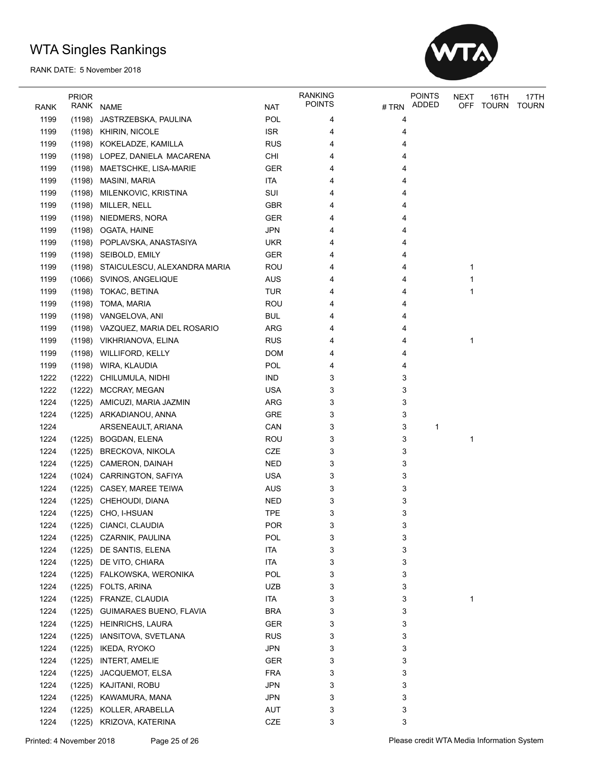# WTA Singles Rankings

RANK DATE: 5 November 2018

| RANK | PRIOR RANK | NAME | NAT | RANKING POINTS | # TRN | POINTS ADDED | NEXT OFF | 16TH TOURN | 17TH TOURN |
|---|---|---|---|---|---|---|---|---|---|
| 1199 | (1198) | JASTRZEBSKA, PAULINA | POL | 4 | 4 | | | | |
| 1199 | (1198) | KHIRIN, NICOLE | ISR | 4 | 4 | | | | |
| 1199 | (1198) | KOKELADZE, KAMILLA | RUS | 4 | 4 | | | | |
| 1199 | (1198) | LOPEZ, DANIELA MACARENA | CHI | 4 | 4 | | | | |
| 1199 | (1198) | MAETSCHKE, LISA-MARIE | GER | 4 | 4 | | | | |
| 1199 | (1198) | MASINI, MARIA | ITA | 4 | 4 | | | | |
| 1199 | (1198) | MILENKOVIC, KRISTINA | SUI | 4 | 4 | | | | |
| 1199 | (1198) | MILLER, NELL | GBR | 4 | 4 | | | | |
| 1199 | (1198) | NIEDMERS, NORA | GER | 4 | 4 | | | | |
| 1199 | (1198) | OGATA, HAINE | JPN | 4 | 4 | | | | |
| 1199 | (1198) | POPLAVSKA, ANASTASIYA | UKR | 4 | 4 | | | | |
| 1199 | (1198) | SEIBOLD, EMILY | GER | 4 | 4 | | | | |
| 1199 | (1198) | STAICULESCU, ALEXANDRA MARIA | ROU | 4 | 4 | | 1 | | |
| 1199 | (1066) | SVINOS, ANGELIQUE | AUS | 4 | 4 | | 1 | | |
| 1199 | (1198) | TOKAC, BETINA | TUR | 4 | 4 | | 1 | | |
| 1199 | (1198) | TOMA, MARIA | ROU | 4 | 4 | | | | |
| 1199 | (1198) | VANGELOVA, ANI | BUL | 4 | 4 | | | | |
| 1199 | (1198) | VAZQUEZ, MARIA DEL ROSARIO | ARG | 4 | 4 | | | | |
| 1199 | (1198) | VIKHRIANOVA, ELINA | RUS | 4 | 4 | | 1 | | |
| 1199 | (1198) | WILLIFORD, KELLY | DOM | 4 | 4 | | | | |
| 1199 | (1198) | WIRA, KLAUDIA | POL | 4 | 4 | | | | |
| 1222 | (1222) | CHILUMULA, NIDHI | IND | 3 | 3 | | | | |
| 1222 | (1222) | MCCRAY, MEGAN | USA | 3 | 3 | | | | |
| 1224 | (1225) | AMICUZI, MARIA JAZMIN | ARG | 3 | 3 | | | | |
| 1224 | (1225) | ARKADIANOU, ANNA | GRE | 3 | 3 | | | | |
| 1224 | | ARSENEAULT, ARIANA | CAN | 3 | 3 | 1 | | | |
| 1224 | (1225) | BOGDAN, ELENA | ROU | 3 | 3 | | 1 | | |
| 1224 | (1225) | BRECKOVA, NIKOLA | CZE | 3 | 3 | | | | |
| 1224 | (1225) | CAMERON, DAINAH | NED | 3 | 3 | | | | |
| 1224 | (1024) | CARRINGTON, SAFIYA | USA | 3 | 3 | | | | |
| 1224 | (1225) | CASEY, MAREE TEIWA | AUS | 3 | 3 | | | | |
| 1224 | (1225) | CHEHOUDI, DIANA | NED | 3 | 3 | | | | |
| 1224 | (1225) | CHO, I-HSUAN | TPE | 3 | 3 | | | | |
| 1224 | (1225) | CIANCI, CLAUDIA | POR | 3 | 3 | | | | |
| 1224 | (1225) | CZARNIK, PAULINA | POL | 3 | 3 | | | | |
| 1224 | (1225) | DE SANTIS, ELENA | ITA | 3 | 3 | | | | |
| 1224 | (1225) | DE VITO, CHIARA | ITA | 3 | 3 | | | | |
| 1224 | (1225) | FALKOWSKA, WERONIKA | POL | 3 | 3 | | | | |
| 1224 | (1225) | FOLTS, ARINA | UZB | 3 | 3 | | | | |
| 1224 | (1225) | FRANZE, CLAUDIA | ITA | 3 | 3 | | 1 | | |
| 1224 | (1225) | GUIMARAES BUENO, FLAVIA | BRA | 3 | 3 | | | | |
| 1224 | (1225) | HEINRICHS, LAURA | GER | 3 | 3 | | | | |
| 1224 | (1225) | IANSITOVA, SVETLANA | RUS | 3 | 3 | | | | |
| 1224 | (1225) | IKEDA, RYOKO | JPN | 3 | 3 | | | | |
| 1224 | (1225) | INTERT, AMELIE | GER | 3 | 3 | | | | |
| 1224 | (1225) | JACQUEMOT, ELSA | FRA | 3 | 3 | | | | |
| 1224 | (1225) | KAJITANI, ROBU | JPN | 3 | 3 | | | | |
| 1224 | (1225) | KAWAMURA, MANA | JPN | 3 | 3 | | | | |
| 1224 | (1225) | KOLLER, ARABELLA | AUT | 3 | 3 | | | | |
| 1224 | (1225) | KRIZOVA, KATERINA | CZE | 3 | 3 | | | | |

Printed: 4 November 2018

Please credit WTA Media Information System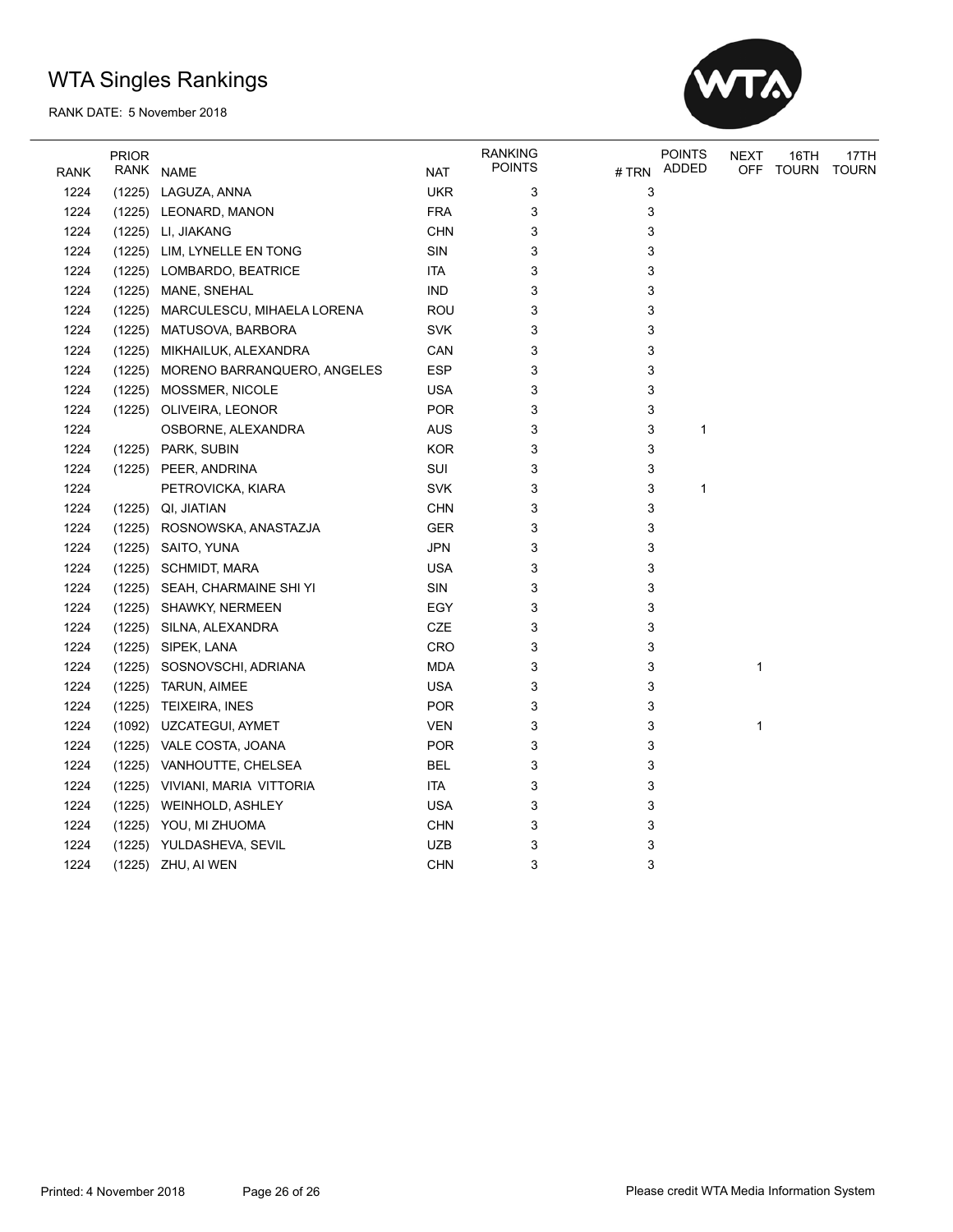# WTA Singles Rankings

RANK DATE: 5 November 2018

| RANK | PRIOR RANK | NAME | NAT | RANKING POINTS | # TRN | POINTS ADDED | NEXT OFF | 16TH TOURN | 17TH TOURN |
|---|---|---|---|---|---|---|---|---|---|
| 1224 | (1225) | LAGUZA, ANNA | UKR | 3 | 3 | | | | |
| 1224 | (1225) | LEONARD, MANON | FRA | 3 | 3 | | | | |
| 1224 | (1225) | LI, JIAKANG | CHN | 3 | 3 | | | | |
| 1224 | (1225) | LIM, LYNELLE EN TONG | SIN | 3 | 3 | | | | |
| 1224 | (1225) | LOMBARDO, BEATRICE | ITA | 3 | 3 | | | | |
| 1224 | (1225) | MANE, SNEHAL | IND | 3 | 3 | | | | |
| 1224 | (1225) | MARCULESCU, MIHAELA LORENA | ROU | 3 | 3 | | | | |
| 1224 | (1225) | MATUSOVA, BARBORA | SVK | 3 | 3 | | | | |
| 1224 | (1225) | MIKHAILUK, ALEXANDRA | CAN | 3 | 3 | | | | |
| 1224 | (1225) | MORENO BARRANQUERO, ANGELES | ESP | 3 | 3 | | | | |
| 1224 | (1225) | MOSSMER, NICOLE | USA | 3 | 3 | | | | |
| 1224 | (1225) | OLIVEIRA, LEONOR | POR | 3 | 3 | | | | |
| 1224 | | OSBORNE, ALEXANDRA | AUS | 3 | 3 | 1 | | | |
| 1224 | (1225) | PARK, SUBIN | KOR | 3 | 3 | | | | |
| 1224 | (1225) | PEER, ANDRINA | SUI | 3 | 3 | | | | |
| 1224 | | PETROVICKA, KIARA | SVK | 3 | 3 | 1 | | | |
| 1224 | (1225) | QI, JIATIAN | CHN | 3 | 3 | | | | |
| 1224 | (1225) | ROSNOWSKA, ANASTAZJA | GER | 3 | 3 | | | | |
| 1224 | (1225) | SAITO, YUNA | JPN | 3 | 3 | | | | |
| 1224 | (1225) | SCHMIDT, MARA | USA | 3 | 3 | | | | |
| 1224 | (1225) | SEAH, CHARMAINE SHI YI | SIN | 3 | 3 | | | | |
| 1224 | (1225) | SHAWKY, NERMEEN | EGY | 3 | 3 | | | | |
| 1224 | (1225) | SILNA, ALEXANDRA | CZE | 3 | 3 | | | | |
| 1224 | (1225) | SIPEK, LANA | CRO | 3 | 3 | | | | |
| 1224 | (1225) | SOSNOVSCHI, ADRIANA | MDA | 3 | 3 | | 1 | | |
| 1224 | (1225) | TARUN, AIMEE | USA | 3 | 3 | | | | |
| 1224 | (1225) | TEIXEIRA, INES | POR | 3 | 3 | | | | |
| 1224 | (1092) | UZCATEGUI, AYMET | VEN | 3 | 3 | | 1 | | |
| 1224 | (1225) | VALE COSTA, JOANA | POR | 3 | 3 | | | | |
| 1224 | (1225) | VANHOUTTE, CHELSEA | BEL | 3 | 3 | | | | |
| 1224 | (1225) | VIVIANI, MARIA VITTORIA | ITA | 3 | 3 | | | | |
| 1224 | (1225) | WEINHOLD, ASHLEY | USA | 3 | 3 | | | | |
| 1224 | (1225) | YOU, MI ZHUOMA | CHN | 3 | 3 | | | | |
| 1224 | (1225) | YULDASHEVA, SEVIL | UZB | 3 | 3 | | | | |
| 1224 | (1225) | ZHU, AI WEN | CHN | 3 | 3 | | | | |

Printed: 4 November 2018

Please credit WTA Media Information System